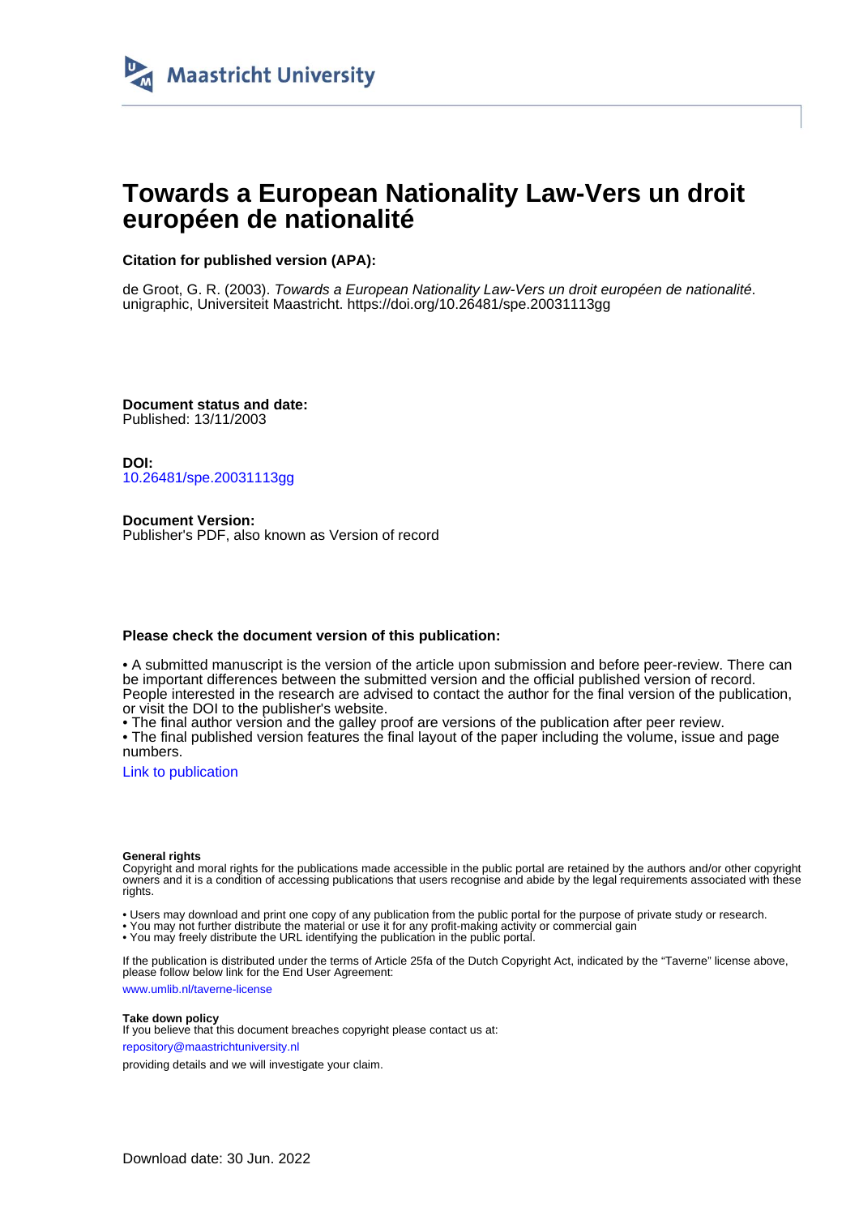Maastricht University

# Towards a European Nationality Law-Vers un droit européen de nationalité

**Citation for published version (APA):**

de Groot, G. R. (2003). *Towards a European Nationality Law-Vers un droit européen de nationalité*. unigraphic, Universiteit Maastricht. https://doi.org/10.26481/spe.20031113gg

**Document status and date:**
Published: 13/11/2003

**DOI:**
10.26481/spe.20031113gg

**Document Version:**
Publisher's PDF, also known as Version of record

**Please check the document version of this publication:**

• A submitted manuscript is the version of the article upon submission and before peer-review. There can be important differences between the submitted version and the official published version of record. People interested in the research are advised to contact the author for the final version of the publication, or visit the DOI to the publisher's website.
• The final author version and the galley proof are versions of the publication after peer review.
• The final published version features the final layout of the paper including the volume, issue and page numbers.

Link to publication

**General rights**
Copyright and moral rights for the publications made accessible in the public portal are retained by the authors and/or other copyright owners and it is a condition of accessing publications that users recognise and abide by the legal requirements associated with these rights.

• Users may download and print one copy of any publication from the public portal for the purpose of private study or research.
• You may not further distribute the material or use it for any profit-making activity or commercial gain
• You may freely distribute the URL identifying the publication in the public portal.

If the publication is distributed under the terms of Article 25fa of the Dutch Copyright Act, indicated by the "Taverne" license above, please follow below link for the End User Agreement:

www.umlib.nl/taverne-license

**Take down policy**
If you believe that this document breaches copyright please contact us at:

repository@maastrichtuniversity.nl

providing details and we will investigate your claim.

Download date: 30 Jun. 2022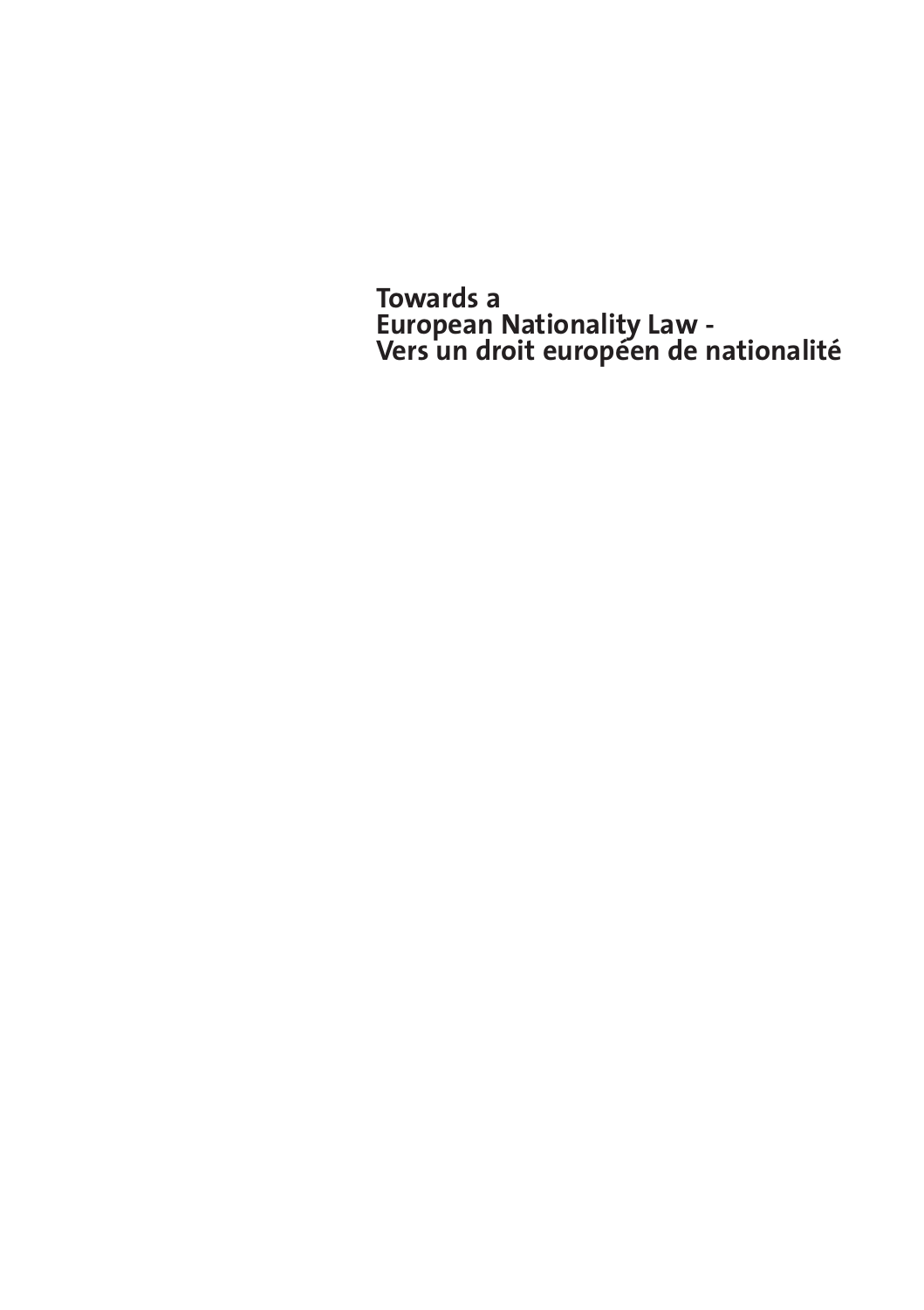# Towards a European Nationality Law - Vers un droit européen de nationalité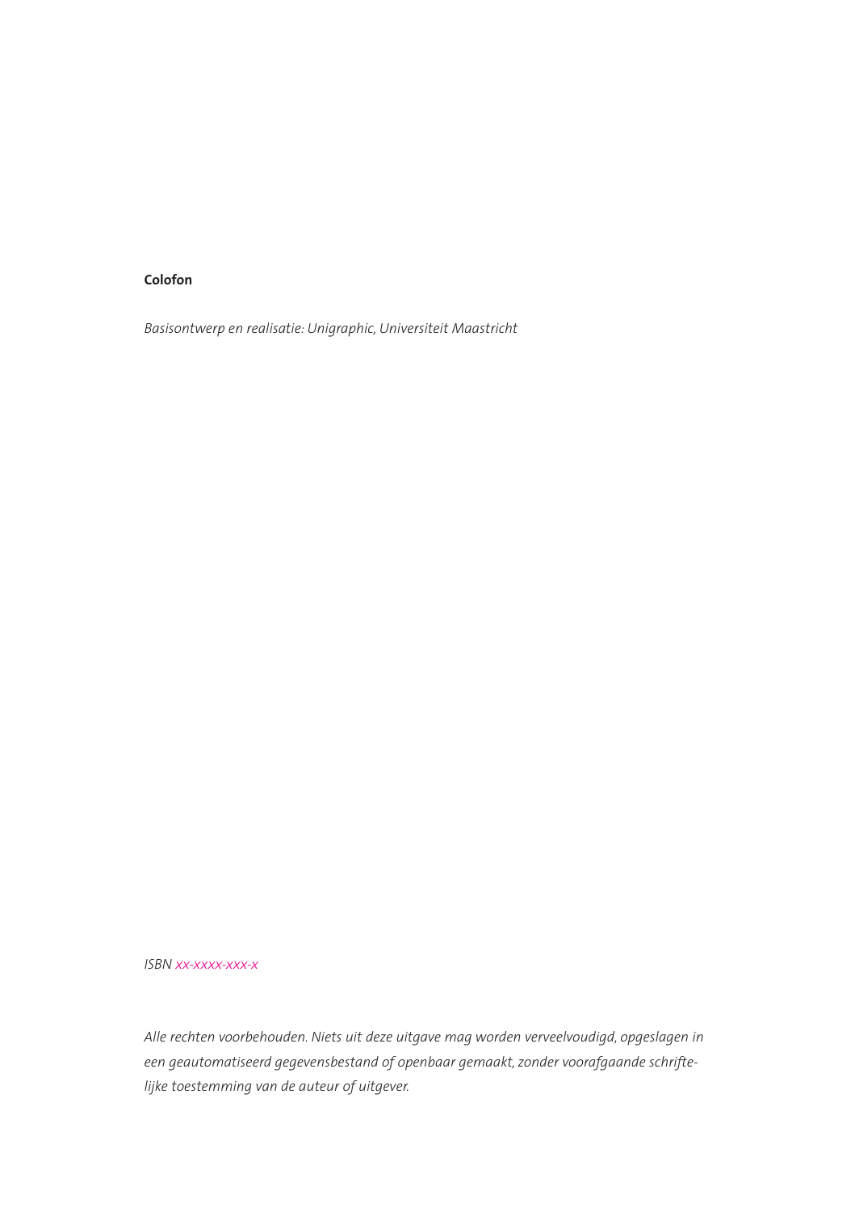**Colofon**

*Basisontwerp en realisatie: Unigraphic, Universiteit Maastricht*

*ISBN xx-xxxx-xxx-x*

*Alle rechten voorbehouden. Niets uit deze uitgave mag worden verveelvoudigd, opgeslagen in een geautomatiseerd gegevensbestand of openbaar gemaakt, zonder voorafgaande schriftelijke toestemming van de auteur of uitgever.*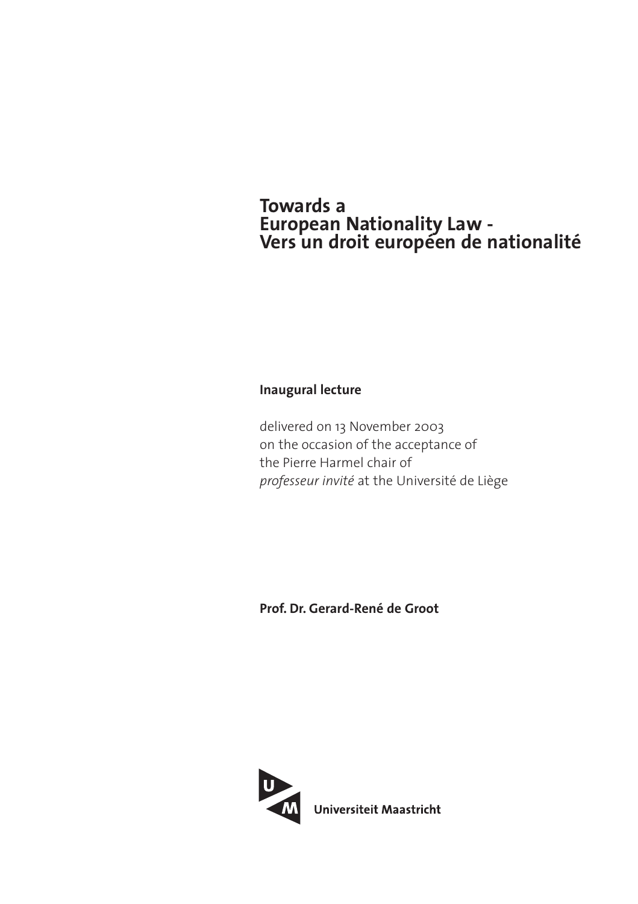# Towards a European Nationality Law - Vers un droit européen de nationalité

**Inaugural lecture**

delivered on 13 November 2003
on the occasion of the acceptance of
the Pierre Harmel chair of
*professeur invité* at the Université de Liège

**Prof. Dr. Gerard-René de Groot**

**Universiteit Maastricht**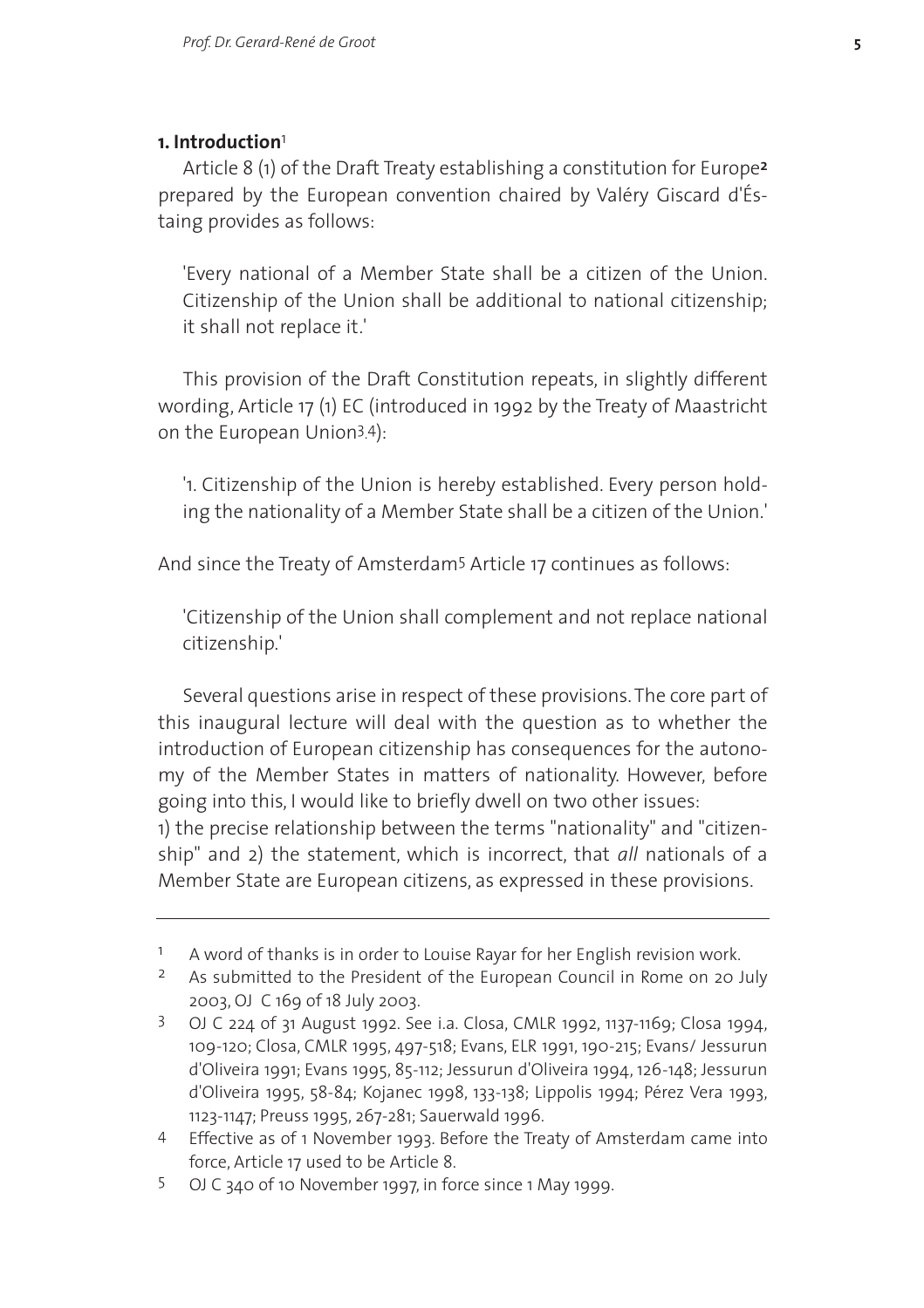## 1. Introduction[1]

Article 8 (1) of the Draft Treaty establishing a constitution for Europe[2] prepared by the European convention chaired by Valéry Giscard d'Éstaing provides as follows:

> 'Every national of a Member State shall be a citizen of the Union. Citizenship of the Union shall be additional to national citizenship; it shall not replace it.'

This provision of the Draft Constitution repeats, in slightly different wording, Article 17 (1) EC (introduced in 1992 by the Treaty of Maastricht on the European Union[3,4]):

> '1. Citizenship of the Union is hereby established. Every person holding the nationality of a Member State shall be a citizen of the Union.'

And since the Treaty of Amsterdam[5] Article 17 continues as follows:

> 'Citizenship of the Union shall complement and not replace national citizenship.'

Several questions arise in respect of these provisions. The core part of this inaugural lecture will deal with the question as to whether the introduction of European citizenship has consequences for the autonomy of the Member States in matters of nationality. However, before going into this, I would like to briefly dwell on two other issues: 1) the precise relationship between the terms "nationality" and "citizenship" and 2) the statement, which is incorrect, that *all* nationals of a Member State are European citizens, as expressed in these provisions.

---

[1] A word of thanks is in order to Louise Rayar for her English revision work.

[2] As submitted to the President of the European Council in Rome on 20 July 2003, OJ C 169 of 18 July 2003.

[3] OJ C 224 of 31 August 1992. See i.a. Closa, CMLR 1992, 1137-1169; Closa 1994, 109-120; Closa, CMLR 1995, 497-518; Evans, ELR 1991, 190-215; Evans/ Jessurun d'Oliveira 1991; Evans 1995, 85-112; Jessurun d'Oliveira 1994, 126-148; Jessurun d'Oliveira 1995, 58-84; Kojanec 1998, 133-138; Lippolis 1994; Pérez Vera 1993, 1123-1147; Preuss 1995, 267-281; Sauerwald 1996.

[4] Effective as of 1 November 1993. Before the Treaty of Amsterdam came into force, Article 17 used to be Article 8.

[5] OJ C 340 of 10 November 1997, in force since 1 May 1999.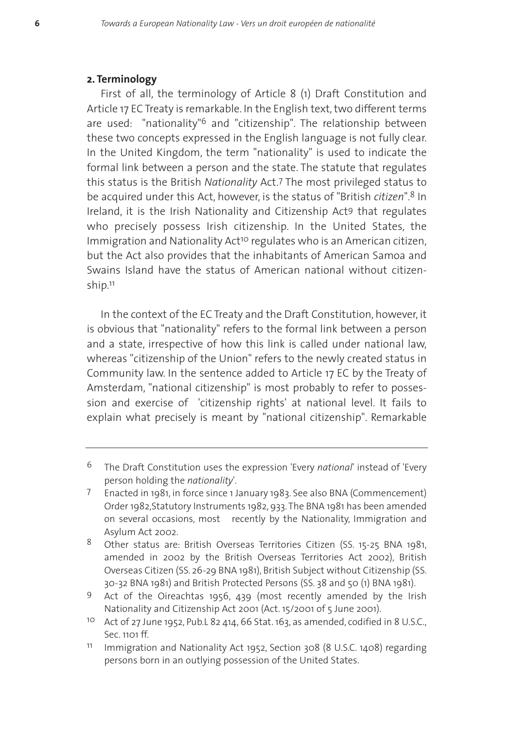## 2. Terminology

First of all, the terminology of Article 8 (1) Draft Constitution and Article 17 EC Treaty is remarkable. In the English text, two different terms are used: "nationality"[6] and "citizenship". The relationship between these two concepts expressed in the English language is not fully clear. In the United Kingdom, the term "nationality" is used to indicate the formal link between a person and the state. The statute that regulates this status is the British *Nationality* Act.[7] The most privileged status to be acquired under this Act, however, is the status of "British *citizen*".[8] In Ireland, it is the Irish Nationality and Citizenship Act[9] that regulates who precisely possess Irish citizenship. In the United States, the Immigration and Nationality Act[10] regulates who is an American citizen, but the Act also provides that the inhabitants of American Samoa and Swains Island have the status of American national without citizenship.[11]

In the context of the EC Treaty and the Draft Constitution, however, it is obvious that "nationality" refers to the formal link between a person and a state, irrespective of how this link is called under national law, whereas "citizenship of the Union" refers to the newly created status in Community law. In the sentence added to Article 17 EC by the Treaty of Amsterdam, "national citizenship" is most probably to refer to possession and exercise of 'citizenship rights' at national level. It fails to explain what precisely is meant by "national citizenship". Remarkable

---

6 The Draft Constitution uses the expression 'Every *national*' instead of 'Every person holding the *nationality*'.

7 Enacted in 1981, in force since 1 January 1983. See also BNA (Commencement) Order 1982,Statutory Instruments 1982, 933. The BNA 1981 has been amended on several occasions, most recently by the Nationality, Immigration and Asylum Act 2002.

8 Other status are: British Overseas Territories Citizen (SS. 15-25 BNA 1981, amended in 2002 by the British Overseas Territories Act 2002), British Overseas Citizen (SS. 26-29 BNA 1981), British Subject without Citizenship (SS. 30-32 BNA 1981) and British Protected Persons (SS. 38 and 50 (1) BNA 1981).

9 Act of the Oireachtas 1956, 439 (most recently amended by the Irish Nationality and Citizenship Act 2001 (Act. 15/2001 of 5 June 2001).

10 Act of 27 June 1952, Pub.L 82 414, 66 Stat. 163, as amended, codified in 8 U.S.C., Sec. 1101 ff.

11 Immigration and Nationality Act 1952, Section 308 (8 U.S.C. 1408) regarding persons born in an outlying possession of the United States.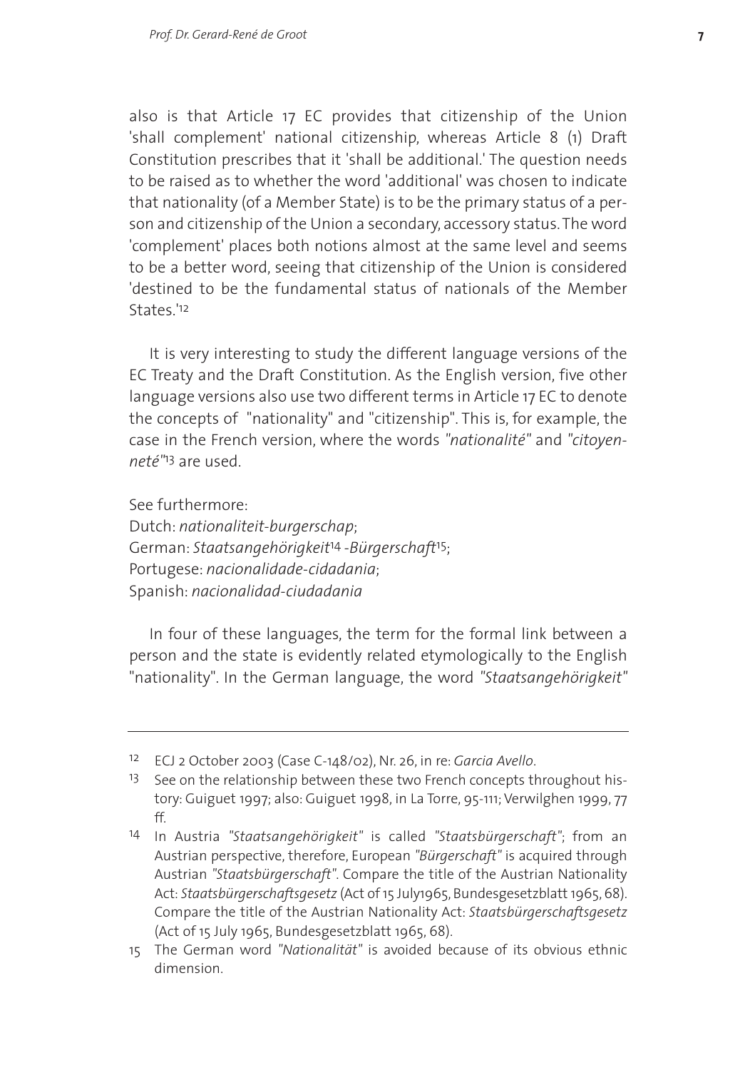also is that Article 17 EC provides that citizenship of the Union 'shall complement' national citizenship, whereas Article 8 (1) Draft Constitution prescribes that it 'shall be additional.' The question needs to be raised as to whether the word 'additional' was chosen to indicate that nationality (of a Member State) is to be the primary status of a person and citizenship of the Union a secondary, accessory status. The word 'complement' places both notions almost at the same level and seems to be a better word, seeing that citizenship of the Union is considered 'destined to be the fundamental status of nationals of the Member States.'[12]

It is very interesting to study the different language versions of the EC Treaty and the Draft Constitution. As the English version, five other language versions also use two different terms in Article 17 EC to denote the concepts of "nationality" and "citizenship". This is, for example, the case in the French version, where the words *"nationalité"* and *"citoyenneté"*[13] are used.

See furthermore:
Dutch: *nationaliteit-burgerschap*;
German: *Staatsangehörigkeit*[14] *-Bürgerschaft*[15];
Portugese: *nacionalidade-cidadania*;
Spanish: *nacionalidad-ciudadania*

In four of these languages, the term for the formal link between a person and the state is evidently related etymologically to the English "nationality". In the German language, the word *"Staatsangehörigkeit"*

---

[12] ECJ 2 October 2003 (Case C-148/02), Nr. 26, in re: *Garcia Avello*.

[13] See on the relationship between these two French concepts throughout history: Guiguet 1997; also: Guiguet 1998, in La Torre, 95-111; Verwilghen 1999, 77 ff.

[14] In Austria *"Staatsangehörigkeit"* is called *"Staatsbürgerschaft"*; from an Austrian perspective, therefore, European *"Bürgerschaft"* is acquired through Austrian *"Staatsbürgerschaft"*. Compare the title of the Austrian Nationality Act: *Staatsbürgerschaftsgesetz* (Act of 15 July1965, Bundesgesetzblatt 1965, 68). Compare the title of the Austrian Nationality Act: *Staatsbürgerschaftsgesetz* (Act of 15 July 1965, Bundesgesetzblatt 1965, 68).

[15] The German word *"Nationalität"* is avoided because of its obvious ethnic dimension.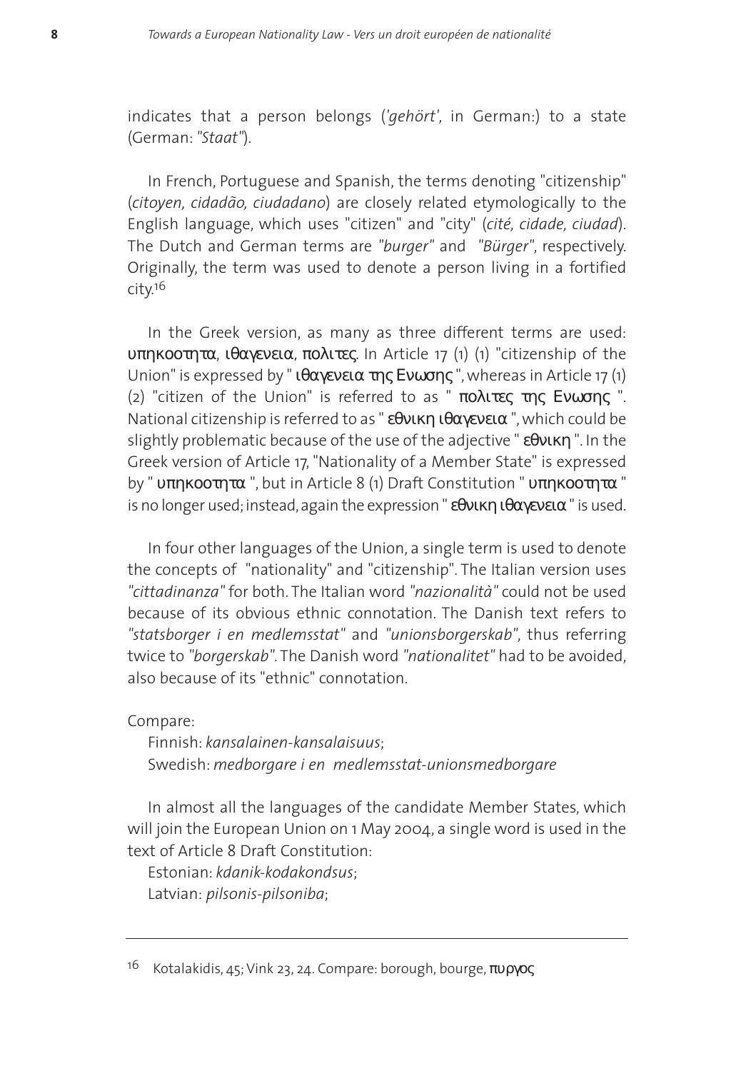indicates that a person belongs (*'gehört'*, in German:) to a state (German: *"Staat"*).

In French, Portuguese and Spanish, the terms denoting "citizenship" (*citoyen, cidadão, ciudadano*) are closely related etymologically to the English language, which uses "citizen" and "city" (*cité, cidade, ciudad*). The Dutch and German terms are *"burger"* and *"Bürger"*, respectively. Originally, the term was used to denote a person living in a fortified city.[16]

In the Greek version, as many as three different terms are used: υπηκοοτητα, ιθαγενεια, πολιτες. In Article 17 (1) (1) "citizenship of the Union" is expressed by " ιθαγενεια της Ενωσης ", whereas in Article 17 (1) (2) "citizen of the Union" is referred to as " πολιτες της Ενωσης ". National citizenship is referred to as " εθνικη ιθαγενεια ", which could be slightly problematic because of the use of the adjective " εθνικη ". In the Greek version of Article 17, "Nationality of a Member State" is expressed by " υπηκοοτητα ", but in Article 8 (1) Draft Constitution " υπηκοοτητα " is no longer used; instead, again the expression " εθνικη ιθαγενεια " is used.

In four other languages of the Union, a single term is used to denote the concepts of "nationality" and "citizenship". The Italian version uses *"cittadinanza"* for both. The Italian word *"nazionalità"* could not be used because of its obvious ethnic connotation. The Danish text refers to *"statsborger i en medlemsstat"* and *"unionsborgerskab"*, thus referring twice to *"borgerskab"*. The Danish word *"nationalitet"* had to be avoided, also because of its "ethnic" connotation.

Compare:

Finnish: *kansalainen-kansalaisuus*;
Swedish: *medborgare i en medlemsstat-unionsmedborgare*

In almost all the languages of the candidate Member States, which will join the European Union on 1 May 2004, a single word is used in the text of Article 8 Draft Constitution:

Estonian: *kdanik-kodakondsus*;
Latvian: *pilsonis-pilsoniba*;

---

[16] Kotalakidis, 45; Vink 23, 24. Compare: borough, bourge, πυργος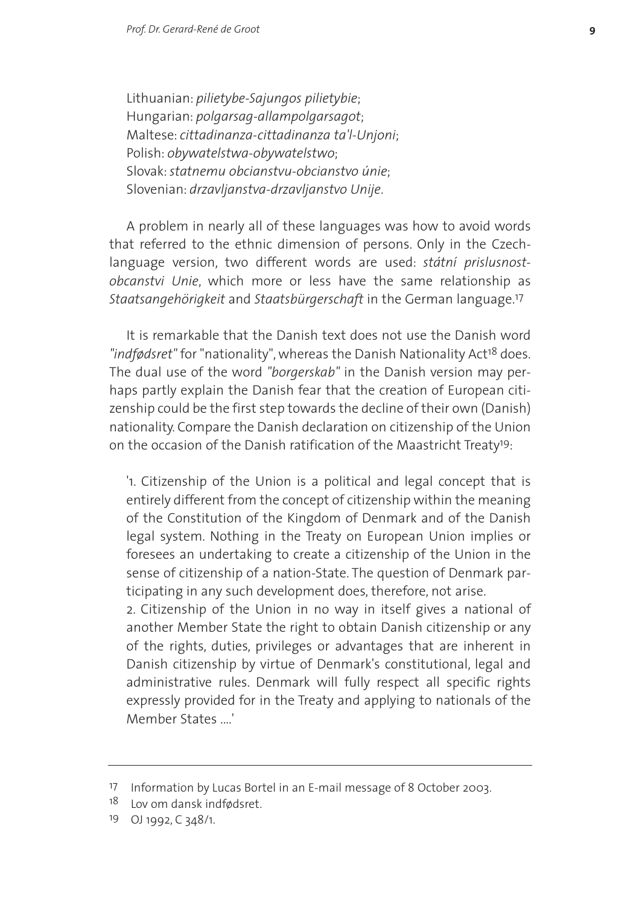Lithuanian: *pilietybe-Sajungos pilietybie*;
Hungarian: *polgarsag-allampolgarsagot*;
Maltese: *cittadinanza-cittadinanza ta'l-Unjoni*;
Polish: *obywatelstwa-obywatelstwo*;
Slovak: *statnemu obcianstvu-obcianstvo únie*;
Slovenian: *drzavljanstva-drzavljanstvo Unije*.

A problem in nearly all of these languages was how to avoid words that referred to the ethnic dimension of persons. Only in the Czech-language version, two different words are used: *státní prislusnost-obcanstvi Unie*, which more or less have the same relationship as *Staatsangehörigkeit* and *Staatsbürgerschaft* in the German language.[17]

It is remarkable that the Danish text does not use the Danish word *"indfødsret"* for "nationality", whereas the Danish Nationality Act[18] does. The dual use of the word *"borgerskab"* in the Danish version may perhaps partly explain the Danish fear that the creation of European citizenship could be the first step towards the decline of their own (Danish) nationality. Compare the Danish declaration on citizenship of the Union on the occasion of the Danish ratification of the Maastricht Treaty[19]:

> '1. Citizenship of the Union is a political and legal concept that is entirely different from the concept of citizenship within the meaning of the Constitution of the Kingdom of Denmark and of the Danish legal system. Nothing in the Treaty on European Union implies or foresees an undertaking to create a citizenship of the Union in the sense of citizenship of a nation-State. The question of Denmark participating in any such development does, therefore, not arise.
> 2. Citizenship of the Union in no way in itself gives a national of another Member State the right to obtain Danish citizenship or any of the rights, duties, privileges or advantages that are inherent in Danish citizenship by virtue of Denmark's constitutional, legal and administrative rules. Denmark will fully respect all specific rights expressly provided for in the Treaty and applying to nationals of the Member States ....'

---

[17] Information by Lucas Bortel in an E-mail message of 8 October 2003.

[18] Lov om dansk indfødsret.

[19] OJ 1992, C 348/1.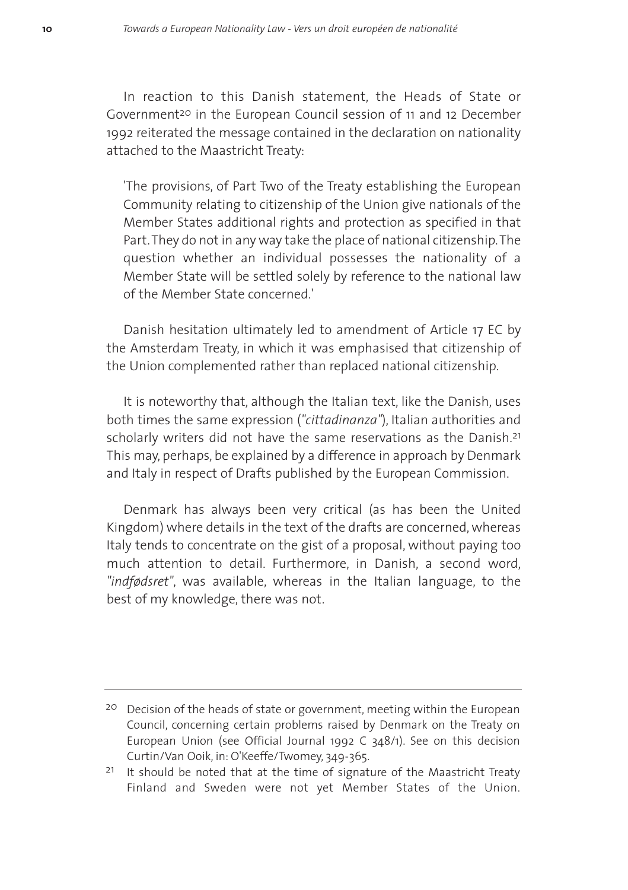In reaction to this Danish statement, the Heads of State or Government[20] in the European Council session of 11 and 12 December 1992 reiterated the message contained in the declaration on nationality attached to the Maastricht Treaty:

> 'The provisions, of Part Two of the Treaty establishing the European Community relating to citizenship of the Union give nationals of the Member States additional rights and protection as specified in that Part. They do not in any way take the place of national citizenship. The question whether an individual possesses the nationality of a Member State will be settled solely by reference to the national law of the Member State concerned.'

Danish hesitation ultimately led to amendment of Article 17 EC by the Amsterdam Treaty, in which it was emphasised that citizenship of the Union complemented rather than replaced national citizenship.

It is noteworthy that, although the Italian text, like the Danish, uses both times the same expression (*"cittadinanza"*), Italian authorities and scholarly writers did not have the same reservations as the Danish.[21] This may, perhaps, be explained by a difference in approach by Denmark and Italy in respect of Drafts published by the European Commission.

Denmark has always been very critical (as has been the United Kingdom) where details in the text of the drafts are concerned, whereas Italy tends to concentrate on the gist of a proposal, without paying too much attention to detail. Furthermore, in Danish, a second word, *"indfødsret"*, was available, whereas in the Italian language, to the best of my knowledge, there was not.

---

[20] Decision of the heads of state or government, meeting within the European Council, concerning certain problems raised by Denmark on the Treaty on European Union (see Official Journal 1992 C 348/1). See on this decision Curtin/Van Ooik, in: O'Keeffe/Twomey, 349-365.

[21] It should be noted that at the time of signature of the Maastricht Treaty Finland and Sweden were not yet Member States of the Union.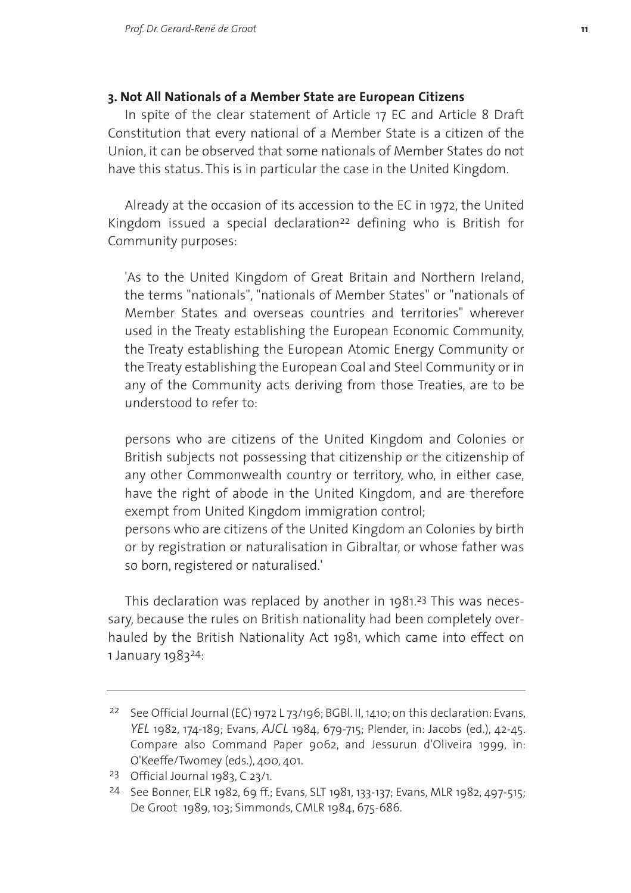### 3. Not All Nationals of a Member State are European Citizens

In spite of the clear statement of Article 17 EC and Article 8 Draft Constitution that every national of a Member State is a citizen of the Union, it can be observed that some nationals of Member States do not have this status. This is in particular the case in the United Kingdom.

Already at the occasion of its accession to the EC in 1972, the United Kingdom issued a special declaration[22] defining who is British for Community purposes:

> 'As to the United Kingdom of Great Britain and Northern Ireland, the terms "nationals", "nationals of Member States" or "nationals of Member States and overseas countries and territories" wherever used in the Treaty establishing the European Economic Community, the Treaty establishing the European Atomic Energy Community or the Treaty establishing the European Coal and Steel Community or in any of the Community acts deriving from those Treaties, are to be understood to refer to:
>
> persons who are citizens of the United Kingdom and Colonies or British subjects not possessing that citizenship or the citizenship of any other Commonwealth country or territory, who, in either case, have the right of abode in the United Kingdom, and are therefore exempt from United Kingdom immigration control;
> persons who are citizens of the United Kingdom an Colonies by birth or by registration or naturalisation in Gibraltar, or whose father was so born, registered or naturalised.'

This declaration was replaced by another in 1981.[23] This was necessary, because the rules on British nationality had been completely overhauled by the British Nationality Act 1981, which came into effect on 1 January 1983[24]:

---

[22] See Official Journal (EC) 1972 L 73/196; BGBl. II, 1410; on this declaration: Evans, *YEL* 1982, 174-189; Evans, *AJCL* 1984, 679-715; Plender, in: Jacobs (ed.), 42-45. Compare also Command Paper 9062, and Jessurun d'Oliveira 1999, in: O'Keeffe/Twomey (eds.), 400, 401.

[23] Official Journal 1983, C 23/1.

[24] See Bonner, ELR 1982, 69 ff.; Evans, SLT 1981, 133-137; Evans, MLR 1982, 497-515; De Groot 1989, 103; Simmonds, CMLR 1984, 675-686.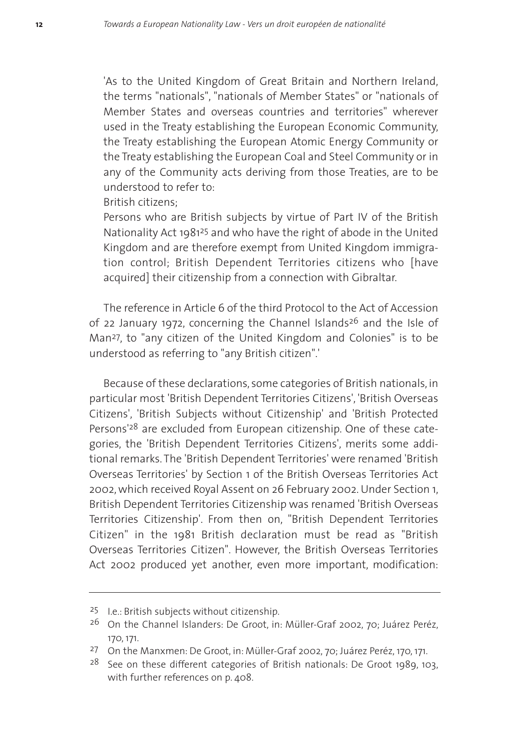'As to the United Kingdom of Great Britain and Northern Ireland, the terms "nationals", "nationals of Member States" or "nationals of Member States and overseas countries and territories" wherever used in the Treaty establishing the European Economic Community, the Treaty establishing the European Atomic Energy Community or the Treaty establishing the European Coal and Steel Community or in any of the Community acts deriving from those Treaties, are to be understood to refer to:

> British citizens;
>
> Persons who are British subjects by virtue of Part IV of the British Nationality Act 1981[25] and who have the right of abode in the United Kingdom and are therefore exempt from United Kingdom immigration control; British Dependent Territories citizens who [have acquired] their citizenship from a connection with Gibraltar.

The reference in Article 6 of the third Protocol to the Act of Accession of 22 January 1972, concerning the Channel Islands[26] and the Isle of Man[27], to "any citizen of the United Kingdom and Colonies" is to be understood as referring to "any British citizen".'

Because of these declarations, some categories of British nationals, in particular most 'British Dependent Territories Citizens', 'British Overseas Citizens', 'British Subjects without Citizenship' and 'British Protected Persons'[28] are excluded from European citizenship. One of these categories, the 'British Dependent Territories Citizens', merits some additional remarks. The 'British Dependent Territories' were renamed 'British Overseas Territories' by Section 1 of the British Overseas Territories Act 2002, which received Royal Assent on 26 February 2002. Under Section 1, British Dependent Territories Citizenship was renamed 'British Overseas Territories Citizenship'. From then on, "British Dependent Territories Citizen" in the 1981 British declaration must be read as "British Overseas Territories Citizen". However, the British Overseas Territories Act 2002 produced yet another, even more important, modification:

---

[25] I.e.: British subjects without citizenship.

[26] On the Channel Islanders: De Groot, in: Müller-Graf 2002, 70; Juárez Peréz, 170, 171.

[27] On the Manxmen: De Groot, in: Müller-Graf 2002, 70; Juárez Peréz, 170, 171.

[28] See on these different categories of British nationals: De Groot 1989, 103, with further references on p. 408.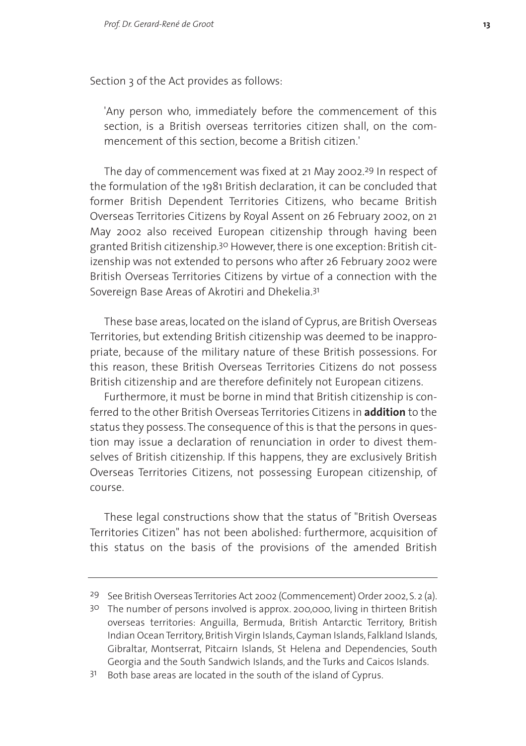Section 3 of the Act provides as follows:

> 'Any person who, immediately before the commencement of this section, is a British overseas territories citizen shall, on the commencement of this section, become a British citizen.'

The day of commencement was fixed at 21 May 2002.[29] In respect of the formulation of the 1981 British declaration, it can be concluded that former British Dependent Territories Citizens, who became British Overseas Territories Citizens by Royal Assent on 26 February 2002, on 21 May 2002 also received European citizenship through having been granted British citizenship.[30] However, there is one exception: British citizenship was not extended to persons who after 26 February 2002 were British Overseas Territories Citizens by virtue of a connection with the Sovereign Base Areas of Akrotiri and Dhekelia.[31]

These base areas, located on the island of Cyprus, are British Overseas Territories, but extending British citizenship was deemed to be inappropriate, because of the military nature of these British possessions. For this reason, these British Overseas Territories Citizens do not possess British citizenship and are therefore definitely not European citizens.

Furthermore, it must be borne in mind that British citizenship is conferred to the other British Overseas Territories Citizens in **addition** to the status they possess. The consequence of this is that the persons in question may issue a declaration of renunciation in order to divest themselves of British citizenship. If this happens, they are exclusively British Overseas Territories Citizens, not possessing European citizenship, of course.

These legal constructions show that the status of "British Overseas Territories Citizen" has not been abolished: furthermore, acquisition of this status on the basis of the provisions of the amended British

---

[29] See British Overseas Territories Act 2002 (Commencement) Order 2002, S. 2 (a).

[30] The number of persons involved is approx. 200,000, living in thirteen British overseas territories: Anguilla, Bermuda, British Antarctic Territory, British Indian Ocean Territory, British Virgin Islands, Cayman Islands, Falkland Islands, Gibraltar, Montserrat, Pitcairn Islands, St Helena and Dependencies, South Georgia and the South Sandwich Islands, and the Turks and Caicos Islands.

[31] Both base areas are located in the south of the island of Cyprus.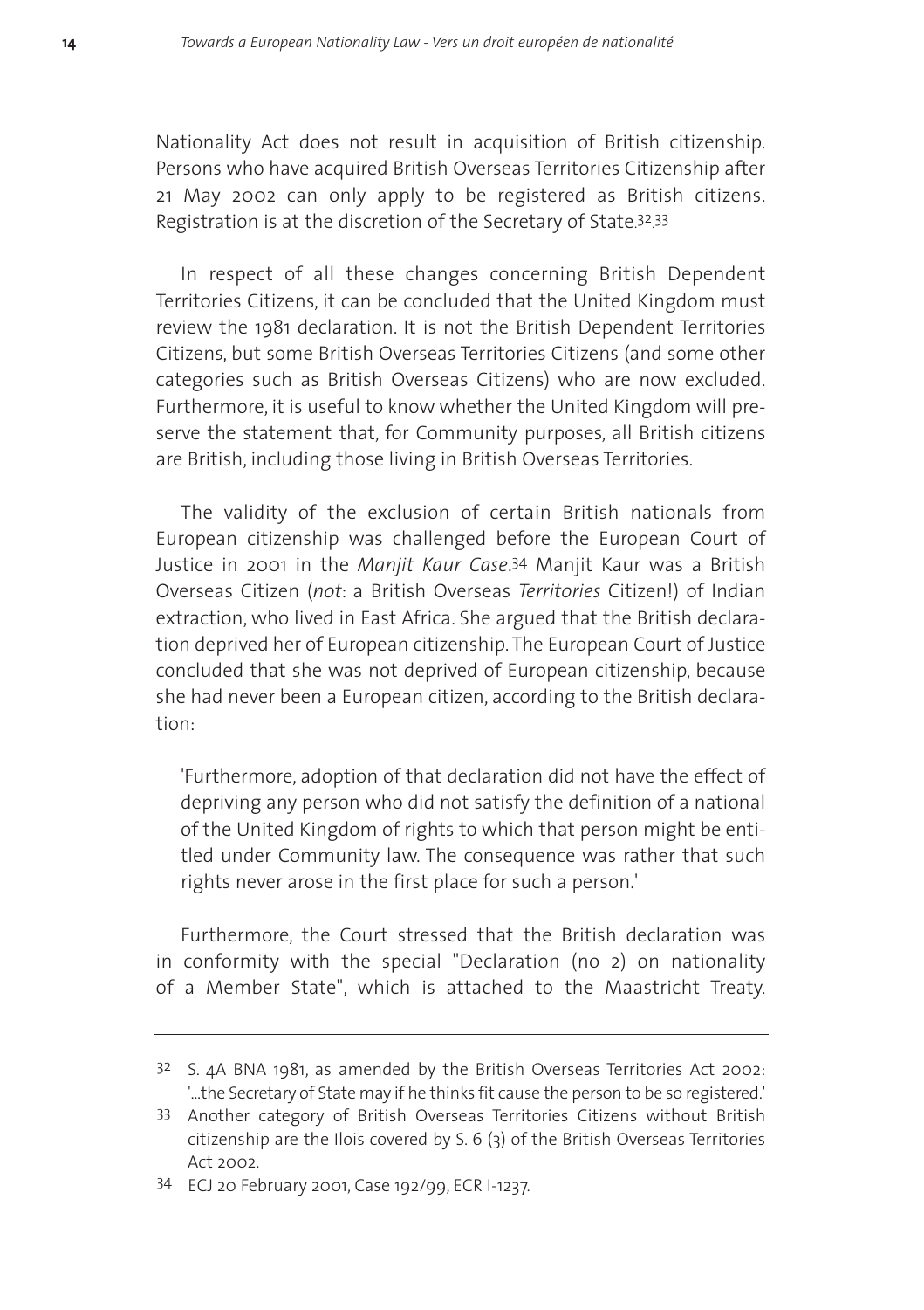Nationality Act does not result in acquisition of British citizenship. Persons who have acquired British Overseas Territories Citizenship after 21 May 2002 can only apply to be registered as British citizens. Registration is at the discretion of the Secretary of State.[32,33]

In respect of all these changes concerning British Dependent Territories Citizens, it can be concluded that the United Kingdom must review the 1981 declaration. It is not the British Dependent Territories Citizens, but some British Overseas Territories Citizens (and some other categories such as British Overseas Citizens) who are now excluded. Furthermore, it is useful to know whether the United Kingdom will preserve the statement that, for Community purposes, all British citizens are British, including those living in British Overseas Territories.

The validity of the exclusion of certain British nationals from European citizenship was challenged before the European Court of Justice in 2001 in the *Manjit Kaur Case*.[34] Manjit Kaur was a British Overseas Citizen (*not*: a British Overseas *Territories* Citizen!) of Indian extraction, who lived in East Africa. She argued that the British declaration deprived her of European citizenship. The European Court of Justice concluded that she was not deprived of European citizenship, because she had never been a European citizen, according to the British declaration:

> 'Furthermore, adoption of that declaration did not have the effect of depriving any person who did not satisfy the definition of a national of the United Kingdom of rights to which that person might be entitled under Community law. The consequence was rather that such rights never arose in the first place for such a person.'

Furthermore, the Court stressed that the British declaration was in conformity with the special "Declaration (no 2) on nationality of a Member State", which is attached to the Maastricht Treaty.

---

[32] S. 4A BNA 1981, as amended by the British Overseas Territories Act 2002: '...the Secretary of State may if he thinks fit cause the person to be so registered.'

[33] Another category of British Overseas Territories Citizens without British citizenship are the Ilois covered by S. 6 (3) of the British Overseas Territories Act 2002.

[34] ECJ 20 February 2001, Case 192/99, ECR I-1237.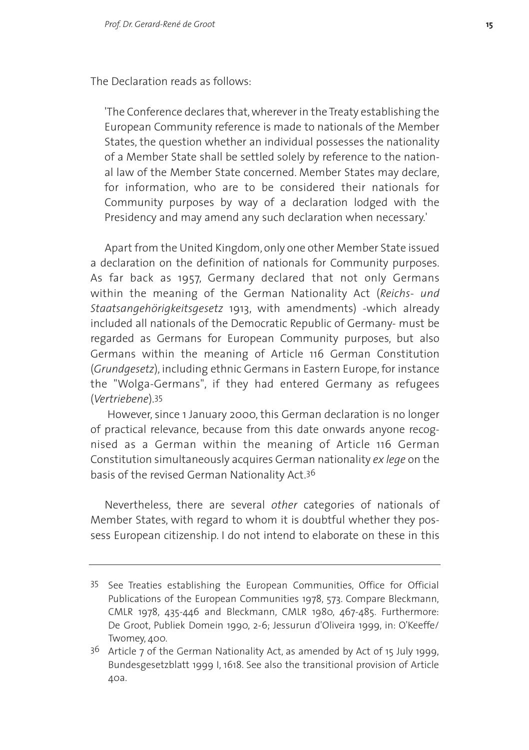The Declaration reads as follows:

> 'The Conference declares that, wherever in the Treaty establishing the European Community reference is made to nationals of the Member States, the question whether an individual possesses the nationality of a Member State shall be settled solely by reference to the national law of the Member State concerned. Member States may declare, for information, who are to be considered their nationals for Community purposes by way of a declaration lodged with the Presidency and may amend any such declaration when necessary.'

Apart from the United Kingdom, only one other Member State issued a declaration on the definition of nationals for Community purposes. As far back as 1957, Germany declared that not only Germans within the meaning of the German Nationality Act (*Reichs- und Staatsangehörigkeitsgesetz* 1913, with amendments) -which already included all nationals of the Democratic Republic of Germany- must be regarded as Germans for European Community purposes, but also Germans within the meaning of Article 116 German Constitution (*Grundgesetz*), including ethnic Germans in Eastern Europe, for instance the "Wolga-Germans", if they had entered Germany as refugees (*Vertriebene*).[35]

However, since 1 January 2000, this German declaration is no longer of practical relevance, because from this date onwards anyone recognised as a German within the meaning of Article 116 German Constitution simultaneously acquires German nationality *ex lege* on the basis of the revised German Nationality Act.[36]

Nevertheless, there are several *other* categories of nationals of Member States, with regard to whom it is doubtful whether they possess European citizenship. I do not intend to elaborate on these in this

---

[35] See Treaties establishing the European Communities, Office for Official Publications of the European Communities 1978, 573. Compare Bleckmann, CMLR 1978, 435-446 and Bleckmann, CMLR 1980, 467-485. Furthermore: De Groot, Publiek Domein 1990, 2-6; Jessurun d'Oliveira 1999, in: O'Keeffe/ Twomey, 400.

[36] Article 7 of the German Nationality Act, as amended by Act of 15 July 1999, Bundesgesetzblatt 1999 I, 1618. See also the transitional provision of Article 40a.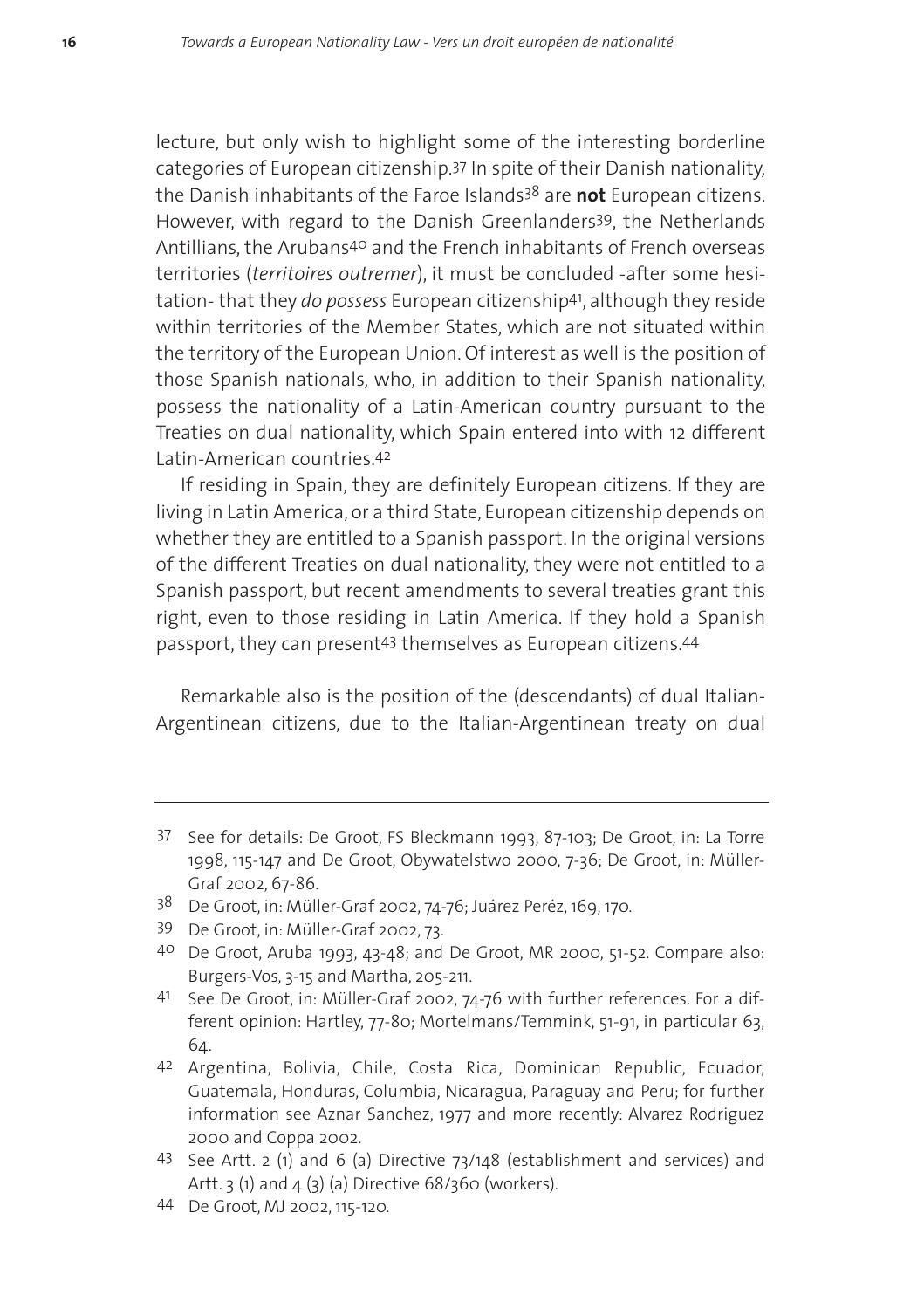lecture, but only wish to highlight some of the interesting borderline categories of European citizenship.[37] In spite of their Danish nationality, the Danish inhabitants of the Faroe Islands[38] are **not** European citizens. However, with regard to the Danish Greenlanders[39], the Netherlands Antillians, the Arubans[40] and the French inhabitants of French overseas territories (*territoires outremer*), it must be concluded -after some hesitation- that they *do possess* European citizenship[41], although they reside within territories of the Member States, which are not situated within the territory of the European Union. Of interest as well is the position of those Spanish nationals, who, in addition to their Spanish nationality, possess the nationality of a Latin-American country pursuant to the Treaties on dual nationality, which Spain entered into with 12 different Latin-American countries.[42]

If residing in Spain, they are definitely European citizens. If they are living in Latin America, or a third State, European citizenship depends on whether they are entitled to a Spanish passport. In the original versions of the different Treaties on dual nationality, they were not entitled to a Spanish passport, but recent amendments to several treaties grant this right, even to those residing in Latin America. If they hold a Spanish passport, they can present[43] themselves as European citizens.[44]

Remarkable also is the position of the (descendants) of dual Italian-Argentinean citizens, due to the Italian-Argentinean treaty on dual

---

37 See for details: De Groot, FS Bleckmann 1993, 87-103; De Groot, in: La Torre 1998, 115-147 and De Groot, Obywatelstwo 2000, 7-36; De Groot, in: Müller-Graf 2002, 67-86.

38 De Groot, in: Müller-Graf 2002, 74-76; Juárez Peréz, 169, 170.

39 De Groot, in: Müller-Graf 2002, 73.

40 De Groot, Aruba 1993, 43-48; and De Groot, MR 2000, 51-52. Compare also: Burgers-Vos, 3-15 and Martha, 205-211.

41 See De Groot, in: Müller-Graf 2002, 74-76 with further references. For a different opinion: Hartley, 77-80; Mortelmans/Temmink, 51-91, in particular 63, 64.

42 Argentina, Bolivia, Chile, Costa Rica, Dominican Republic, Ecuador, Guatemala, Honduras, Columbia, Nicaragua, Paraguay and Peru; for further information see Aznar Sanchez, 1977 and more recently: Alvarez Rodriguez 2000 and Coppa 2002.

43 See Artt. 2 (1) and 6 (a) Directive 73/148 (establishment and services) and Artt. 3 (1) and 4 (3) (a) Directive 68/360 (workers).

44 De Groot, MJ 2002, 115-120.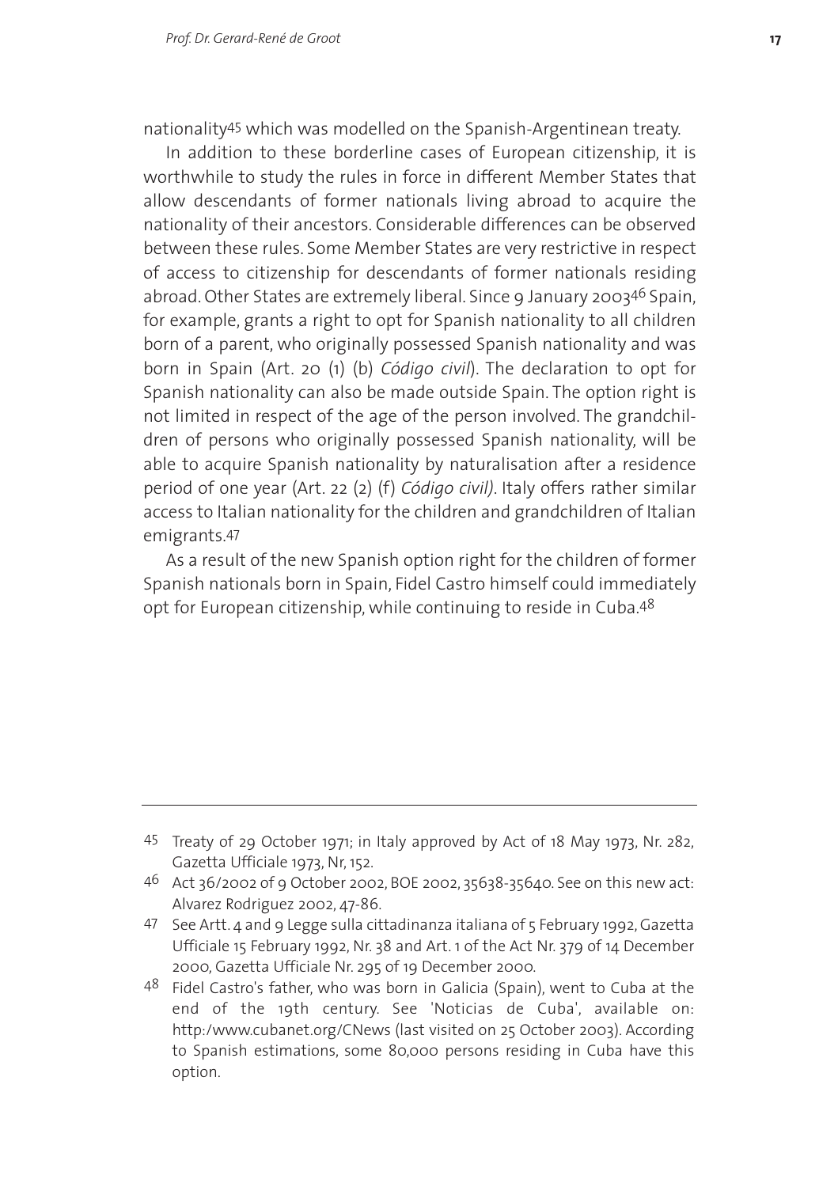nationality[45] which was modelled on the Spanish-Argentinean treaty.

In addition to these borderline cases of European citizenship, it is worthwhile to study the rules in force in different Member States that allow descendants of former nationals living abroad to acquire the nationality of their ancestors. Considerable differences can be observed between these rules. Some Member States are very restrictive in respect of access to citizenship for descendants of former nationals residing abroad. Other States are extremely liberal. Since 9 January 2003[46] Spain, for example, grants a right to opt for Spanish nationality to all children born of a parent, who originally possessed Spanish nationality and was born in Spain (Art. 20 (1) (b) *Código civil*). The declaration to opt for Spanish nationality can also be made outside Spain. The option right is not limited in respect of the age of the person involved. The grandchildren of persons who originally possessed Spanish nationality, will be able to acquire Spanish nationality by naturalisation after a residence period of one year (Art. 22 (2) (f) *Código civil)*. Italy offers rather similar access to Italian nationality for the children and grandchildren of Italian emigrants.[47]

As a result of the new Spanish option right for the children of former Spanish nationals born in Spain, Fidel Castro himself could immediately opt for European citizenship, while continuing to reside in Cuba.[48]

---

[45] Treaty of 29 October 1971; in Italy approved by Act of 18 May 1973, Nr. 282, Gazetta Ufficiale 1973, Nr, 152.

[46] Act 36/2002 of 9 October 2002, BOE 2002, 35638-35640. See on this new act: Alvarez Rodriguez 2002, 47-86.

[47] See Artt. 4 and 9 Legge sulla cittadinanza italiana of 5 February 1992, Gazetta Ufficiale 15 February 1992, Nr. 38 and Art. 1 of the Act Nr. 379 of 14 December 2000, Gazetta Ufficiale Nr. 295 of 19 December 2000.

[48] Fidel Castro's father, who was born in Galicia (Spain), went to Cuba at the end of the 19th century. See 'Noticias de Cuba', available on: http:/www.cubanet.org/CNews (last visited on 25 October 2003). According to Spanish estimations, some 80,000 persons residing in Cuba have this option.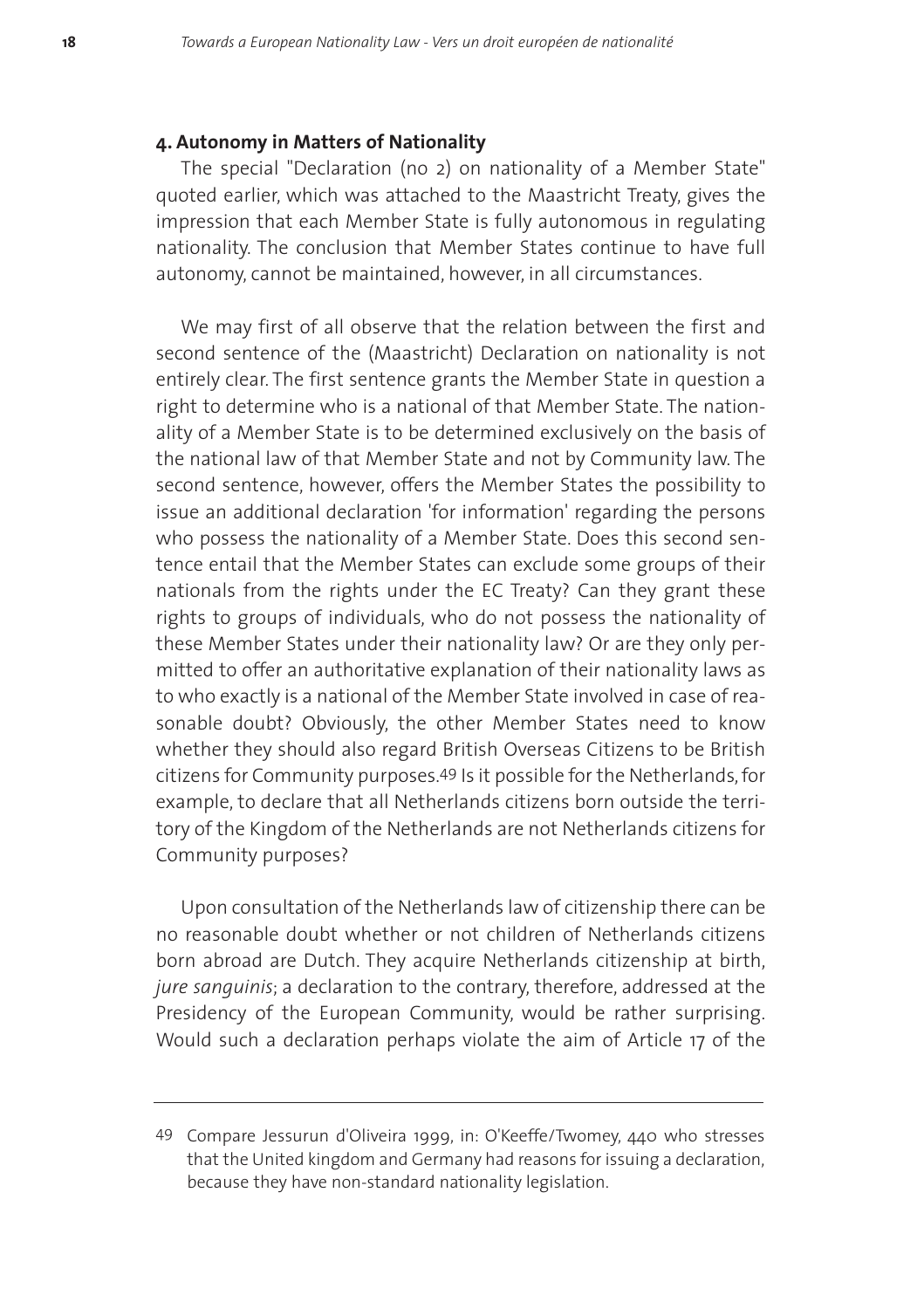## 4. Autonomy in Matters of Nationality

The special "Declaration (no 2) on nationality of a Member State" quoted earlier, which was attached to the Maastricht Treaty, gives the impression that each Member State is fully autonomous in regulating nationality. The conclusion that Member States continue to have full autonomy, cannot be maintained, however, in all circumstances.

We may first of all observe that the relation between the first and second sentence of the (Maastricht) Declaration on nationality is not entirely clear. The first sentence grants the Member State in question a right to determine who is a national of that Member State. The nationality of a Member State is to be determined exclusively on the basis of the national law of that Member State and not by Community law. The second sentence, however, offers the Member States the possibility to issue an additional declaration 'for information' regarding the persons who possess the nationality of a Member State. Does this second sentence entail that the Member States can exclude some groups of their nationals from the rights under the EC Treaty? Can they grant these rights to groups of individuals, who do not possess the nationality of these Member States under their nationality law? Or are they only permitted to offer an authoritative explanation of their nationality laws as to who exactly is a national of the Member State involved in case of reasonable doubt? Obviously, the other Member States need to know whether they should also regard British Overseas Citizens to be British citizens for Community purposes.[49] Is it possible for the Netherlands, for example, to declare that all Netherlands citizens born outside the territory of the Kingdom of the Netherlands are not Netherlands citizens for Community purposes?

Upon consultation of the Netherlands law of citizenship there can be no reasonable doubt whether or not children of Netherlands citizens born abroad are Dutch. They acquire Netherlands citizenship at birth, *jure sanguinis*; a declaration to the contrary, therefore, addressed at the Presidency of the European Community, would be rather surprising. Would such a declaration perhaps violate the aim of Article 17 of the

---

49 Compare Jessurun d'Oliveira 1999, in: O'Keeffe/Twomey, 440 who stresses that the United kingdom and Germany had reasons for issuing a declaration, because they have non-standard nationality legislation.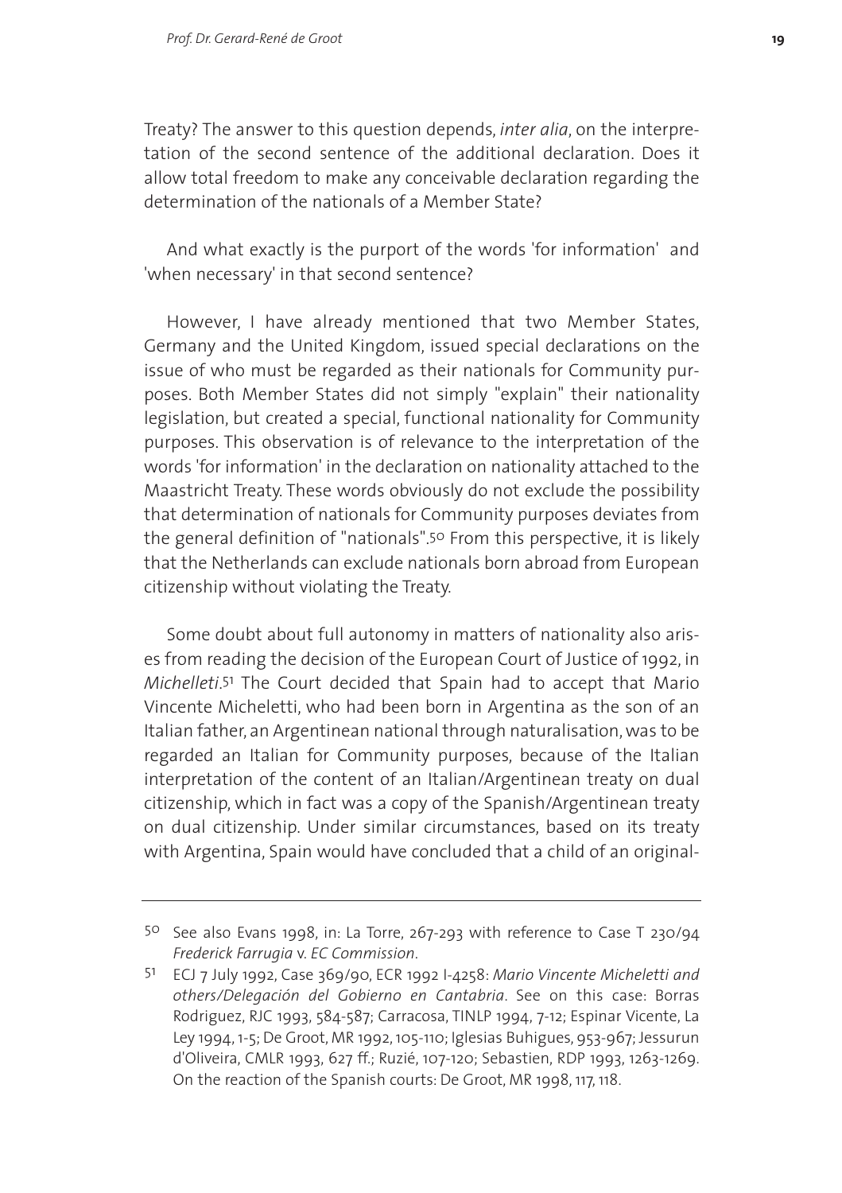Treaty? The answer to this question depends, *inter alia*, on the interpretation of the second sentence of the additional declaration. Does it allow total freedom to make any conceivable declaration regarding the determination of the nationals of a Member State?

And what exactly is the purport of the words 'for information' and 'when necessary' in that second sentence?

However, I have already mentioned that two Member States, Germany and the United Kingdom, issued special declarations on the issue of who must be regarded as their nationals for Community purposes. Both Member States did not simply "explain" their nationality legislation, but created a special, functional nationality for Community purposes. This observation is of relevance to the interpretation of the words 'for information' in the declaration on nationality attached to the Maastricht Treaty. These words obviously do not exclude the possibility that determination of nationals for Community purposes deviates from the general definition of "nationals".[50] From this perspective, it is likely that the Netherlands can exclude nationals born abroad from European citizenship without violating the Treaty.

Some doubt about full autonomy in matters of nationality also arises from reading the decision of the European Court of Justice of 1992, in *Michelleti*.[51] The Court decided that Spain had to accept that Mario Vincente Micheletti, who had been born in Argentina as the son of an Italian father, an Argentinean national through naturalisation, was to be regarded an Italian for Community purposes, because of the Italian interpretation of the content of an Italian/Argentinean treaty on dual citizenship, which in fact was a copy of the Spanish/Argentinean treaty on dual citizenship. Under similar circumstances, based on its treaty with Argentina, Spain would have concluded that a child of an original-

---

[50] See also Evans 1998, in: La Torre, 267-293 with reference to Case T 230/94 *Frederick Farrugia* v. *EC Commission*.

[51] ECJ 7 July 1992, Case 369/90, ECR 1992 I-4258: *Mario Vincente Micheletti and others/Delegación del Gobierno en Cantabria*. See on this case: Borras Rodriguez, RJC 1993, 584-587; Carracosa, TINLP 1994, 7-12; Espinar Vicente, La Ley 1994, 1-5; De Groot, MR 1992, 105-110; Iglesias Buhigues, 953-967; Jessurun d'Oliveira, CMLR 1993, 627 ff.; Ruzié, 107-120; Sebastien, RDP 1993, 1263-1269. On the reaction of the Spanish courts: De Groot, MR 1998, 117, 118.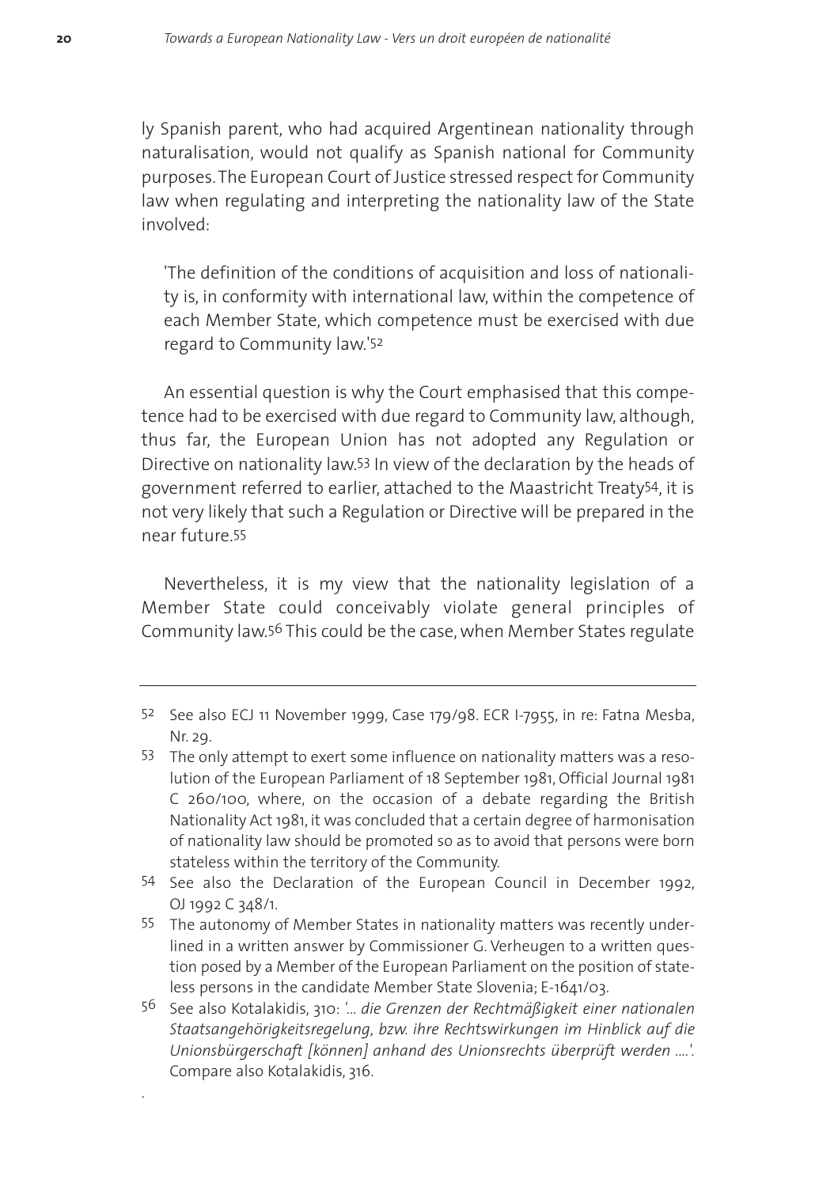ly Spanish parent, who had acquired Argentinean nationality through naturalisation, would not qualify as Spanish national for Community purposes. The European Court of Justice stressed respect for Community law when regulating and interpreting the nationality law of the State involved:

> 'The definition of the conditions of acquisition and loss of nationality is, in conformity with international law, within the competence of each Member State, which competence must be exercised with due regard to Community law.'[52]

An essential question is why the Court emphasised that this competence had to be exercised with due regard to Community law, although, thus far, the European Union has not adopted any Regulation or Directive on nationality law.[53] In view of the declaration by the heads of government referred to earlier, attached to the Maastricht Treaty[54], it is not very likely that such a Regulation or Directive will be prepared in the near future.[55]

Nevertheless, it is my view that the nationality legislation of a Member State could conceivably violate general principles of Community law.[56] This could be the case, when Member States regulate

---

[52] See also ECJ 11 November 1999, Case 179/98. ECR I-7955, in re: Fatna Mesba, Nr. 29.

[53] The only attempt to exert some influence on nationality matters was a resolution of the European Parliament of 18 September 1981, Official Journal 1981 C 260/100, where, on the occasion of a debate regarding the British Nationality Act 1981, it was concluded that a certain degree of harmonisation of nationality law should be promoted so as to avoid that persons were born stateless within the territory of the Community.

[54] See also the Declaration of the European Council in December 1992, OJ 1992 C 348/1.

[55] The autonomy of Member States in nationality matters was recently underlined in a written answer by Commissioner G. Verheugen to a written question posed by a Member of the European Parliament on the position of stateless persons in the candidate Member State Slovenia; E-1641/03.

[56] See also Kotalakidis, 310: '... *die Grenzen der Rechtmäßigkeit einer nationalen Staatsangehörigkeitsregelung, bzw. ihre Rechtswirkungen im Hinblick auf die Unionsbürgerschaft [können] anhand des Unionsrechts überprüft werden ....'*. Compare also Kotalakidis, 316.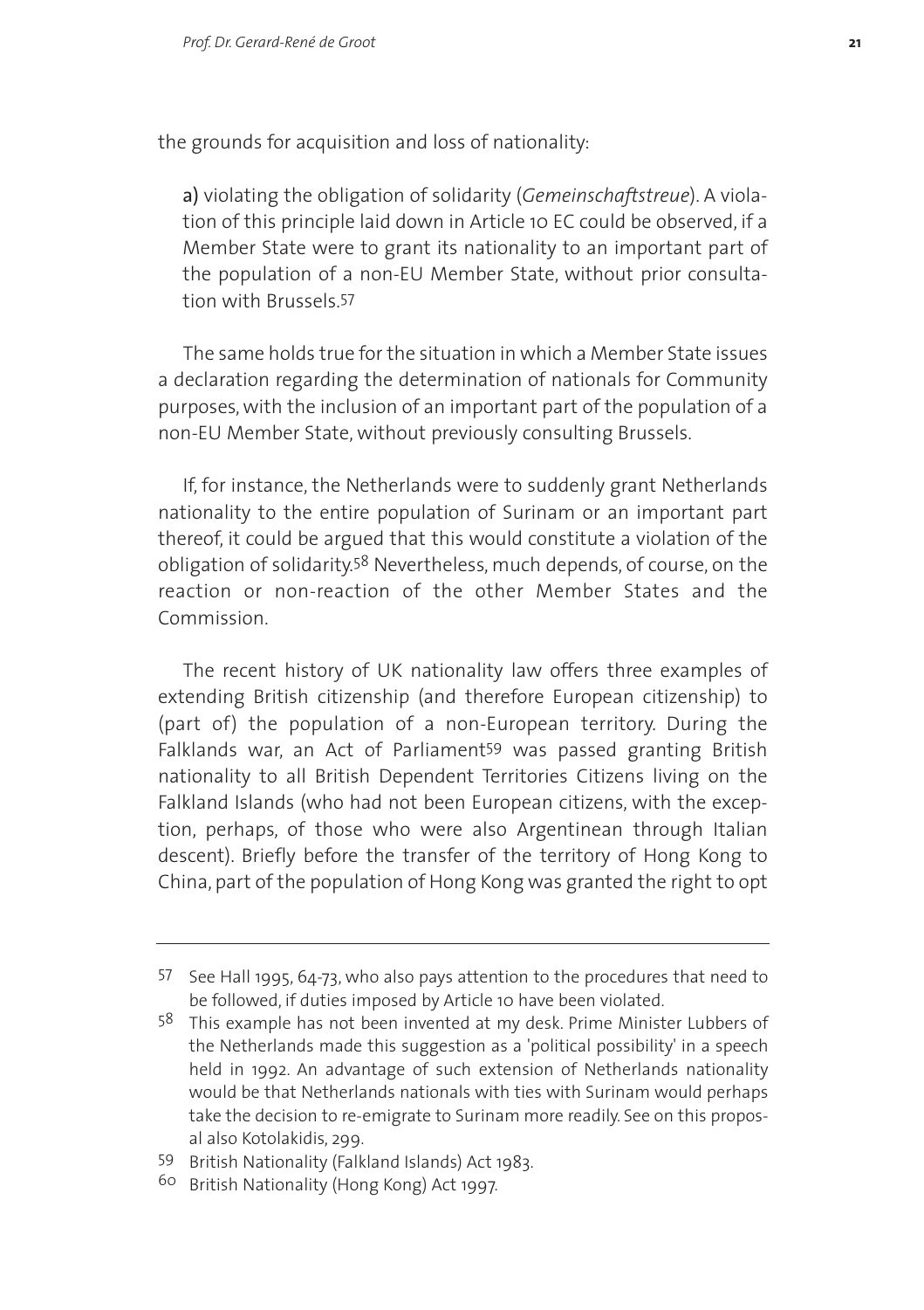the grounds for acquisition and loss of nationality:

**a)** violating the obligation of solidarity (*Gemeinschaftstreue*). A violation of this principle laid down in Article 10 EC could be observed, if a Member State were to grant its nationality to an important part of the population of a non-EU Member State, without prior consultation with Brussels.[57]

The same holds true for the situation in which a Member State issues a declaration regarding the determination of nationals for Community purposes, with the inclusion of an important part of the population of a non-EU Member State, without previously consulting Brussels.

If, for instance, the Netherlands were to suddenly grant Netherlands nationality to the entire population of Surinam or an important part thereof, it could be argued that this would constitute a violation of the obligation of solidarity.[58] Nevertheless, much depends, of course, on the reaction or non-reaction of the other Member States and the Commission.

The recent history of UK nationality law offers three examples of extending British citizenship (and therefore European citizenship) to (part of) the population of a non-European territory. During the Falklands war, an Act of Parliament[59] was passed granting British nationality to all British Dependent Territories Citizens living on the Falkland Islands (who had not been European citizens, with the exception, perhaps, of those who were also Argentinean through Italian descent). Briefly before the transfer of the territory of Hong Kong to China, part of the population of Hong Kong was granted the right to opt

---

[57] See Hall 1995, 64-73, who also pays attention to the procedures that need to be followed, if duties imposed by Article 10 have been violated.

[58] This example has not been invented at my desk. Prime Minister Lubbers of the Netherlands made this suggestion as a 'political possibility' in a speech held in 1992. An advantage of such extension of Netherlands nationality would be that Netherlands nationals with ties with Surinam would perhaps take the decision to re-emigrate to Surinam more readily. See on this proposal also Kotolakidis, 299.

[59] British Nationality (Falkland Islands) Act 1983.

[60] British Nationality (Hong Kong) Act 1997.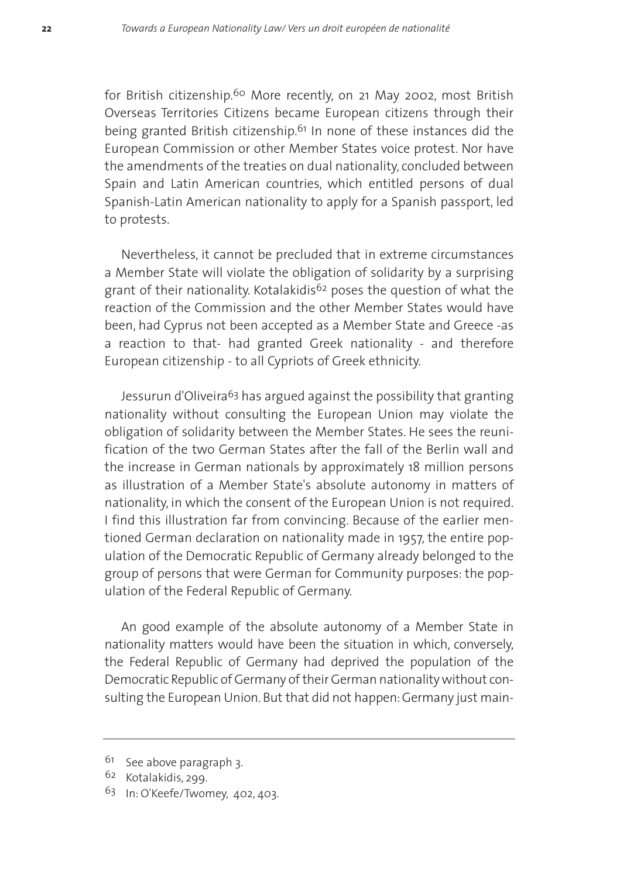for British citizenship.[60] More recently, on 21 May 2002, most British Overseas Territories Citizens became European citizens through their being granted British citizenship.[61] In none of these instances did the European Commission or other Member States voice protest. Nor have the amendments of the treaties on dual nationality, concluded between Spain and Latin American countries, which entitled persons of dual Spanish-Latin American nationality to apply for a Spanish passport, led to protests.

Nevertheless, it cannot be precluded that in extreme circumstances a Member State will violate the obligation of solidarity by a surprising grant of their nationality. Kotalakidis[62] poses the question of what the reaction of the Commission and the other Member States would have been, had Cyprus not been accepted as a Member State and Greece -as a reaction to that- had granted Greek nationality - and therefore European citizenship - to all Cypriots of Greek ethnicity.

Jessurun d'Oliveira[63] has argued against the possibility that granting nationality without consulting the European Union may violate the obligation of solidarity between the Member States. He sees the reunification of the two German States after the fall of the Berlin wall and the increase in German nationals by approximately 18 million persons as illustration of a Member State's absolute autonomy in matters of nationality, in which the consent of the European Union is not required. I find this illustration far from convincing. Because of the earlier mentioned German declaration on nationality made in 1957, the entire population of the Democratic Republic of Germany already belonged to the group of persons that were German for Community purposes: the population of the Federal Republic of Germany.

An good example of the absolute autonomy of a Member State in nationality matters would have been the situation in which, conversely, the Federal Republic of Germany had deprived the population of the Democratic Republic of Germany of their German nationality without consulting the European Union. But that did not happen: Germany just main-

---

[61] See above paragraph 3.

[62] Kotalakidis, 299.

[63] In: O'Keefe/Twomey, 402, 403.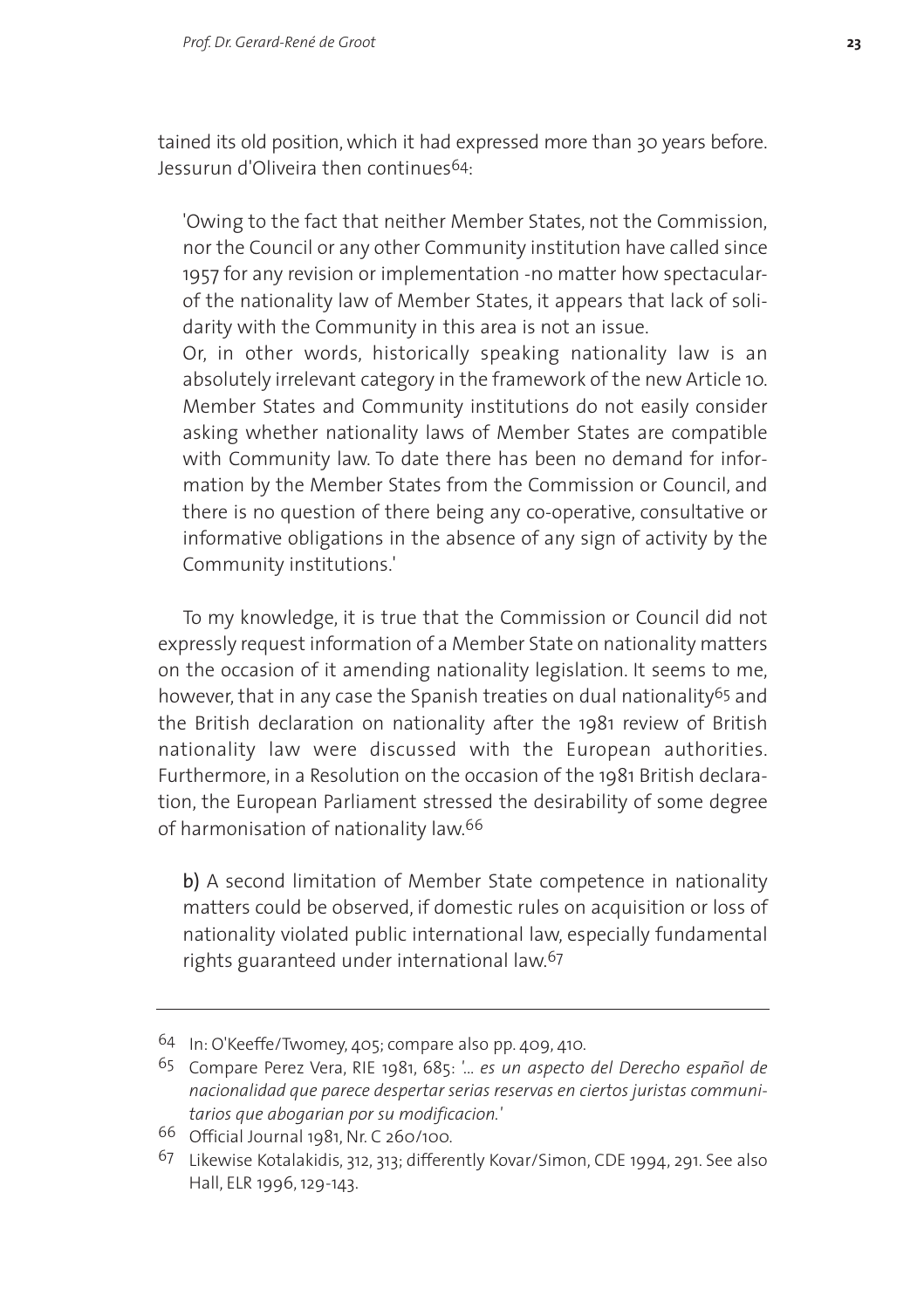tained its old position, which it had expressed more than 30 years before. Jessurun d'Oliveira then continues[64]:

> 'Owing to the fact that neither Member States, not the Commission, nor the Council or any other Community institution have called since 1957 for any revision or implementation -no matter how spectacular- of the nationality law of Member States, it appears that lack of solidarity with the Community in this area is not an issue.
> Or, in other words, historically speaking nationality law is an absolutely irrelevant category in the framework of the new Article 10. Member States and Community institutions do not easily consider asking whether nationality laws of Member States are compatible with Community law. To date there has been no demand for information by the Member States from the Commission or Council, and there is no question of there being any co-operative, consultative or informative obligations in the absence of any sign of activity by the Community institutions.'

To my knowledge, it is true that the Commission or Council did not expressly request information of a Member State on nationality matters on the occasion of it amending nationality legislation. It seems to me, however, that in any case the Spanish treaties on dual nationality[65] and the British declaration on nationality after the 1981 review of British nationality law were discussed with the European authorities. Furthermore, in a Resolution on the occasion of the 1981 British declaration, the European Parliament stressed the desirability of some degree of harmonisation of nationality law.[66]

b) A second limitation of Member State competence in nationality matters could be observed, if domestic rules on acquisition or loss of nationality violated public international law, especially fundamental rights guaranteed under international law.[67]

---

64 In: O'Keeffe/Twomey, 405; compare also pp. 409, 410.

65 Compare Perez Vera, RIE 1981, 685: '*... es un aspecto del Derecho español de nacionalidad que parece despertar serias reservas en ciertos juristas communitarios que abogarian por su modificacion.*'

66 Official Journal 1981, Nr. C 260/100.

67 Likewise Kotalakidis, 312, 313; differently Kovar/Simon, CDE 1994, 291. See also Hall, ELR 1996, 129-143.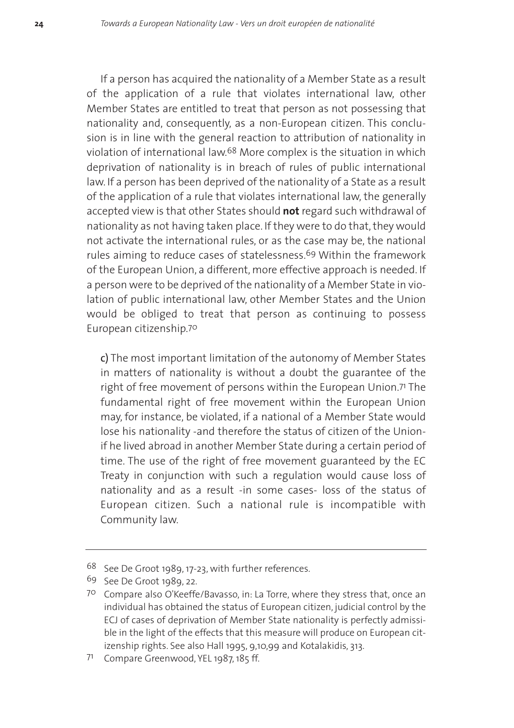If a person has acquired the nationality of a Member State as a result of the application of a rule that violates international law, other Member States are entitled to treat that person as not possessing that nationality and, consequently, as a non-European citizen. This conclusion is in line with the general reaction to attribution of nationality in violation of international law.[68] More complex is the situation in which deprivation of nationality is in breach of rules of public international law. If a person has been deprived of the nationality of a State as a result of the application of a rule that violates international law, the generally accepted view is that other States should **not** regard such withdrawal of nationality as not having taken place. If they were to do that, they would not activate the international rules, or as the case may be, the national rules aiming to reduce cases of statelessness.[69] Within the framework of the European Union, a different, more effective approach is needed. If a person were to be deprived of the nationality of a Member State in violation of public international law, other Member States and the Union would be obliged to treat that person as continuing to possess European citizenship.[70]

c) The most important limitation of the autonomy of Member States in matters of nationality is without a doubt the guarantee of the right of free movement of persons within the European Union.[71] The fundamental right of free movement within the European Union may, for instance, be violated, if a national of a Member State would lose his nationality -and therefore the status of citizen of the Union- if he lived abroad in another Member State during a certain period of time. The use of the right of free movement guaranteed by the EC Treaty in conjunction with such a regulation would cause loss of nationality and as a result -in some cases- loss of the status of European citizen. Such a national rule is incompatible with Community law.

---

68 See De Groot 1989, 17-23, with further references.

69 See De Groot 1989, 22.

70 Compare also O'Keeffe/Bavasso, in: La Torre, where they stress that, once an individual has obtained the status of European citizen, judicial control by the ECJ of cases of deprivation of Member State nationality is perfectly admissible in the light of the effects that this measure will produce on European citizenship rights. See also Hall 1995, 9,10,99 and Kotalakidis, 313.

71 Compare Greenwood, YEL 1987, 185 ff.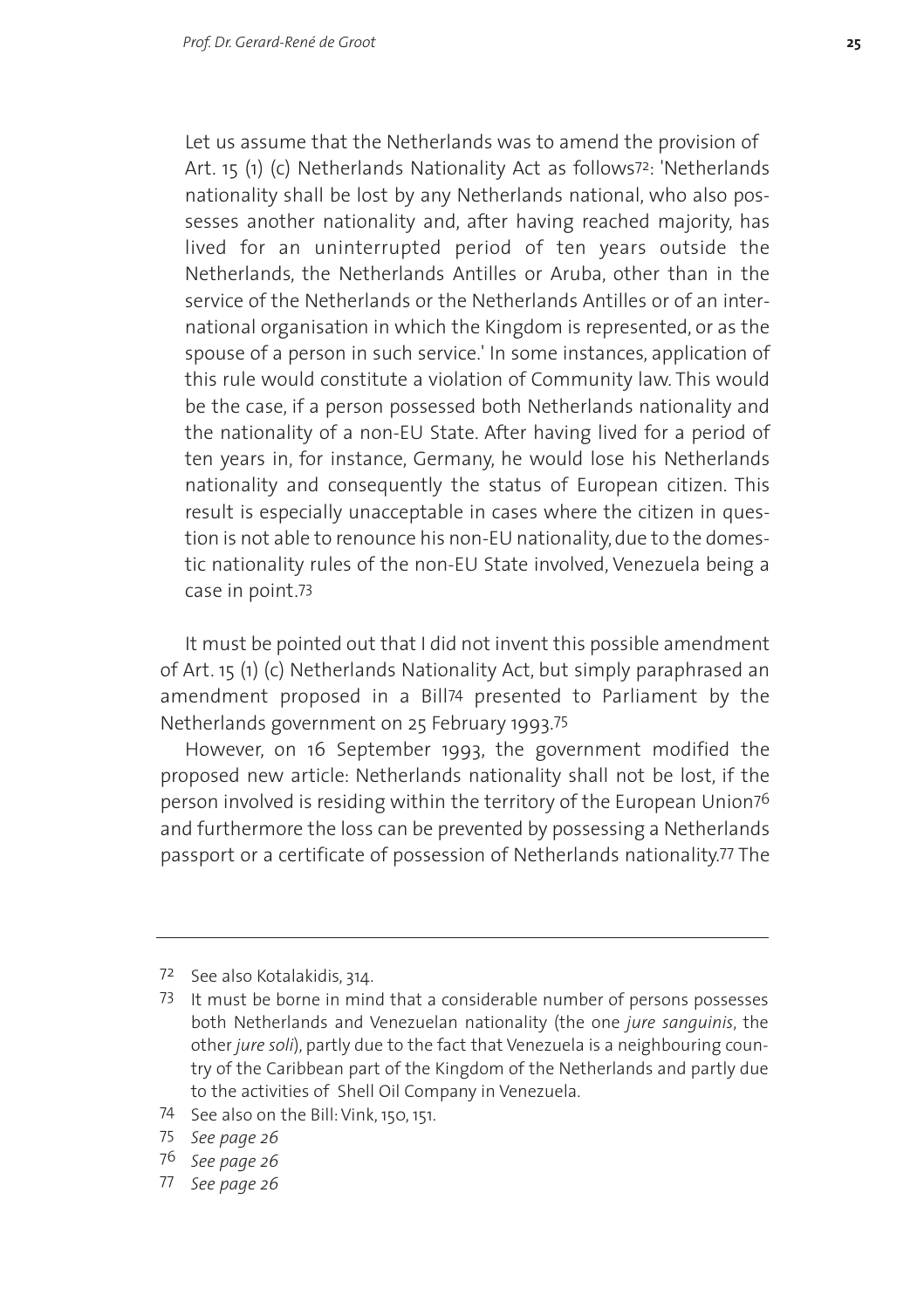Let us assume that the Netherlands was to amend the provision of Art. 15 (1) (c) Netherlands Nationality Act as follows[72]: 'Netherlands nationality shall be lost by any Netherlands national, who also possesses another nationality and, after having reached majority, has lived for an uninterrupted period of ten years outside the Netherlands, the Netherlands Antilles or Aruba, other than in the service of the Netherlands or the Netherlands Antilles or of an international organisation in which the Kingdom is represented, or as the spouse of a person in such service.' In some instances, application of this rule would constitute a violation of Community law. This would be the case, if a person possessed both Netherlands nationality and the nationality of a non-EU State. After having lived for a period of ten years in, for instance, Germany, he would lose his Netherlands nationality and consequently the status of European citizen. This result is especially unacceptable in cases where the citizen in question is not able to renounce his non-EU nationality, due to the domestic nationality rules of the non-EU State involved, Venezuela being a case in point.[73]

It must be pointed out that I did not invent this possible amendment of Art. 15 (1) (c) Netherlands Nationality Act, but simply paraphrased an amendment proposed in a Bill[74] presented to Parliament by the Netherlands government on 25 February 1993.[75]

However, on 16 September 1993, the government modified the proposed new article: Netherlands nationality shall not be lost, if the person involved is residing within the territory of the European Union[76] and furthermore the loss can be prevented by possessing a Netherlands passport or a certificate of possession of Netherlands nationality.[77] The

---

72 See also Kotalakidis, 314.

73 It must be borne in mind that a considerable number of persons possesses both Netherlands and Venezuelan nationality (the one *jure sanguinis*, the other *jure soli*), partly due to the fact that Venezuela is a neighbouring country of the Caribbean part of the Kingdom of the Netherlands and partly due to the activities of Shell Oil Company in Venezuela.

74 See also on the Bill: Vink, 150, 151.

75 *See page 26*

76 *See page 26*

77 *See page 26*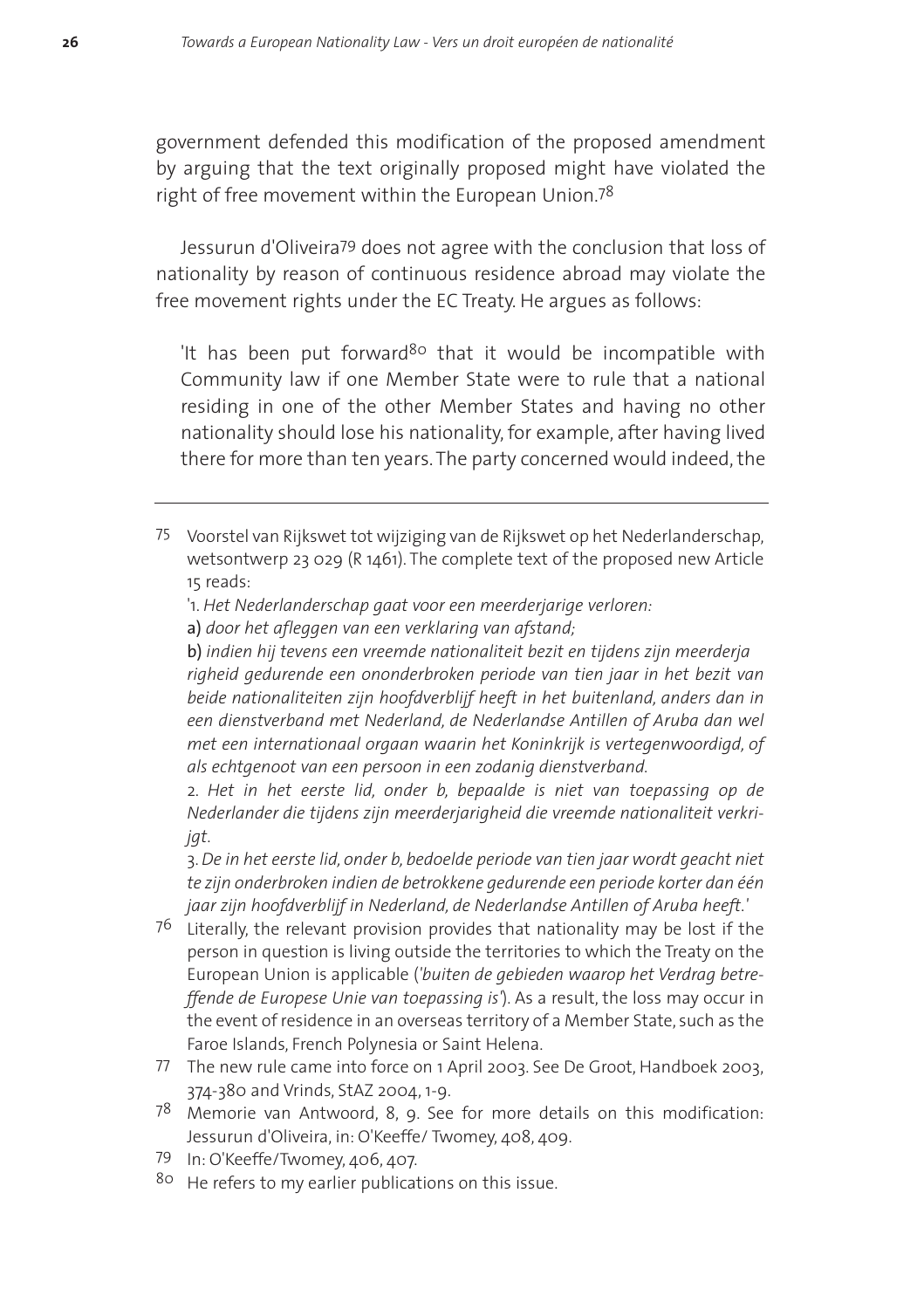government defended this modification of the proposed amendment by arguing that the text originally proposed might have violated the right of free movement within the European Union.[78]

Jessurun d'Oliveira[79] does not agree with the conclusion that loss of nationality by reason of continuous residence abroad may violate the free movement rights under the EC Treaty. He argues as follows:

> 'It has been put forward[80] that it would be incompatible with Community law if one Member State were to rule that a national residing in one of the other Member States and having no other nationality should lose his nationality, for example, after having lived there for more than ten years. The party concerned would indeed, the

---

75 Voorstel van Rijkswet tot wijziging van de Rijkswet op het Nederlanderschap, wetsontwerp 23 029 (R 1461). The complete text of the proposed new Article 15 reads:

'1. *Het Nederlanderschap gaat voor een meerderjarige verloren:*

a) *door het afleggen van een verklaring van afstand;*

b) *indien hij tevens een vreemde nationaliteit bezit en tijdens zijn meerderja righeid gedurende een ononderbroken periode van tien jaar in het bezit van beide nationaliteiten zijn hoofdverblijf heeft in het buitenland, anders dan in een dienstverband met Nederland, de Nederlandse Antillen of Aruba dan wel met een internationaal orgaan waarin het Koninkrijk is vertegenwoordigd, of als echtgenoot van een persoon in een zodanig dienstverband.*

2. *Het in het eerste lid, onder b, bepaalde is niet van toepassing op de Nederlander die tijdens zijn meerderjarigheid die vreemde nationaliteit verkrijgt.*

3. *De in het eerste lid, onder b, bedoelde periode van tien jaar wordt geacht niet te zijn onderbroken indien de betrokkene gedurende een periode korter dan één jaar zijn hoofdverblijf in Nederland, de Nederlandse Antillen of Aruba heeft.*'

76 Literally, the relevant provision provides that nationality may be lost if the person in question is living outside the territories to which the Treaty on the European Union is applicable ('*buiten de gebieden waarop het Verdrag betreffende de Europese Unie van toepassing is*'). As a result, the loss may occur in the event of residence in an overseas territory of a Member State, such as the Faroe Islands, French Polynesia or Saint Helena.

77 The new rule came into force on 1 April 2003. See De Groot, Handboek 2003, 374-380 and Vrinds, StAZ 2004, 1-9.

78 Memorie van Antwoord, 8, 9. See for more details on this modification: Jessurun d'Oliveira, in: O'Keeffe/ Twomey, 408, 409.

79 In: O'Keeffe/Twomey, 406, 407.

80 He refers to my earlier publications on this issue.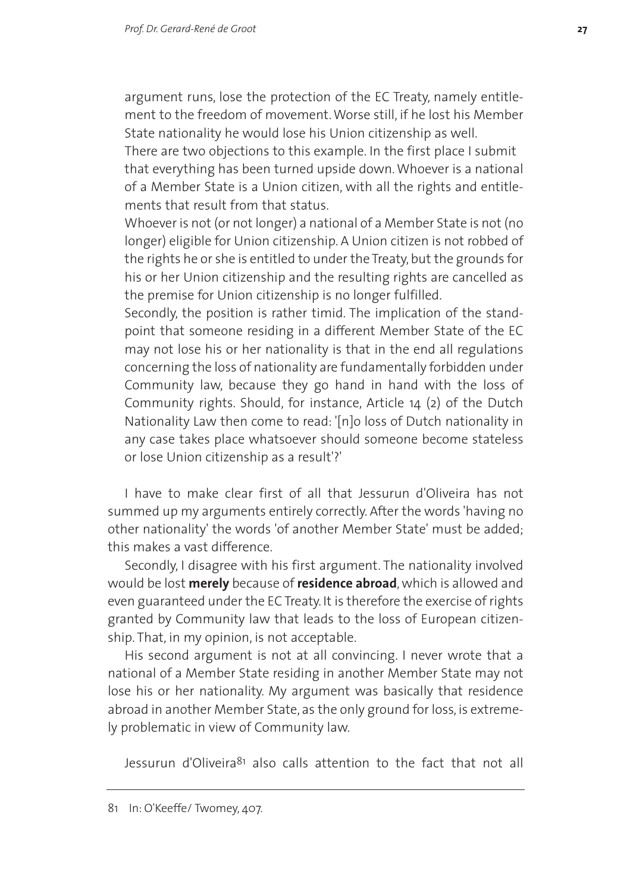> argument runs, lose the protection of the EC Treaty, namely entitlement to the freedom of movement. Worse still, if he lost his Member State nationality he would lose his Union citizenship as well.
> There are two objections to this example. In the first place I submit that everything has been turned upside down. Whoever is a national of a Member State is a Union citizen, with all the rights and entitlements that result from that status.
> Whoever is not (or not longer) a national of a Member State is not (no longer) eligible for Union citizenship. A Union citizen is not robbed of the rights he or she is entitled to under the Treaty, but the grounds for his or her Union citizenship and the resulting rights are cancelled as the premise for Union citizenship is no longer fulfilled.
> Secondly, the position is rather timid. The implication of the standpoint that someone residing in a different Member State of the EC may not lose his or her nationality is that in the end all regulations concerning the loss of nationality are fundamentally forbidden under Community law, because they go hand in hand with the loss of Community rights. Should, for instance, Article 14 (2) of the Dutch Nationality Law then come to read: '[n]o loss of Dutch nationality in any case takes place whatsoever should someone become stateless or lose Union citizenship as a result'?'

I have to make clear first of all that Jessurun d'Oliveira has not summed up my arguments entirely correctly. After the words 'having no other nationality' the words 'of another Member State' must be added; this makes a vast difference.

Secondly, I disagree with his first argument. The nationality involved would be lost **merely** because of **residence abroad**, which is allowed and even guaranteed under the EC Treaty. It is therefore the exercise of rights granted by Community law that leads to the loss of European citizenship. That, in my opinion, is not acceptable.

His second argument is not at all convincing. I never wrote that a national of a Member State residing in another Member State may not lose his or her nationality. My argument was basically that residence abroad in another Member State, as the only ground for loss, is extremely problematic in view of Community law.

Jessurun d'Oliveira[81] also calls attention to the fact that not all

---

81 In: O'Keeffe/ Twomey, 407.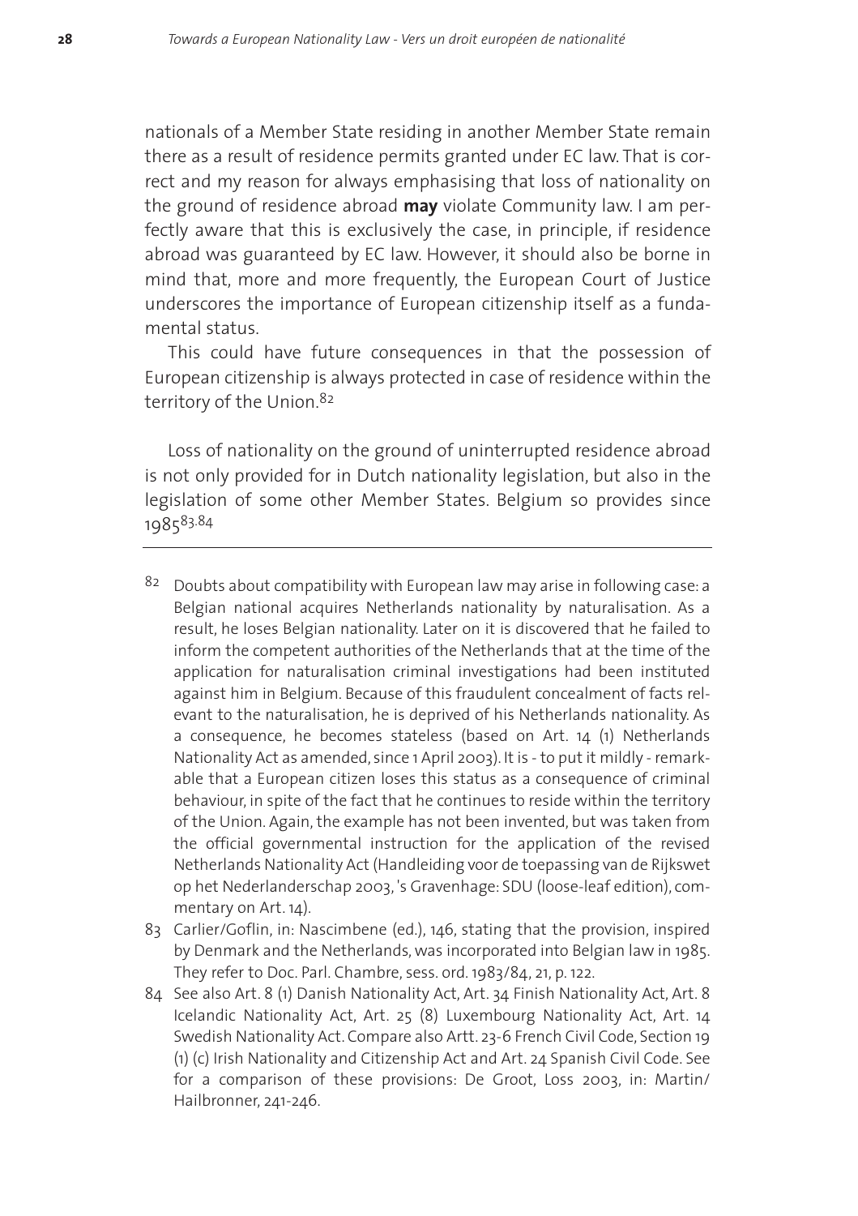nationals of a Member State residing in another Member State remain there as a result of residence permits granted under EC law. That is correct and my reason for always emphasising that loss of nationality on the ground of residence abroad **may** violate Community law. I am perfectly aware that this is exclusively the case, in principle, if residence abroad was guaranteed by EC law. However, it should also be borne in mind that, more and more frequently, the European Court of Justice underscores the importance of European citizenship itself as a fundamental status.

This could have future consequences in that the possession of European citizenship is always protected in case of residence within the territory of the Union.[82]

Loss of nationality on the ground of uninterrupted residence abroad is not only provided for in Dutch nationality legislation, but also in the legislation of some other Member States. Belgium so provides since 1985[83.84]

---

[82] Doubts about compatibility with European law may arise in following case: a Belgian national acquires Netherlands nationality by naturalisation. As a result, he loses Belgian nationality. Later on it is discovered that he failed to inform the competent authorities of the Netherlands that at the time of the application for naturalisation criminal investigations had been instituted against him in Belgium. Because of this fraudulent concealment of facts relevant to the naturalisation, he is deprived of his Netherlands nationality. As a consequence, he becomes stateless (based on Art. 14 (1) Netherlands Nationality Act as amended, since 1 April 2003). It is - to put it mildly - remarkable that a European citizen loses this status as a consequence of criminal behaviour, in spite of the fact that he continues to reside within the territory of the Union. Again, the example has not been invented, but was taken from the official governmental instruction for the application of the revised Netherlands Nationality Act (Handleiding voor de toepassing van de Rijkswet op het Nederlanderschap 2003, 's Gravenhage: SDU (loose-leaf edition), commentary on Art. 14).

[83] Carlier/Goflin, in: Nascimbene (ed.), 146, stating that the provision, inspired by Denmark and the Netherlands, was incorporated into Belgian law in 1985. They refer to Doc. Parl. Chambre, sess. ord. 1983/84, 21, p. 122.

[84] See also Art. 8 (1) Danish Nationality Act, Art. 34 Finish Nationality Act, Art. 8 Icelandic Nationality Act, Art. 25 (8) Luxembourg Nationality Act, Art. 14 Swedish Nationality Act. Compare also Artt. 23-6 French Civil Code, Section 19 (1) (c) Irish Nationality and Citizenship Act and Art. 24 Spanish Civil Code. See for a comparison of these provisions: De Groot, Loss 2003, in: Martin/ Hailbronner, 241-246.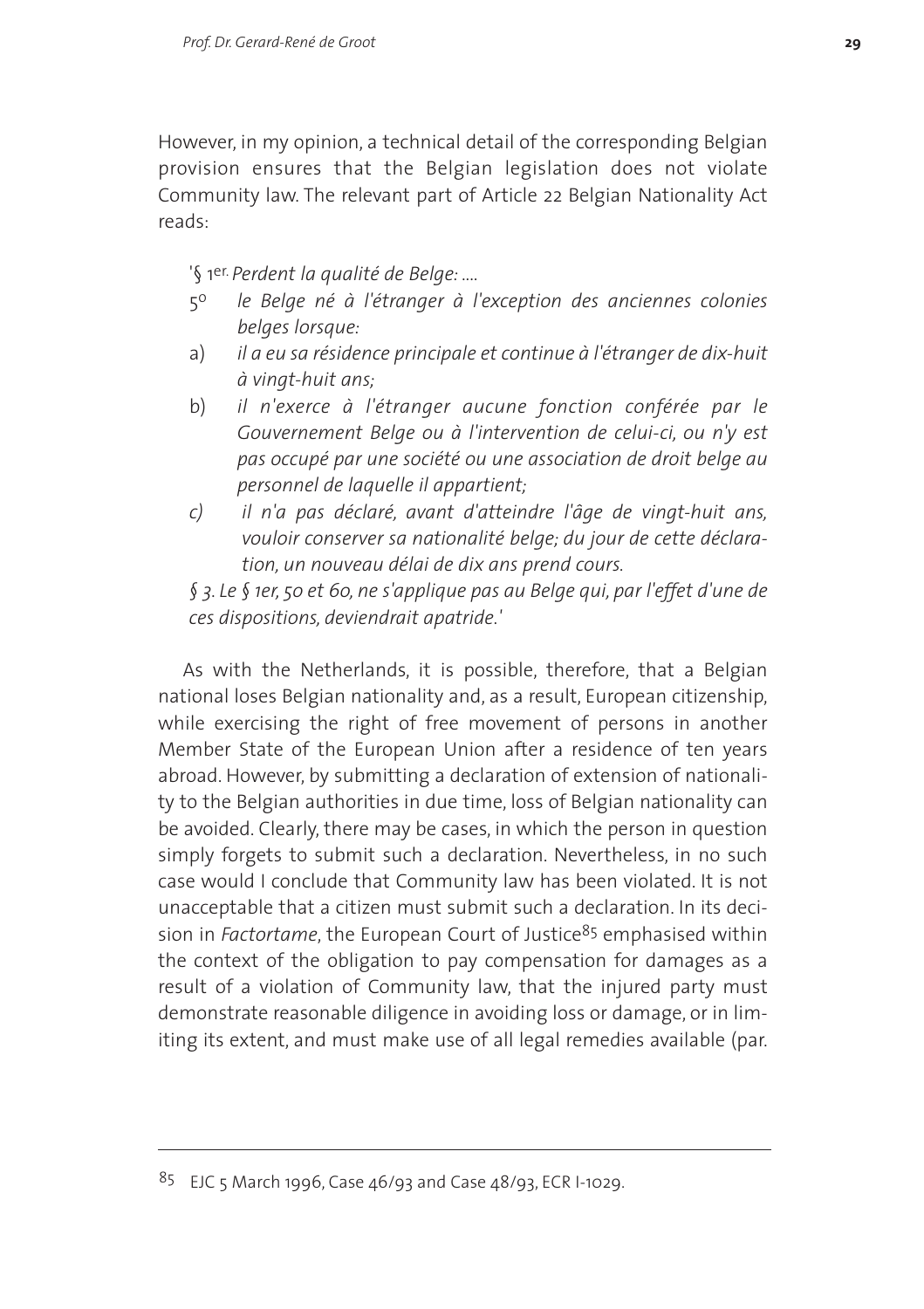However, in my opinion, a technical detail of the corresponding Belgian provision ensures that the Belgian legislation does not violate Community law. The relevant part of Article 22 Belgian Nationality Act reads:

> '§ 1er. *Perdent la qualité de Belge: ....*
>
> 5° *le Belge né à l'étranger à l'exception des anciennes colonies belges lorsque:*
>
> a) *il a eu sa résidence principale et continue à l'étranger de dix-huit à vingt-huit ans;*
>
> b) *il n'exerce à l'étranger aucune fonction conférée par le Gouvernement Belge ou à l'intervention de celui-ci, ou n'y est pas occupé par une société ou une association de droit belge au personnel de laquelle il appartient;*
>
> *c) il n'a pas déclaré, avant d'atteindre l'âge de vingt-huit ans, vouloir conserver sa nationalité belge; du jour de cette déclaration, un nouveau délai de dix ans prend cours.*
>
> *§ 3. Le § 1er, 5o et 6o, ne s'applique pas au Belge qui, par l'effet d'une de ces dispositions, deviendrait apatride.*'

As with the Netherlands, it is possible, therefore, that a Belgian national loses Belgian nationality and, as a result, European citizenship, while exercising the right of free movement of persons in another Member State of the European Union after a residence of ten years abroad. However, by submitting a declaration of extension of nationality to the Belgian authorities in due time, loss of Belgian nationality can be avoided. Clearly, there may be cases, in which the person in question simply forgets to submit such a declaration. Nevertheless, in no such case would I conclude that Community law has been violated. It is not unacceptable that a citizen must submit such a declaration. In its decision in *Factortame*, the European Court of Justice[85] emphasised within the context of the obligation to pay compensation for damages as a result of a violation of Community law, that the injured party must demonstrate reasonable diligence in avoiding loss or damage, or in limiting its extent, and must make use of all legal remedies available (par.

---

[85] EJC 5 March 1996, Case 46/93 and Case 48/93, ECR I-1029.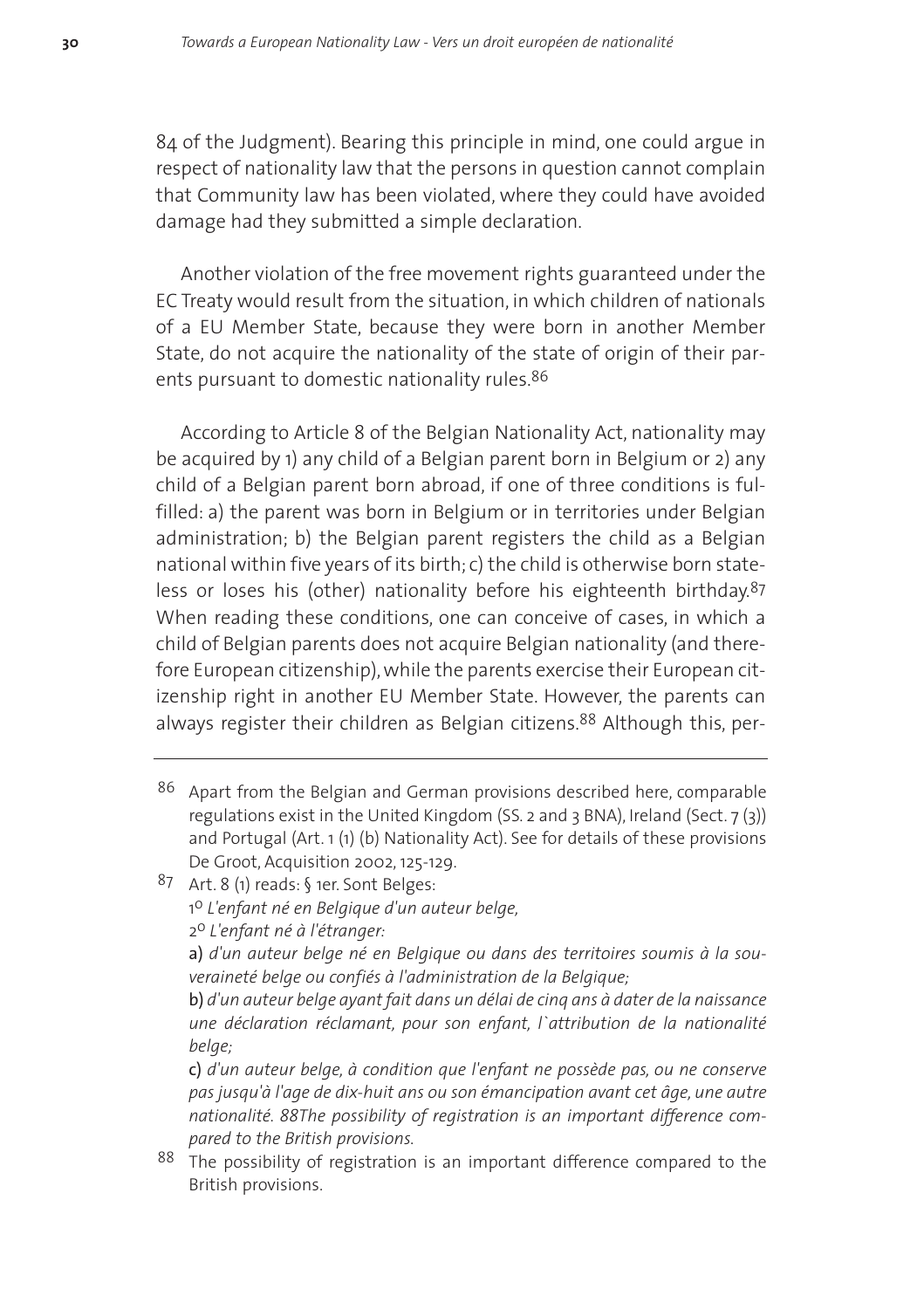84 of the Judgment). Bearing this principle in mind, one could argue in respect of nationality law that the persons in question cannot complain that Community law has been violated, where they could have avoided damage had they submitted a simple declaration.

Another violation of the free movement rights guaranteed under the EC Treaty would result from the situation, in which children of nationals of a EU Member State, because they were born in another Member State, do not acquire the nationality of the state of origin of their parents pursuant to domestic nationality rules.[86]

According to Article 8 of the Belgian Nationality Act, nationality may be acquired by 1) any child of a Belgian parent born in Belgium or 2) any child of a Belgian parent born abroad, if one of three conditions is fulfilled: a) the parent was born in Belgium or in territories under Belgian administration; b) the Belgian parent registers the child as a Belgian national within five years of its birth; c) the child is otherwise born stateless or loses his (other) nationality before his eighteenth birthday.[87] When reading these conditions, one can conceive of cases, in which a child of Belgian parents does not acquire Belgian nationality (and therefore European citizenship), while the parents exercise their European citizenship right in another EU Member State. However, the parents can always register their children as Belgian citizens.[88] Although this, per-

---

[86] Apart from the Belgian and German provisions described here, comparable regulations exist in the United Kingdom (SS. 2 and 3 BNA), Ireland (Sect. 7 (3)) and Portugal (Art. 1 (1) (b) Nationality Act). See for details of these provisions De Groot, Acquisition 2002, 125-129.

[87] Art. 8 (1) reads: § 1er. Sont Belges:
1° *L'enfant né en Belgique d'un auteur belge,*
2° *L'enfant né à l'étranger:*
a) *d'un auteur belge né en Belgique ou dans des territoires soumis à la souveraineté belge ou confiés à l'administration de la Belgique;*
b) *d'un auteur belge ayant fait dans un délai de cinq ans à dater de la naissance une déclaration réclamant, pour son enfant, l`attribution de la nationalité belge;*
c) *d'un auteur belge, à condition que l'enfant ne possède pas, ou ne conserve pas jusqu'à l'age de dix-huit ans ou son émancipation avant cet âge, une autre nationalité. 88The possibility of registration is an important difference compared to the British provisions.*

[88] The possibility of registration is an important difference compared to the British provisions.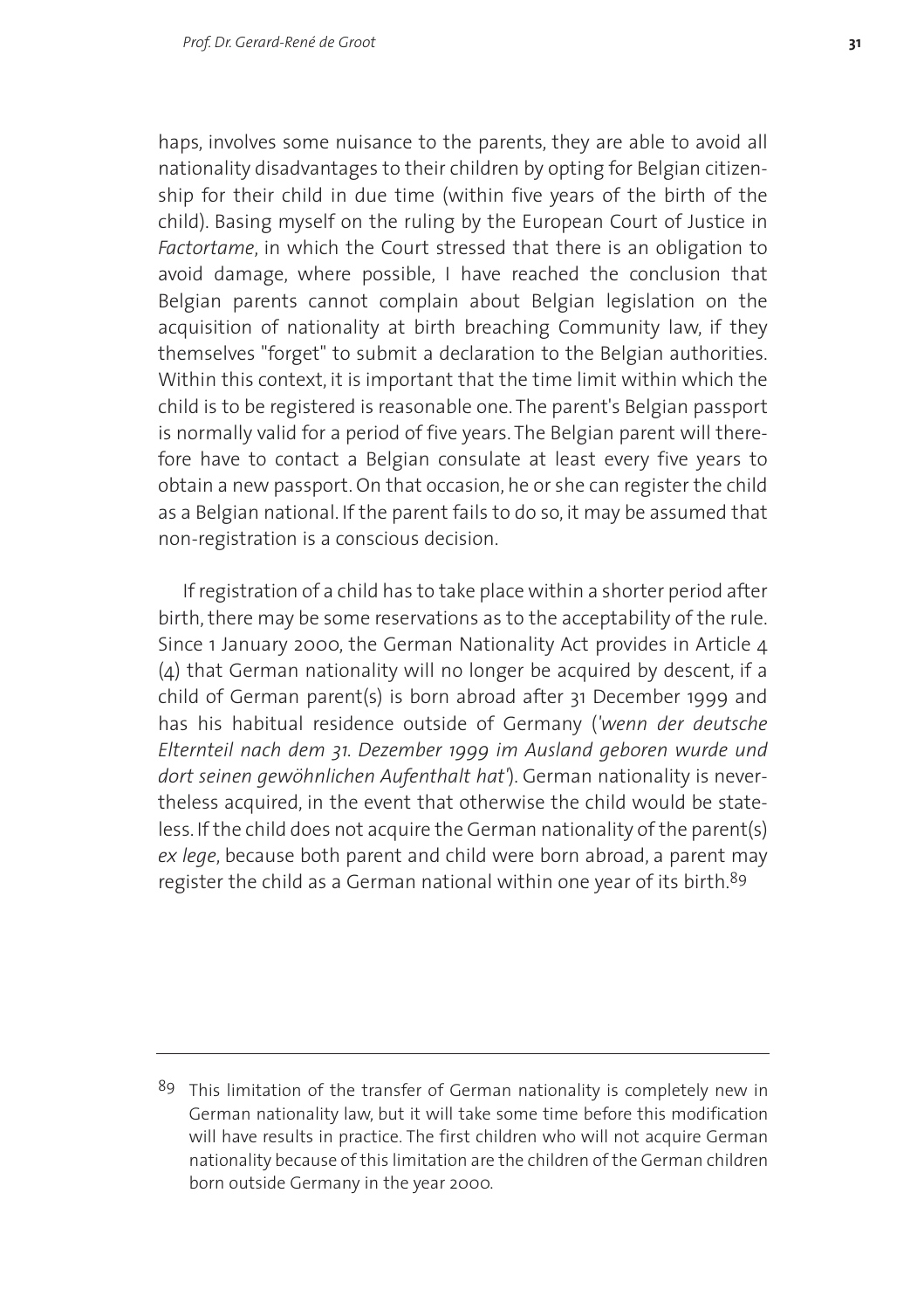haps, involves some nuisance to the parents, they are able to avoid all nationality disadvantages to their children by opting for Belgian citizenship for their child in due time (within five years of the birth of the child). Basing myself on the ruling by the European Court of Justice in *Factortame*, in which the Court stressed that there is an obligation to avoid damage, where possible, I have reached the conclusion that Belgian parents cannot complain about Belgian legislation on the acquisition of nationality at birth breaching Community law, if they themselves "forget" to submit a declaration to the Belgian authorities. Within this context, it is important that the time limit within which the child is to be registered is reasonable one. The parent's Belgian passport is normally valid for a period of five years. The Belgian parent will therefore have to contact a Belgian consulate at least every five years to obtain a new passport. On that occasion, he or she can register the child as a Belgian national. If the parent fails to do so, it may be assumed that non-registration is a conscious decision.

If registration of a child has to take place within a shorter period after birth, there may be some reservations as to the acceptability of the rule. Since 1 January 2000, the German Nationality Act provides in Article 4 (4) that German nationality will no longer be acquired by descent, if a child of German parent(s) is born abroad after 31 December 1999 and has his habitual residence outside of Germany (*'wenn der deutsche Elternteil nach dem 31. Dezember 1999 im Ausland geboren wurde und dort seinen gewöhnlichen Aufenthalt hat'*). German nationality is nevertheless acquired, in the event that otherwise the child would be stateless. If the child does not acquire the German nationality of the parent(s) *ex lege*, because both parent and child were born abroad, a parent may register the child as a German national within one year of its birth.[89]

[89] This limitation of the transfer of German nationality is completely new in German nationality law, but it will take some time before this modification will have results in practice. The first children who will not acquire German nationality because of this limitation are the children of the German children born outside Germany in the year 2000.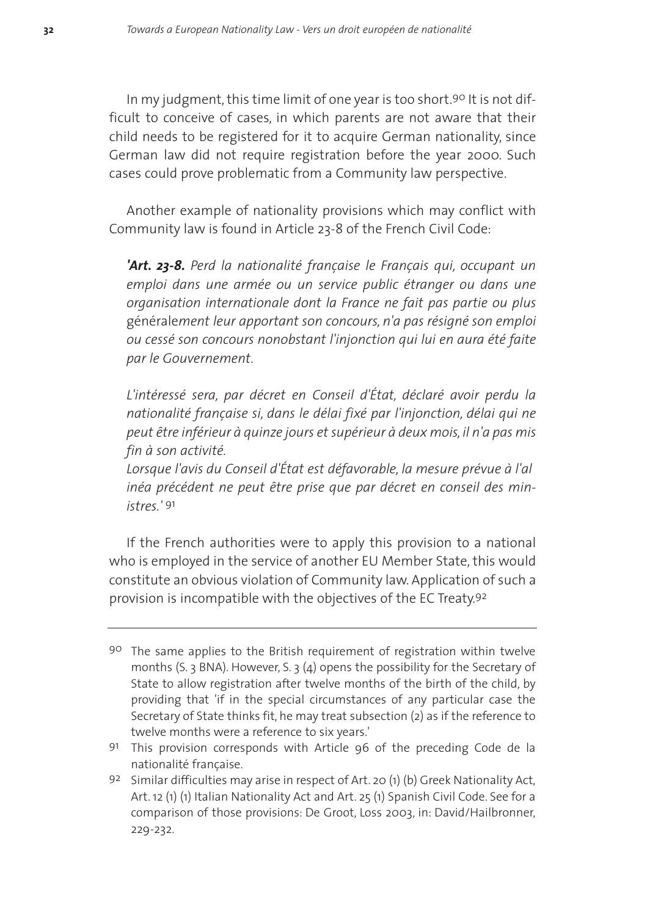In my judgment, this time limit of one year is too short.[90] It is not difficult to conceive of cases, in which parents are not aware that their child needs to be registered for it to acquire German nationality, since German law did not require registration before the year 2000. Such cases could prove problematic from a Community law perspective.

Another example of nationality provisions which may conflict with Community law is found in Article 23-8 of the French Civil Code:

> ***'Art. 23-8.*** *Perd la nationalité française le Français qui, occupant un emploi dans une armée ou un service public étranger ou dans une organisation internationale dont la France ne fait pas partie ou plus* générale*ment leur apportant son concours, n'a pas résigné son emploi ou cessé son concours nonobstant l'injonction qui lui en aura été faite par le Gouvernement.*
>
> *L'intéressé sera, par décret en Conseil d'État, déclaré avoir perdu la nationalité française si, dans le délai fixé par l'injonction, délai qui ne peut être inférieur à quinze jours et supérieur à deux mois, il n'a pas mis fin à son activité.*
>
> *Lorsque l'avis du Conseil d'État est défavorable, la mesure prévue à l'alinéa précédent ne peut être prise que par décret en conseil des ministres.'* [91]

If the French authorities were to apply this provision to a national who is employed in the service of another EU Member State, this would constitute an obvious violation of Community law. Application of such a provision is incompatible with the objectives of the EC Treaty.[92]

---

[90] The same applies to the British requirement of registration within twelve months (S. 3 BNA). However, S. 3 (4) opens the possibility for the Secretary of State to allow registration after twelve months of the birth of the child, by providing that 'if in the special circumstances of any particular case the Secretary of State thinks fit, he may treat subsection (2) as if the reference to twelve months were a reference to six years.'

[91] This provision corresponds with Article 96 of the preceding Code de la nationalité française.

[92] Similar difficulties may arise in respect of Art. 20 (1) (b) Greek Nationality Act, Art. 12 (1) (1) Italian Nationality Act and Art. 25 (1) Spanish Civil Code. See for a comparison of those provisions: De Groot, Loss 2003, in: David/Hailbronner, 229-232.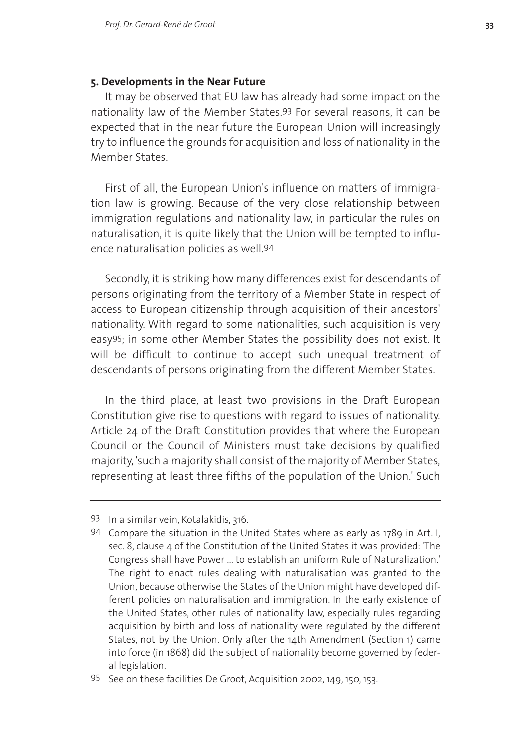## 5. Developments in the Near Future

It may be observed that EU law has already had some impact on the nationality law of the Member States.[93] For several reasons, it can be expected that in the near future the European Union will increasingly try to influence the grounds for acquisition and loss of nationality in the Member States.

First of all, the European Union's influence on matters of immigration law is growing. Because of the very close relationship between immigration regulations and nationality law, in particular the rules on naturalisation, it is quite likely that the Union will be tempted to influence naturalisation policies as well.[94]

Secondly, it is striking how many differences exist for descendants of persons originating from the territory of a Member State in respect of access to European citizenship through acquisition of their ancestors' nationality. With regard to some nationalities, such acquisition is very easy[95]; in some other Member States the possibility does not exist. It will be difficult to continue to accept such unequal treatment of descendants of persons originating from the different Member States.

In the third place, at least two provisions in the Draft European Constitution give rise to questions with regard to issues of nationality. Article 24 of the Draft Constitution provides that where the European Council or the Council of Ministers must take decisions by qualified majority, 'such a majority shall consist of the majority of Member States, representing at least three fifths of the population of the Union.' Such

---

93 In a similar vein, Kotalakidis, 316.

94 Compare the situation in the United States where as early as 1789 in Art. I, sec. 8, clause 4 of the Constitution of the United States it was provided: 'The Congress shall have Power ... to establish an uniform Rule of Naturalization.' The right to enact rules dealing with naturalisation was granted to the Union, because otherwise the States of the Union might have developed different policies on naturalisation and immigration. In the early existence of the United States, other rules of nationality law, especially rules regarding acquisition by birth and loss of nationality were regulated by the different States, not by the Union. Only after the 14th Amendment (Section 1) came into force (in 1868) did the subject of nationality become governed by federal legislation.

95 See on these facilities De Groot, Acquisition 2002, 149, 150, 153.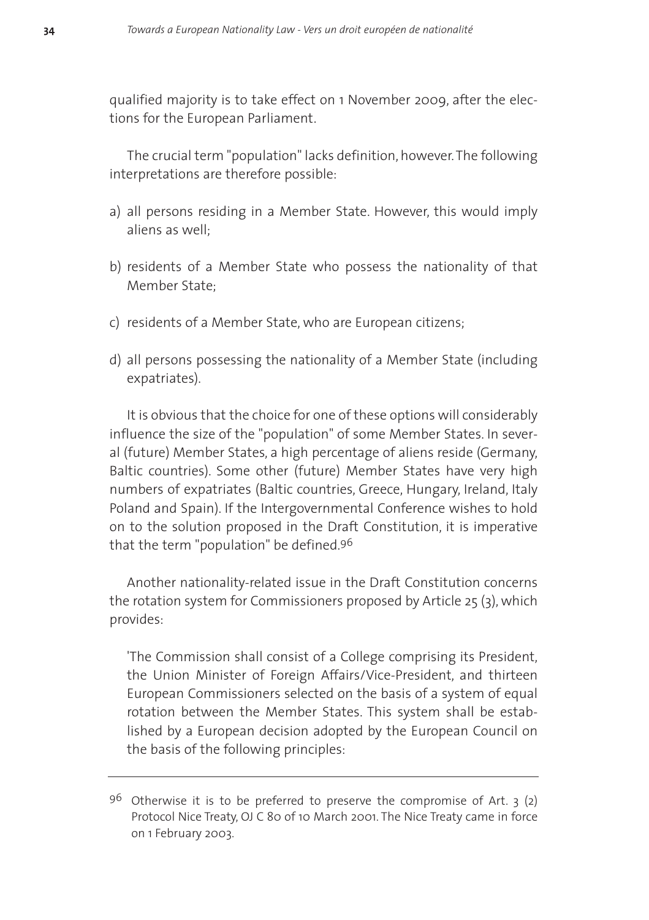qualified majority is to take effect on 1 November 2009, after the elections for the European Parliament.

The crucial term "population" lacks definition, however. The following interpretations are therefore possible:

a) all persons residing in a Member State. However, this would imply aliens as well;

b) residents of a Member State who possess the nationality of that Member State;

c) residents of a Member State, who are European citizens;

d) all persons possessing the nationality of a Member State (including expatriates).

It is obvious that the choice for one of these options will considerably influence the size of the "population" of some Member States. In several (future) Member States, a high percentage of aliens reside (Germany, Baltic countries). Some other (future) Member States have very high numbers of expatriates (Baltic countries, Greece, Hungary, Ireland, Italy Poland and Spain). If the Intergovernmental Conference wishes to hold on to the solution proposed in the Draft Constitution, it is imperative that the term "population" be defined.[96]

Another nationality-related issue in the Draft Constitution concerns the rotation system for Commissioners proposed by Article 25 (3), which provides:

'The Commission shall consist of a College comprising its President, the Union Minister of Foreign Affairs/Vice-President, and thirteen European Commissioners selected on the basis of a system of equal rotation between the Member States. This system shall be established by a European decision adopted by the European Council on the basis of the following principles:

---

[96] Otherwise it is to be preferred to preserve the compromise of Art. 3 (2) Protocol Nice Treaty, OJ C 80 of 10 March 2001. The Nice Treaty came in force on 1 February 2003.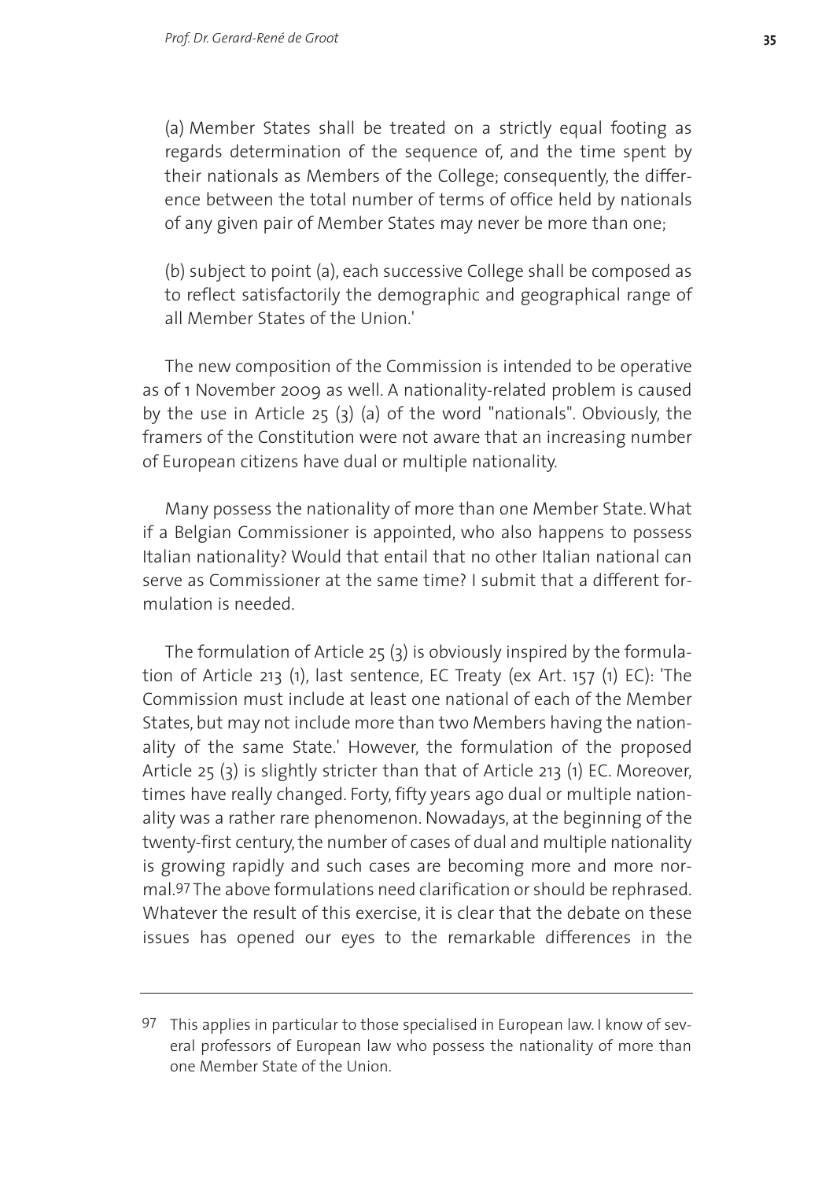(a) Member States shall be treated on a strictly equal footing as regards determination of the sequence of, and the time spent by their nationals as Members of the College; consequently, the difference between the total number of terms of office held by nationals of any given pair of Member States may never be more than one;

(b) subject to point (a), each successive College shall be composed as to reflect satisfactorily the demographic and geographical range of all Member States of the Union.'

The new composition of the Commission is intended to be operative as of 1 November 2009 as well. A nationality-related problem is caused by the use in Article 25 (3) (a) of the word "nationals". Obviously, the framers of the Constitution were not aware that an increasing number of European citizens have dual or multiple nationality.

Many possess the nationality of more than one Member State. What if a Belgian Commissioner is appointed, who also happens to possess Italian nationality? Would that entail that no other Italian national can serve as Commissioner at the same time? I submit that a different formulation is needed.

The formulation of Article 25 (3) is obviously inspired by the formulation of Article 213 (1), last sentence, EC Treaty (ex Art. 157 (1) EC): 'The Commission must include at least one national of each of the Member States, but may not include more than two Members having the nationality of the same State.' However, the formulation of the proposed Article 25 (3) is slightly stricter than that of Article 213 (1) EC. Moreover, times have really changed. Forty, fifty years ago dual or multiple nationality was a rather rare phenomenon. Nowadays, at the beginning of the twenty-first century, the number of cases of dual and multiple nationality is growing rapidly and such cases are becoming more and more normal.[97] The above formulations need clarification or should be rephrased. Whatever the result of this exercise, it is clear that the debate on these issues has opened our eyes to the remarkable differences in the

---

[97] This applies in particular to those specialised in European law. I know of several professors of European law who possess the nationality of more than one Member State of the Union.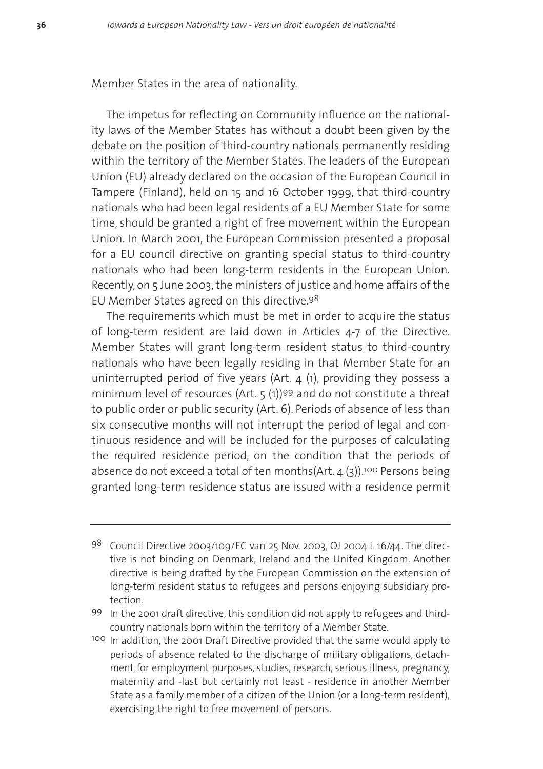Member States in the area of nationality.

The impetus for reflecting on Community influence on the nationality laws of the Member States has without a doubt been given by the debate on the position of third-country nationals permanently residing within the territory of the Member States. The leaders of the European Union (EU) already declared on the occasion of the European Council in Tampere (Finland), held on 15 and 16 October 1999, that third-country nationals who had been legal residents of a EU Member State for some time, should be granted a right of free movement within the European Union. In March 2001, the European Commission presented a proposal for a EU council directive on granting special status to third-country nationals who had been long-term residents in the European Union. Recently, on 5 June 2003, the ministers of justice and home affairs of the EU Member States agreed on this directive.[98]

The requirements which must be met in order to acquire the status of long-term resident are laid down in Articles 4-7 of the Directive. Member States will grant long-term resident status to third-country nationals who have been legally residing in that Member State for an uninterrupted period of five years (Art. 4 (1), providing they possess a minimum level of resources (Art. 5 (1))[99] and do not constitute a threat to public order or public security (Art. 6). Periods of absence of less than six consecutive months will not interrupt the period of legal and continuous residence and will be included for the purposes of calculating the required residence period, on the condition that the periods of absence do not exceed a total of ten months(Art. 4 (3)).[100] Persons being granted long-term residence status are issued with a residence permit

---

[98] Council Directive 2003/109/EC van 25 Nov. 2003, OJ 2004 L 16/44. The directive is not binding on Denmark, Ireland and the United Kingdom. Another directive is being drafted by the European Commission on the extension of long-term resident status to refugees and persons enjoying subsidiary protection.

[99] In the 2001 draft directive, this condition did not apply to refugees and third-country nationals born within the territory of a Member State.

[100] In addition, the 2001 Draft Directive provided that the same would apply to periods of absence related to the discharge of military obligations, detachment for employment purposes, studies, research, serious illness, pregnancy, maternity and -last but certainly not least - residence in another Member State as a family member of a citizen of the Union (or a long-term resident), exercising the right to free movement of persons.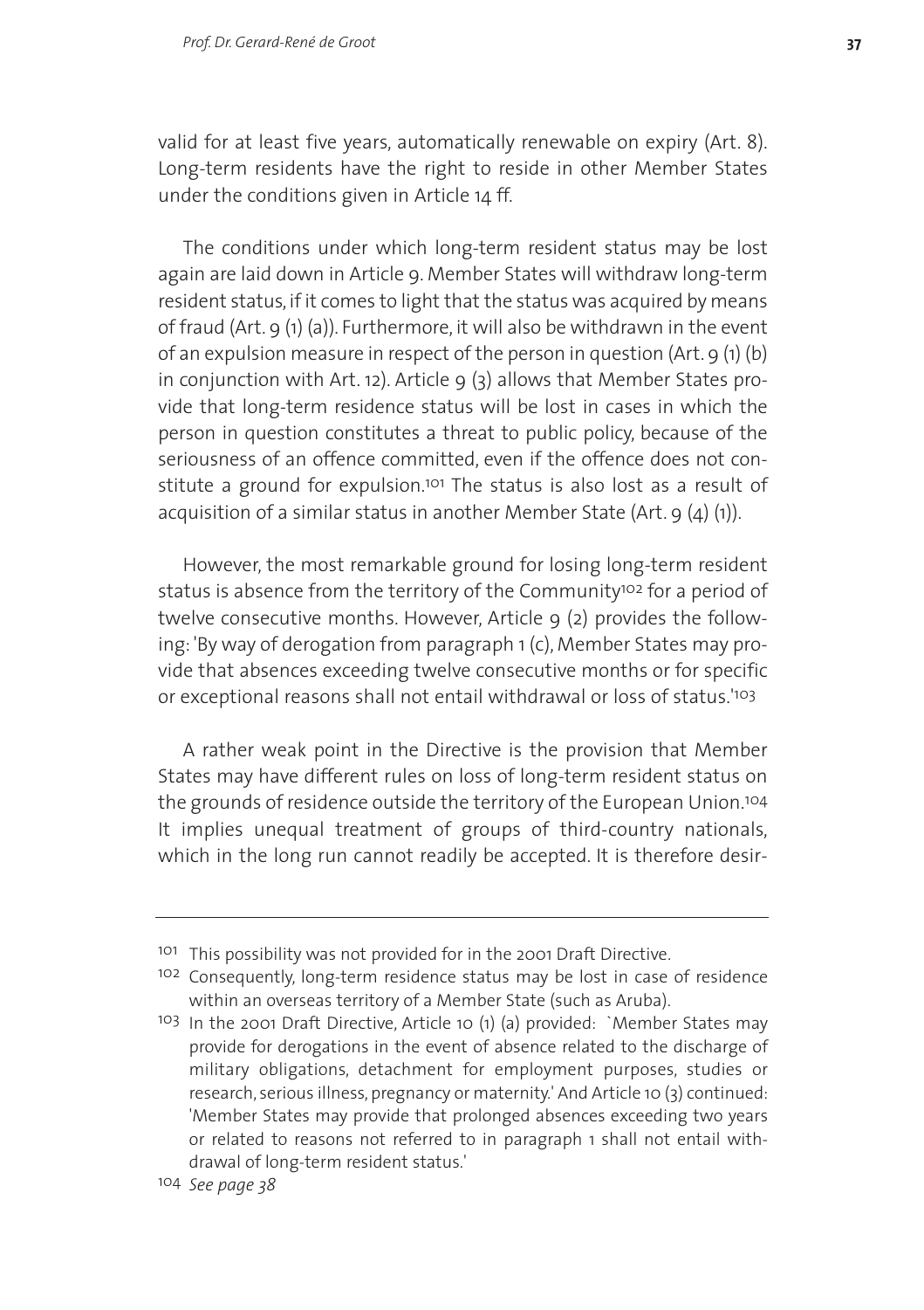valid for at least five years, automatically renewable on expiry (Art. 8). Long-term residents have the right to reside in other Member States under the conditions given in Article 14 ff.

The conditions under which long-term resident status may be lost again are laid down in Article 9. Member States will withdraw long-term resident status, if it comes to light that the status was acquired by means of fraud (Art. 9 (1) (a)). Furthermore, it will also be withdrawn in the event of an expulsion measure in respect of the person in question (Art. 9 (1) (b) in conjunction with Art. 12). Article 9 (3) allows that Member States provide that long-term residence status will be lost in cases in which the person in question constitutes a threat to public policy, because of the seriousness of an offence committed, even if the offence does not constitute a ground for expulsion.[101] The status is also lost as a result of acquisition of a similar status in another Member State (Art. 9 (4) (1)).

However, the most remarkable ground for losing long-term resident status is absence from the territory of the Community[102] for a period of twelve consecutive months. However, Article 9 (2) provides the following: 'By way of derogation from paragraph 1 (c), Member States may provide that absences exceeding twelve consecutive months or for specific or exceptional reasons shall not entail withdrawal or loss of status.'[103]

A rather weak point in the Directive is the provision that Member States may have different rules on loss of long-term resident status on the grounds of residence outside the territory of the European Union.[104] It implies unequal treatment of groups of third-country nationals, which in the long run cannot readily be accepted. It is therefore desir-

---

[101] This possibility was not provided for in the 2001 Draft Directive.

[102] Consequently, long-term residence status may be lost in case of residence within an overseas territory of a Member State (such as Aruba).

[103] In the 2001 Draft Directive, Article 10 (1) (a) provided: `Member States may provide for derogations in the event of absence related to the discharge of military obligations, detachment for employment purposes, studies or research, serious illness, pregnancy or maternity.' And Article 10 (3) continued: 'Member States may provide that prolonged absences exceeding two years or related to reasons not referred to in paragraph 1 shall not entail withdrawal of long-term resident status.'

[104] *See page 38*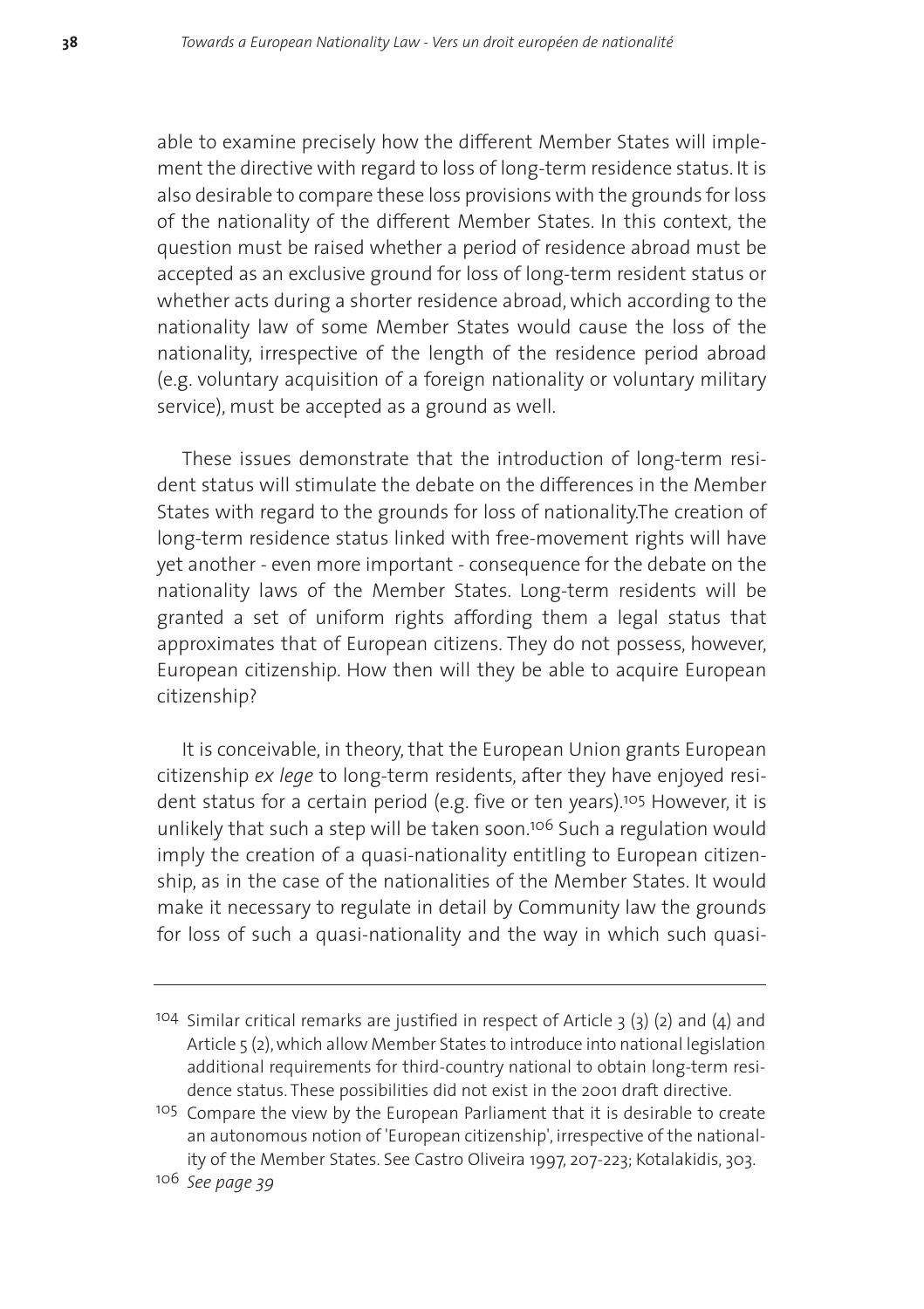able to examine precisely how the different Member States will implement the directive with regard to loss of long-term residence status. It is also desirable to compare these loss provisions with the grounds for loss of the nationality of the different Member States. In this context, the question must be raised whether a period of residence abroad must be accepted as an exclusive ground for loss of long-term resident status or whether acts during a shorter residence abroad, which according to the nationality law of some Member States would cause the loss of the nationality, irrespective of the length of the residence period abroad (e.g. voluntary acquisition of a foreign nationality or voluntary military service), must be accepted as a ground as well.

These issues demonstrate that the introduction of long-term resident status will stimulate the debate on the differences in the Member States with regard to the grounds for loss of nationality.The creation of long-term residence status linked with free-movement rights will have yet another - even more important - consequence for the debate on the nationality laws of the Member States. Long-term residents will be granted a set of uniform rights affording them a legal status that approximates that of European citizens. They do not possess, however, European citizenship. How then will they be able to acquire European citizenship?

It is conceivable, in theory, that the European Union grants European citizenship *ex lege* to long-term residents, after they have enjoyed resident status for a certain period (e.g. five or ten years).[105] However, it is unlikely that such a step will be taken soon.[106] Such a regulation would imply the creation of a quasi-nationality entitling to European citizenship, as in the case of the nationalities of the Member States. It would make it necessary to regulate in detail by Community law the grounds for loss of such a quasi-nationality and the way in which such quasi-

---

[104] Similar critical remarks are justified in respect of Article 3 (3) (2) and (4) and Article 5 (2), which allow Member States to introduce into national legislation additional requirements for third-country national to obtain long-term residence status. These possibilities did not exist in the 2001 draft directive.

[105] Compare the view by the European Parliament that it is desirable to create an autonomous notion of 'European citizenship', irrespective of the nationality of the Member States. See Castro Oliveira 1997, 207-223; Kotalakidis, 303.

[106] *See page 39*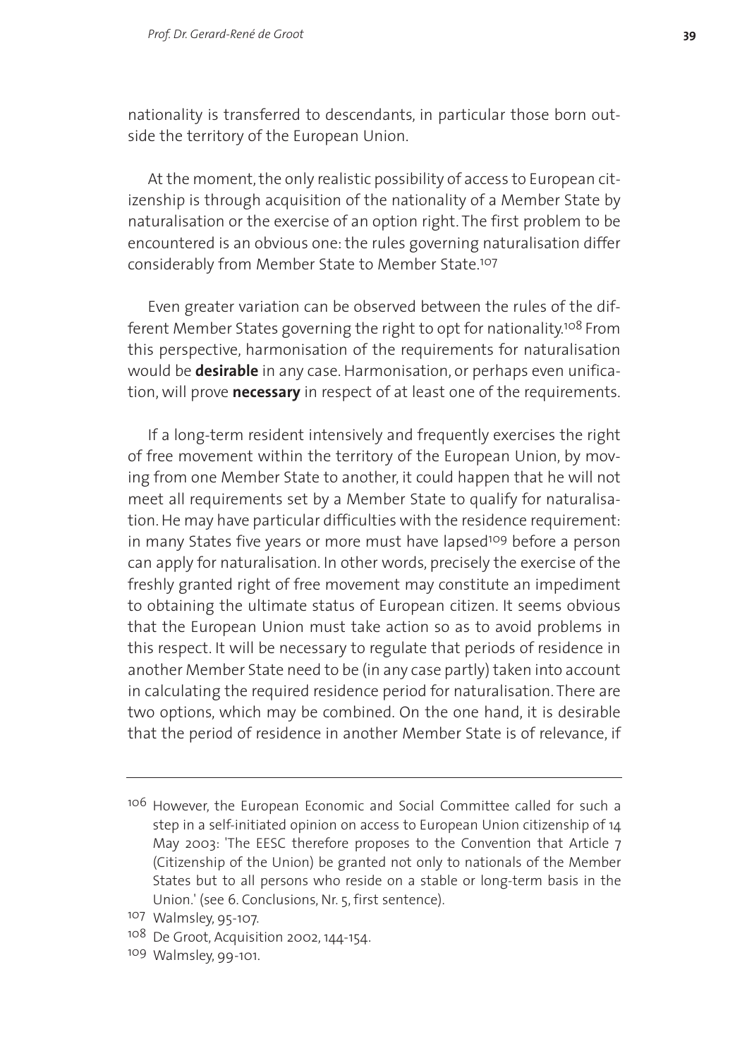nationality is transferred to descendants, in particular those born outside the territory of the European Union.

At the moment, the only realistic possibility of access to European citizenship is through acquisition of the nationality of a Member State by naturalisation or the exercise of an option right. The first problem to be encountered is an obvious one: the rules governing naturalisation differ considerably from Member State to Member State.[107]

Even greater variation can be observed between the rules of the different Member States governing the right to opt for nationality.[108] From this perspective, harmonisation of the requirements for naturalisation would be **desirable** in any case. Harmonisation, or perhaps even unification, will prove **necessary** in respect of at least one of the requirements.

If a long-term resident intensively and frequently exercises the right of free movement within the territory of the European Union, by moving from one Member State to another, it could happen that he will not meet all requirements set by a Member State to qualify for naturalisation. He may have particular difficulties with the residence requirement: in many States five years or more must have lapsed[109] before a person can apply for naturalisation. In other words, precisely the exercise of the freshly granted right of free movement may constitute an impediment to obtaining the ultimate status of European citizen. It seems obvious that the European Union must take action so as to avoid problems in this respect. It will be necessary to regulate that periods of residence in another Member State need to be (in any case partly) taken into account in calculating the required residence period for naturalisation. There are two options, which may be combined. On the one hand, it is desirable that the period of residence in another Member State is of relevance, if

---

[106] However, the European Economic and Social Committee called for such a step in a self-initiated opinion on access to European Union citizenship of 14 May 2003: 'The EESC therefore proposes to the Convention that Article 7 (Citizenship of the Union) be granted not only to nationals of the Member States but to all persons who reside on a stable or long-term basis in the Union.' (see 6. Conclusions, Nr. 5, first sentence).

[107] Walmsley, 95-107.

[108] De Groot, Acquisition 2002, 144-154.

[109] Walmsley, 99-101.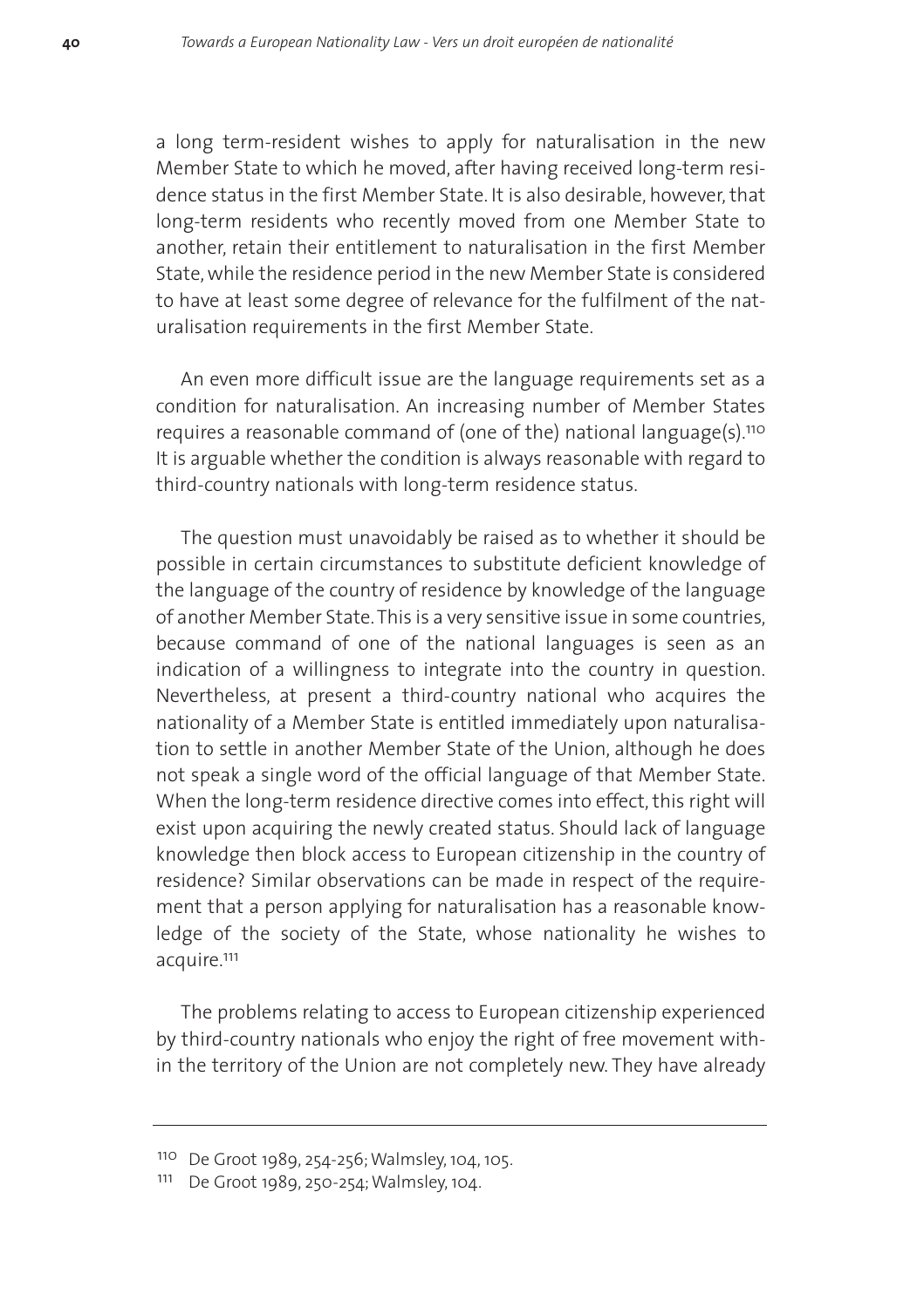a long term-resident wishes to apply for naturalisation in the new Member State to which he moved, after having received long-term residence status in the first Member State. It is also desirable, however, that long-term residents who recently moved from one Member State to another, retain their entitlement to naturalisation in the first Member State, while the residence period in the new Member State is considered to have at least some degree of relevance for the fulfilment of the naturalisation requirements in the first Member State.

An even more difficult issue are the language requirements set as a condition for naturalisation. An increasing number of Member States requires a reasonable command of (one of the) national language(s).[110] It is arguable whether the condition is always reasonable with regard to third-country nationals with long-term residence status.

The question must unavoidably be raised as to whether it should be possible in certain circumstances to substitute deficient knowledge of the language of the country of residence by knowledge of the language of another Member State. This is a very sensitive issue in some countries, because command of one of the national languages is seen as an indication of a willingness to integrate into the country in question. Nevertheless, at present a third-country national who acquires the nationality of a Member State is entitled immediately upon naturalisation to settle in another Member State of the Union, although he does not speak a single word of the official language of that Member State. When the long-term residence directive comes into effect, this right will exist upon acquiring the newly created status. Should lack of language knowledge then block access to European citizenship in the country of residence? Similar observations can be made in respect of the requirement that a person applying for naturalisation has a reasonable knowledge of the society of the State, whose nationality he wishes to acquire.[111]

The problems relating to access to European citizenship experienced by third-country nationals who enjoy the right of free movement within the territory of the Union are not completely new. They have already

---

[110] De Groot 1989, 254-256; Walmsley, 104, 105.

[111] De Groot 1989, 250-254; Walmsley, 104.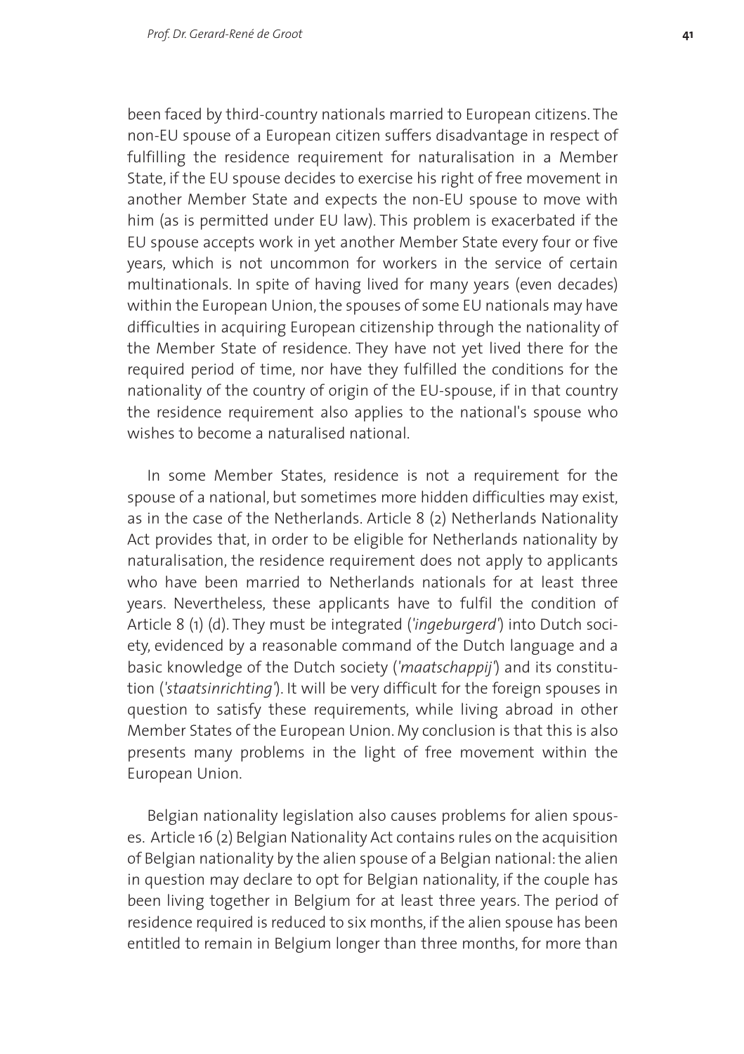been faced by third-country nationals married to European citizens. The non-EU spouse of a European citizen suffers disadvantage in respect of fulfilling the residence requirement for naturalisation in a Member State, if the EU spouse decides to exercise his right of free movement in another Member State and expects the non-EU spouse to move with him (as is permitted under EU law). This problem is exacerbated if the EU spouse accepts work in yet another Member State every four or five years, which is not uncommon for workers in the service of certain multinationals. In spite of having lived for many years (even decades) within the European Union, the spouses of some EU nationals may have difficulties in acquiring European citizenship through the nationality of the Member State of residence. They have not yet lived there for the required period of time, nor have they fulfilled the conditions for the nationality of the country of origin of the EU-spouse, if in that country the residence requirement also applies to the national's spouse who wishes to become a naturalised national.

In some Member States, residence is not a requirement for the spouse of a national, but sometimes more hidden difficulties may exist, as in the case of the Netherlands. Article 8 (2) Netherlands Nationality Act provides that, in order to be eligible for Netherlands nationality by naturalisation, the residence requirement does not apply to applicants who have been married to Netherlands nationals for at least three years. Nevertheless, these applicants have to fulfil the condition of Article 8 (1) (d). They must be integrated (*'ingeburgerd'*) into Dutch society, evidenced by a reasonable command of the Dutch language and a basic knowledge of the Dutch society (*'maatschappij'*) and its constitution (*'staatsinrichting'*). It will be very difficult for the foreign spouses in question to satisfy these requirements, while living abroad in other Member States of the European Union. My conclusion is that this is also presents many problems in the light of free movement within the European Union.

Belgian nationality legislation also causes problems for alien spouses. Article 16 (2) Belgian Nationality Act contains rules on the acquisition of Belgian nationality by the alien spouse of a Belgian national: the alien in question may declare to opt for Belgian nationality, if the couple has been living together in Belgium for at least three years. The period of residence required is reduced to six months, if the alien spouse has been entitled to remain in Belgium longer than three months, for more than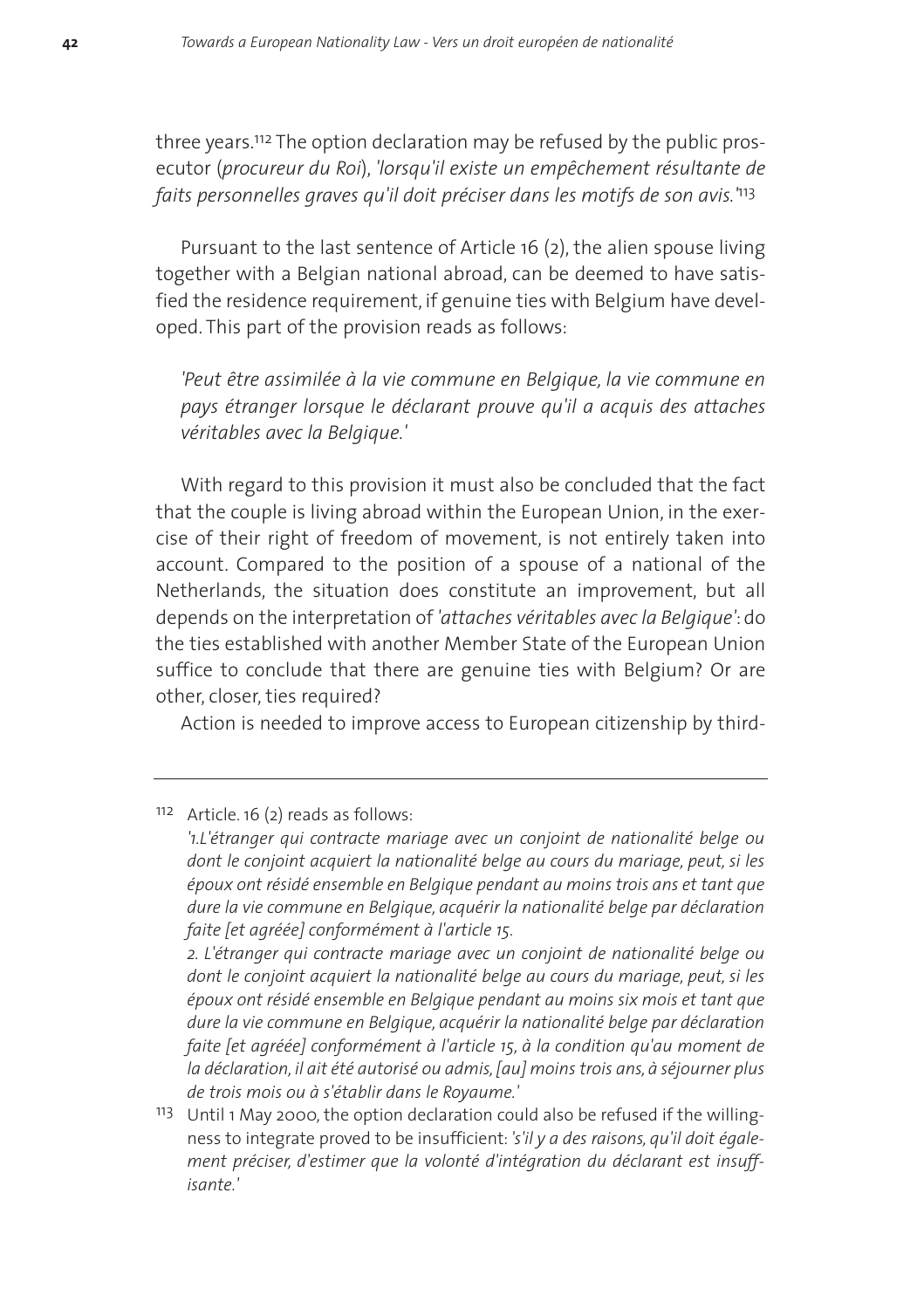three years.[112] The option declaration may be refused by the public prosecutor (*procureur du Roi*), *'lorsqu'il existe un empêchement résultante de faits personnelles graves qu'il doit préciser dans les motifs de son avis.'*[113]

Pursuant to the last sentence of Article 16 (2), the alien spouse living together with a Belgian national abroad, can be deemed to have satisfied the residence requirement, if genuine ties with Belgium have developed. This part of the provision reads as follows:

> *'Peut être assimilée à la vie commune en Belgique, la vie commune en pays étranger lorsque le déclarant prouve qu'il a acquis des attaches véritables avec la Belgique.'*

With regard to this provision it must also be concluded that the fact that the couple is living abroad within the European Union, in the exercise of their right of freedom of movement, is not entirely taken into account. Compared to the position of a spouse of a national of the Netherlands, the situation does constitute an improvement, but all depends on the interpretation of *'attaches véritables avec la Belgique'*: do the ties established with another Member State of the European Union suffice to conclude that there are genuine ties with Belgium? Or are other, closer, ties required?

Action is needed to improve access to European citizenship by third-

---

[112] Article. 16 (2) reads as follows:
*'1.L'étranger qui contracte mariage avec un conjoint de nationalité belge ou dont le conjoint acquiert la nationalité belge au cours du mariage, peut, si les époux ont résidé ensemble en Belgique pendant au moins trois ans et tant que dure la vie commune en Belgique, acquérir la nationalité belge par déclaration faite [et agréée] conformément à l'article 15.*
*2. L'étranger qui contracte mariage avec un conjoint de nationalité belge ou dont le conjoint acquiert la nationalité belge au cours du mariage, peut, si les époux ont résidé ensemble en Belgique pendant au moins six mois et tant que dure la vie commune en Belgique, acquérir la nationalité belge par déclaration faite [et agréée] conformément à l'article 15, à la condition qu'au moment de la déclaration, il ait été autorisé ou admis, [au] moins trois ans, à séjourner plus de trois mois ou à s'établir dans le Royaume.'*

[113] Until 1 May 2000, the option declaration could also be refused if the willingness to integrate proved to be insufficient: *'s'il y a des raisons, qu'il doit également préciser, d'estimer que la volonté d'intégration du déclarant est insuffisante.'*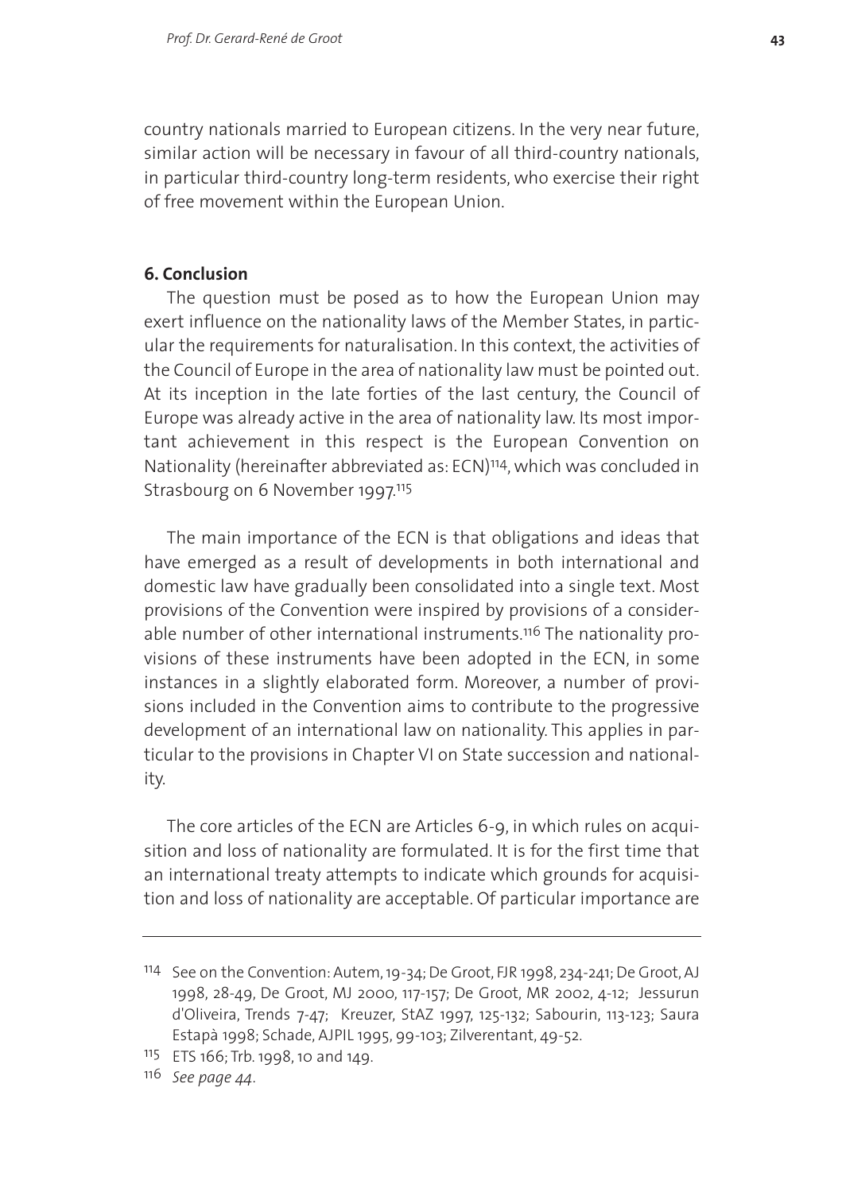country nationals married to European citizens. In the very near future, similar action will be necessary in favour of all third-country nationals, in particular third-country long-term residents, who exercise their right of free movement within the European Union.

## 6. Conclusion

The question must be posed as to how the European Union may exert influence on the nationality laws of the Member States, in particular the requirements for naturalisation. In this context, the activities of the Council of Europe in the area of nationality law must be pointed out. At its inception in the late forties of the last century, the Council of Europe was already active in the area of nationality law. Its most important achievement in this respect is the European Convention on Nationality (hereinafter abbreviated as: ECN)[114], which was concluded in Strasbourg on 6 November 1997.[115]

The main importance of the ECN is that obligations and ideas that have emerged as a result of developments in both international and domestic law have gradually been consolidated into a single text. Most provisions of the Convention were inspired by provisions of a considerable number of other international instruments.[116] The nationality provisions of these instruments have been adopted in the ECN, in some instances in a slightly elaborated form. Moreover, a number of provisions included in the Convention aims to contribute to the progressive development of an international law on nationality. This applies in particular to the provisions in Chapter VI on State succession and nationality.

The core articles of the ECN are Articles 6-9, in which rules on acquisition and loss of nationality are formulated. It is for the first time that an international treaty attempts to indicate which grounds for acquisition and loss of nationality are acceptable. Of particular importance are

---

114 See on the Convention: Autem, 19-34; De Groot, FJR 1998, 234-241; De Groot, AJ 1998, 28-49, De Groot, MJ 2000, 117-157; De Groot, MR 2002, 4-12; Jessurun d'Oliveira, Trends 7-47; Kreuzer, StAZ 1997, 125-132; Sabourin, 113-123; Saura Estapà 1998; Schade, AJPIL 1995, 99-103; Zilverentant, 49-52.

115 ETS 166; Trb. 1998, 10 and 149.

116 *See page 44*.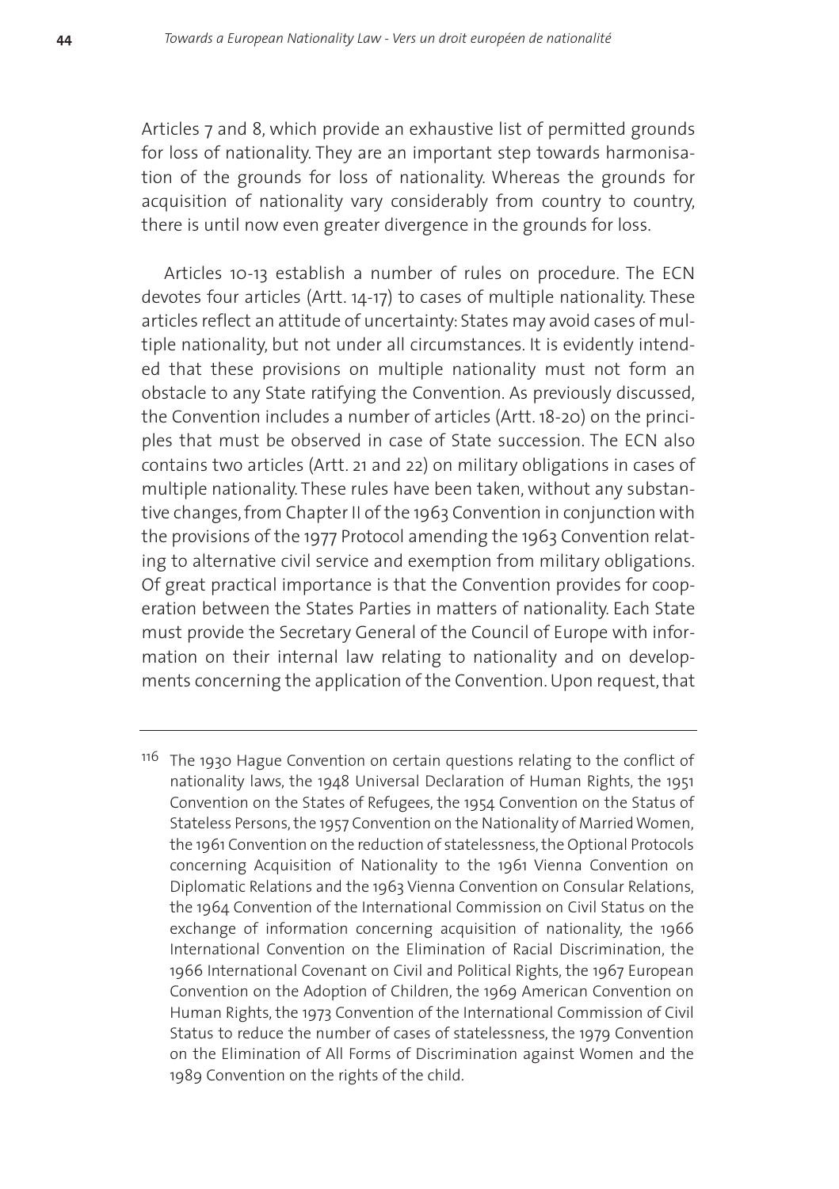Articles 7 and 8, which provide an exhaustive list of permitted grounds for loss of nationality. They are an important step towards harmonisation of the grounds for loss of nationality. Whereas the grounds for acquisition of nationality vary considerably from country to country, there is until now even greater divergence in the grounds for loss.

Articles 10-13 establish a number of rules on procedure. The ECN devotes four articles (Artt. 14-17) to cases of multiple nationality. These articles reflect an attitude of uncertainty: States may avoid cases of multiple nationality, but not under all circumstances. It is evidently intended that these provisions on multiple nationality must not form an obstacle to any State ratifying the Convention. As previously discussed, the Convention includes a number of articles (Artt. 18-20) on the principles that must be observed in case of State succession. The ECN also contains two articles (Artt. 21 and 22) on military obligations in cases of multiple nationality. These rules have been taken, without any substantive changes, from Chapter II of the 1963 Convention in conjunction with the provisions of the 1977 Protocol amending the 1963 Convention relating to alternative civil service and exemption from military obligations. Of great practical importance is that the Convention provides for cooperation between the States Parties in matters of nationality. Each State must provide the Secretary General of the Council of Europe with information on their internal law relating to nationality and on developments concerning the application of the Convention. Upon request, that

---

[116] The 1930 Hague Convention on certain questions relating to the conflict of nationality laws, the 1948 Universal Declaration of Human Rights, the 1951 Convention on the States of Refugees, the 1954 Convention on the Status of Stateless Persons, the 1957 Convention on the Nationality of Married Women, the 1961 Convention on the reduction of statelessness, the Optional Protocols concerning Acquisition of Nationality to the 1961 Vienna Convention on Diplomatic Relations and the 1963 Vienna Convention on Consular Relations, the 1964 Convention of the International Commission on Civil Status on the exchange of information concerning acquisition of nationality, the 1966 International Convention on the Elimination of Racial Discrimination, the 1966 International Covenant on Civil and Political Rights, the 1967 European Convention on the Adoption of Children, the 1969 American Convention on Human Rights, the 1973 Convention of the International Commission of Civil Status to reduce the number of cases of statelessness, the 1979 Convention on the Elimination of All Forms of Discrimination against Women and the 1989 Convention on the rights of the child.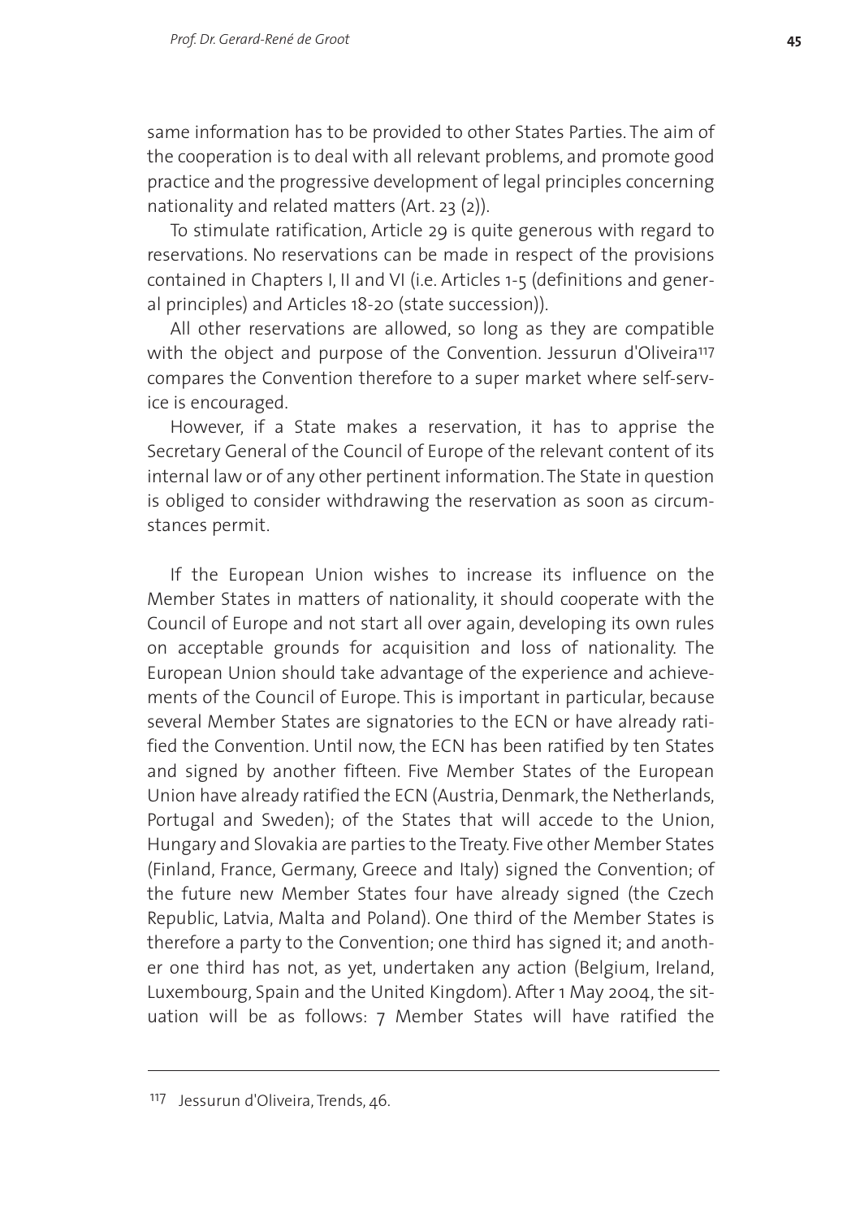same information has to be provided to other States Parties. The aim of the cooperation is to deal with all relevant problems, and promote good practice and the progressive development of legal principles concerning nationality and related matters (Art. 23 (2)).

To stimulate ratification, Article 29 is quite generous with regard to reservations. No reservations can be made in respect of the provisions contained in Chapters I, II and VI (i.e. Articles 1-5 (definitions and general principles) and Articles 18-20 (state succession)).

All other reservations are allowed, so long as they are compatible with the object and purpose of the Convention. Jessurun d'Oliveira[117] compares the Convention therefore to a super market where self-service is encouraged.

However, if a State makes a reservation, it has to apprise the Secretary General of the Council of Europe of the relevant content of its internal law or of any other pertinent information. The State in question is obliged to consider withdrawing the reservation as soon as circumstances permit.

If the European Union wishes to increase its influence on the Member States in matters of nationality, it should cooperate with the Council of Europe and not start all over again, developing its own rules on acceptable grounds for acquisition and loss of nationality. The European Union should take advantage of the experience and achievements of the Council of Europe. This is important in particular, because several Member States are signatories to the ECN or have already ratified the Convention. Until now, the ECN has been ratified by ten States and signed by another fifteen. Five Member States of the European Union have already ratified the ECN (Austria, Denmark, the Netherlands, Portugal and Sweden); of the States that will accede to the Union, Hungary and Slovakia are parties to the Treaty. Five other Member States (Finland, France, Germany, Greece and Italy) signed the Convention; of the future new Member States four have already signed (the Czech Republic, Latvia, Malta and Poland). One third of the Member States is therefore a party to the Convention; one third has signed it; and another one third has not, as yet, undertaken any action (Belgium, Ireland, Luxembourg, Spain and the United Kingdom). After 1 May 2004, the situation will be as follows: 7 Member States will have ratified the

[117] Jessurun d'Oliveira, Trends, 46.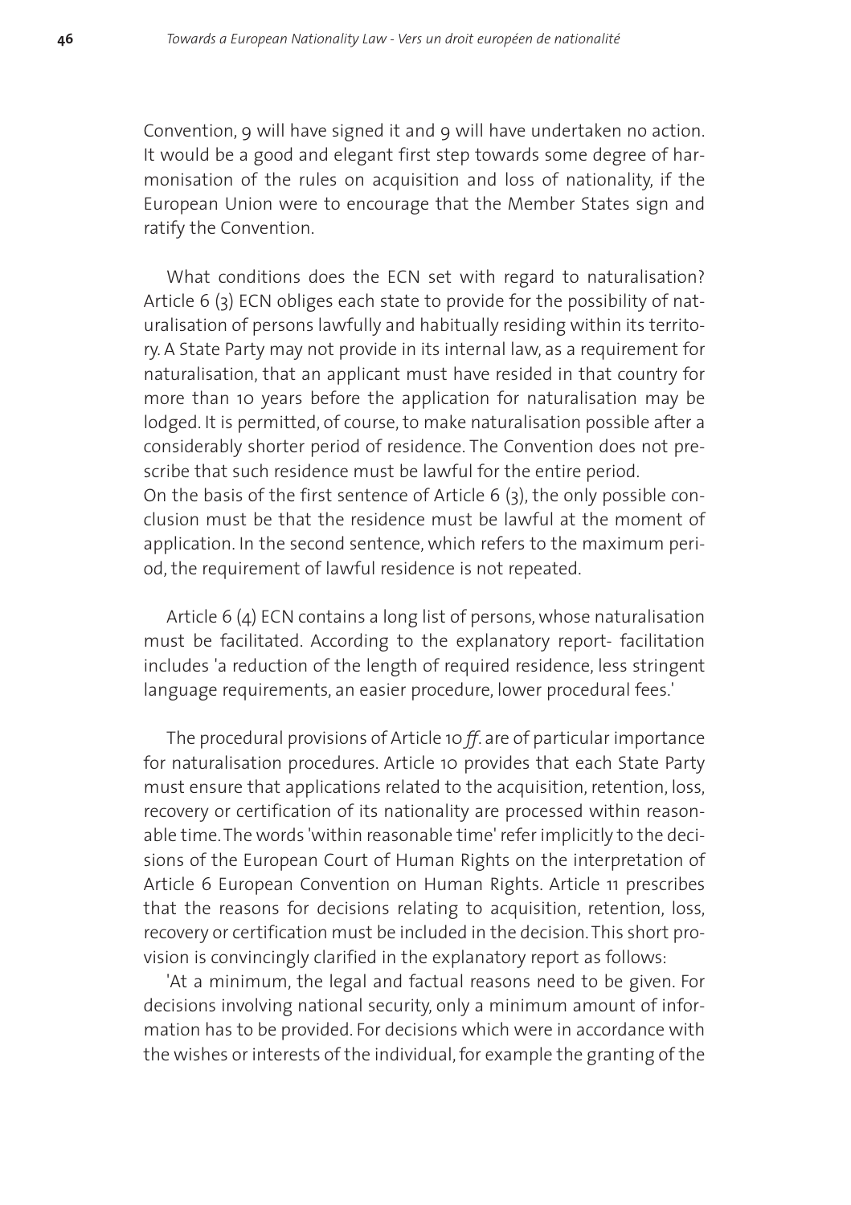Convention, 9 will have signed it and 9 will have undertaken no action. It would be a good and elegant first step towards some degree of harmonisation of the rules on acquisition and loss of nationality, if the European Union were to encourage that the Member States sign and ratify the Convention.

What conditions does the ECN set with regard to naturalisation? Article 6 (3) ECN obliges each state to provide for the possibility of naturalisation of persons lawfully and habitually residing within its territory. A State Party may not provide in its internal law, as a requirement for naturalisation, that an applicant must have resided in that country for more than 10 years before the application for naturalisation may be lodged. It is permitted, of course, to make naturalisation possible after a considerably shorter period of residence. The Convention does not prescribe that such residence must be lawful for the entire period.
On the basis of the first sentence of Article 6 (3), the only possible conclusion must be that the residence must be lawful at the moment of application. In the second sentence, which refers to the maximum period, the requirement of lawful residence is not repeated.

Article 6 (4) ECN contains a long list of persons, whose naturalisation must be facilitated. According to the explanatory report- facilitation includes 'a reduction of the length of required residence, less stringent language requirements, an easier procedure, lower procedural fees.'

The procedural provisions of Article 10 *ff*. are of particular importance for naturalisation procedures. Article 10 provides that each State Party must ensure that applications related to the acquisition, retention, loss, recovery or certification of its nationality are processed within reasonable time. The words 'within reasonable time' refer implicitly to the decisions of the European Court of Human Rights on the interpretation of Article 6 European Convention on Human Rights. Article 11 prescribes that the reasons for decisions relating to acquisition, retention, loss, recovery or certification must be included in the decision. This short provision is convincingly clarified in the explanatory report as follows:

'At a minimum, the legal and factual reasons need to be given. For decisions involving national security, only a minimum amount of information has to be provided. For decisions which were in accordance with the wishes or interests of the individual, for example the granting of the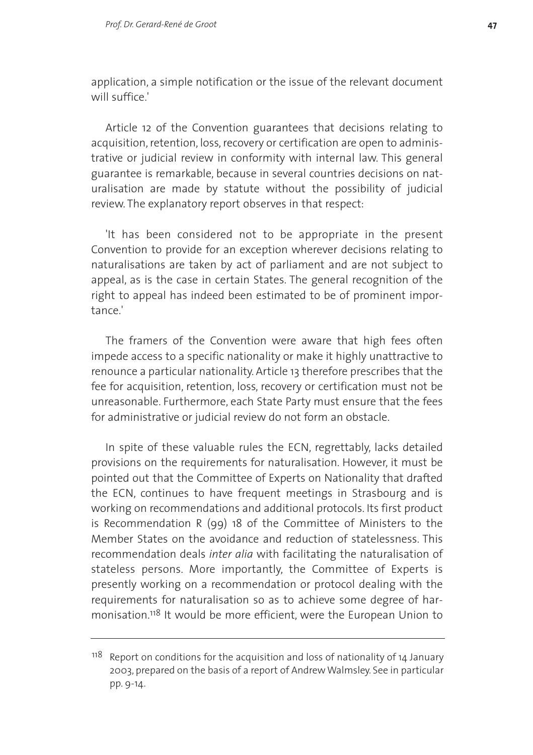application, a simple notification or the issue of the relevant document will suffice.'

Article 12 of the Convention guarantees that decisions relating to acquisition, retention, loss, recovery or certification are open to administrative or judicial review in conformity with internal law. This general guarantee is remarkable, because in several countries decisions on naturalisation are made by statute without the possibility of judicial review. The explanatory report observes in that respect:

'It has been considered not to be appropriate in the present Convention to provide for an exception wherever decisions relating to naturalisations are taken by act of parliament and are not subject to appeal, as is the case in certain States. The general recognition of the right to appeal has indeed been estimated to be of prominent importance.'

The framers of the Convention were aware that high fees often impede access to a specific nationality or make it highly unattractive to renounce a particular nationality. Article 13 therefore prescribes that the fee for acquisition, retention, loss, recovery or certification must not be unreasonable. Furthermore, each State Party must ensure that the fees for administrative or judicial review do not form an obstacle.

In spite of these valuable rules the ECN, regrettably, lacks detailed provisions on the requirements for naturalisation. However, it must be pointed out that the Committee of Experts on Nationality that drafted the ECN, continues to have frequent meetings in Strasbourg and is working on recommendations and additional protocols. Its first product is Recommendation R (99) 18 of the Committee of Ministers to the Member States on the avoidance and reduction of statelessness. This recommendation deals *inter alia* with facilitating the naturalisation of stateless persons. More importantly, the Committee of Experts is presently working on a recommendation or protocol dealing with the requirements for naturalisation so as to achieve some degree of harmonisation.[118] It would be more efficient, were the European Union to

[118] Report on conditions for the acquisition and loss of nationality of 14 January 2003, prepared on the basis of a report of Andrew Walmsley. See in particular pp. 9-14.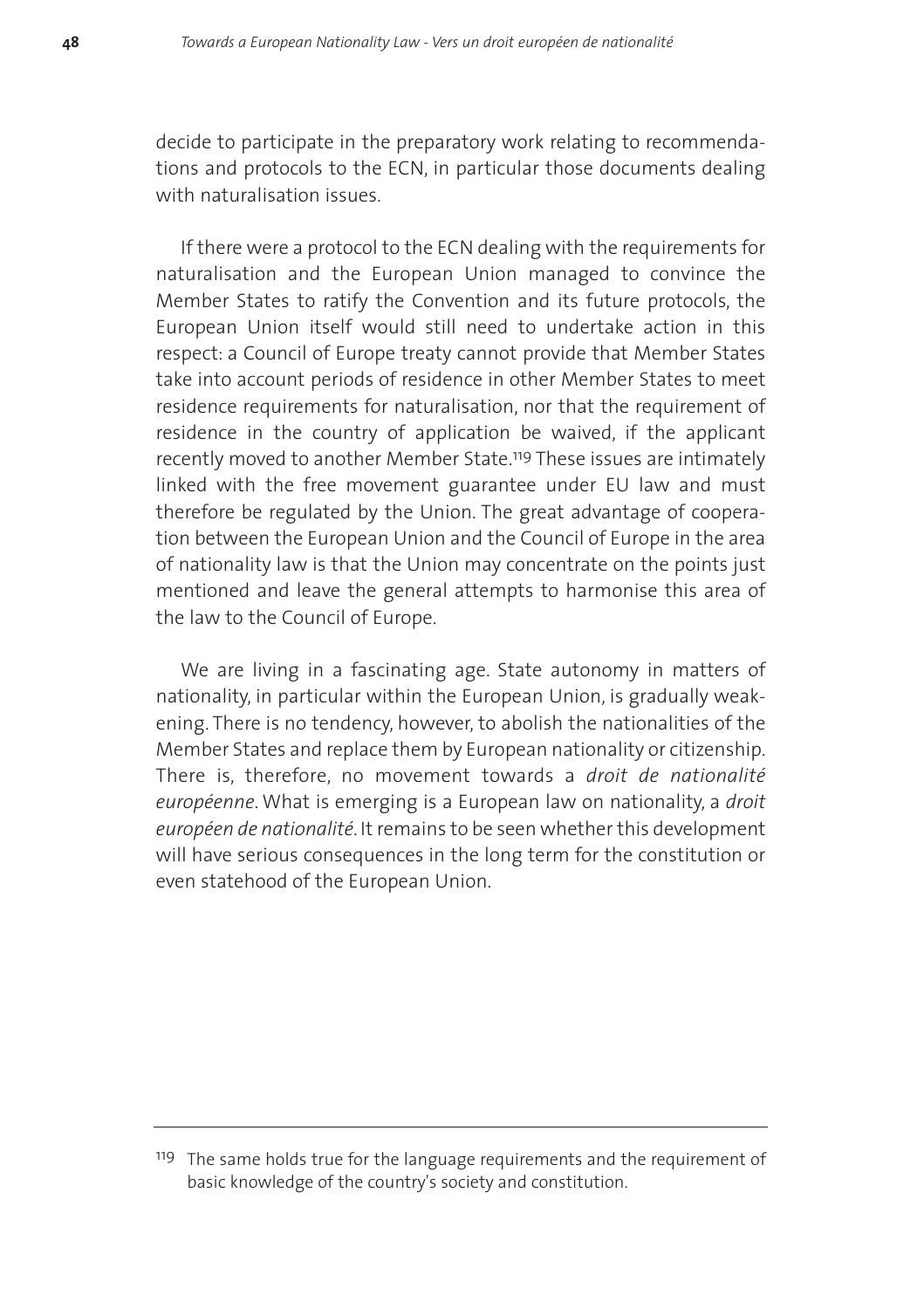decide to participate in the preparatory work relating to recommendations and protocols to the ECN, in particular those documents dealing with naturalisation issues.

If there were a protocol to the ECN dealing with the requirements for naturalisation and the European Union managed to convince the Member States to ratify the Convention and its future protocols, the European Union itself would still need to undertake action in this respect: a Council of Europe treaty cannot provide that Member States take into account periods of residence in other Member States to meet residence requirements for naturalisation, nor that the requirement of residence in the country of application be waived, if the applicant recently moved to another Member State.[119] These issues are intimately linked with the free movement guarantee under EU law and must therefore be regulated by the Union. The great advantage of cooperation between the European Union and the Council of Europe in the area of nationality law is that the Union may concentrate on the points just mentioned and leave the general attempts to harmonise this area of the law to the Council of Europe.

We are living in a fascinating age. State autonomy in matters of nationality, in particular within the European Union, is gradually weakening. There is no tendency, however, to abolish the nationalities of the Member States and replace them by European nationality or citizenship. There is, therefore, no movement towards a *droit de nationalité européenne*. What is emerging is a European law on nationality, a *droit européen de nationalité*. It remains to be seen whether this development will have serious consequences in the long term for the constitution or even statehood of the European Union.

---

[119] The same holds true for the language requirements and the requirement of basic knowledge of the country's society and constitution.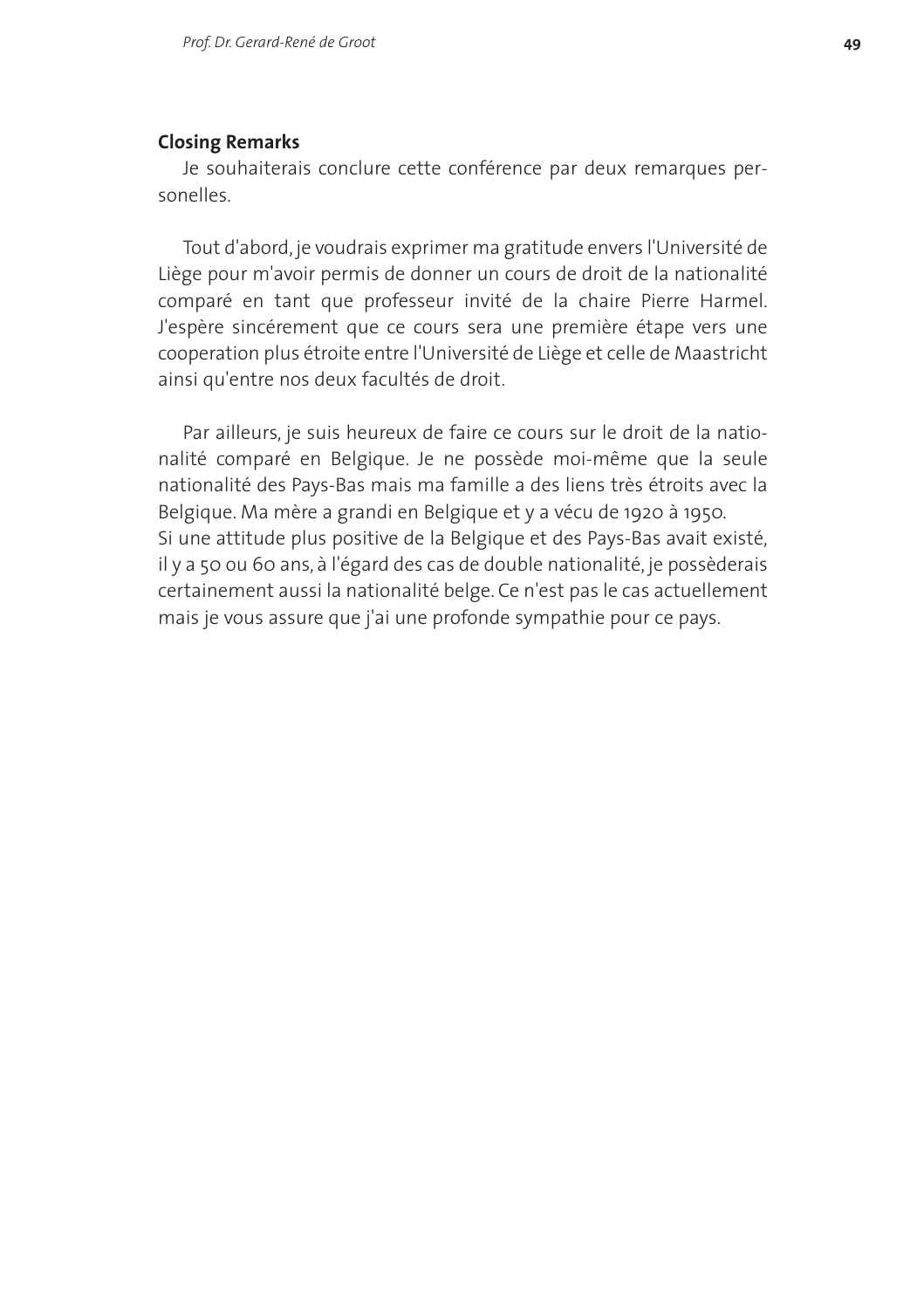**Closing Remarks**

Je souhaiterais conclure cette conférence par deux remarques personelles.

Tout d'abord, je voudrais exprimer ma gratitude envers l'Université de Liège pour m'avoir permis de donner un cours de droit de la nationalité comparé en tant que professeur invité de la chaire Pierre Harmel. J'espère sincérement que ce cours sera une première étape vers une cooperation plus étroite entre l'Université de Liège et celle de Maastricht ainsi qu'entre nos deux facultés de droit.

Par ailleurs, je suis heureux de faire ce cours sur le droit de la nationalité comparé en Belgique. Je ne possède moi-même que la seule nationalité des Pays-Bas mais ma famille a des liens très étroits avec la Belgique. Ma mère a grandi en Belgique et y a vécu de 1920 à 1950.
Si une attitude plus positive de la Belgique et des Pays-Bas avait existé, il y a 50 ou 60 ans, à l'égard des cas de double nationalité, je possèderais certainement aussi la nationalité belge. Ce n'est pas le cas actuellement mais je vous assure que j'ai une profonde sympathie pour ce pays.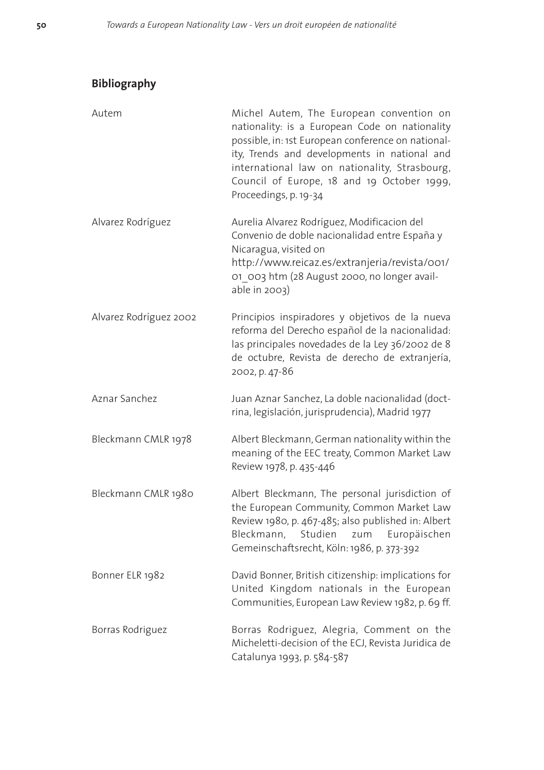## Bibliography

| | |
|---|---|
| Autem | Michel Autem, The European convention on nationality: is a European Code on nationality possible, in: 1st European conference on nationality, Trends and developments in national and international law on nationality, Strasbourg, Council of Europe, 18 and 19 October 1999, Proceedings, p. 19-34 |
| Alvarez Rodríguez | Aurelia Alvarez Rodríguez, Modificacion del Convenio de doble nacionalidad entre España y Nicaragua, visited on http://www.reicaz.es/extranjeria/revista/001/01_003 htm (28 August 2000, no longer available in 2003) |
| Alvarez Rodríguez 2002 | Principios inspiradores y objetivos de la nueva reforma del Derecho español de la nacionalidad: las principales novedades de la Ley 36/2002 de 8 de octubre, Revista de derecho de extranjería, 2002, p. 47-86 |
| Aznar Sanchez | Juan Aznar Sanchez, La doble nacionalidad (doctrina, legislación, jurisprudencia), Madrid 1977 |
| Bleckmann CMLR 1978 | Albert Bleckmann, German nationality within the meaning of the EEC treaty, Common Market Law Review 1978, p. 435-446 |
| Bleckmann CMLR 1980 | Albert Bleckmann, The personal jurisdiction of the European Community, Common Market Law Review 1980, p. 467-485; also published in: Albert Bleckmann, Studien zum Europäischen Gemeinschaftsrecht, Köln: 1986, p. 373-392 |
| Bonner ELR 1982 | David Bonner, British citizenship: implications for United Kingdom nationals in the European Communities, European Law Review 1982, p. 69 ff. |
| Borras Rodriguez | Borras Rodriguez, Alegria, Comment on the Micheletti-decision of the ECJ, Revista Juridica de Catalunya 1993, p. 584-587 |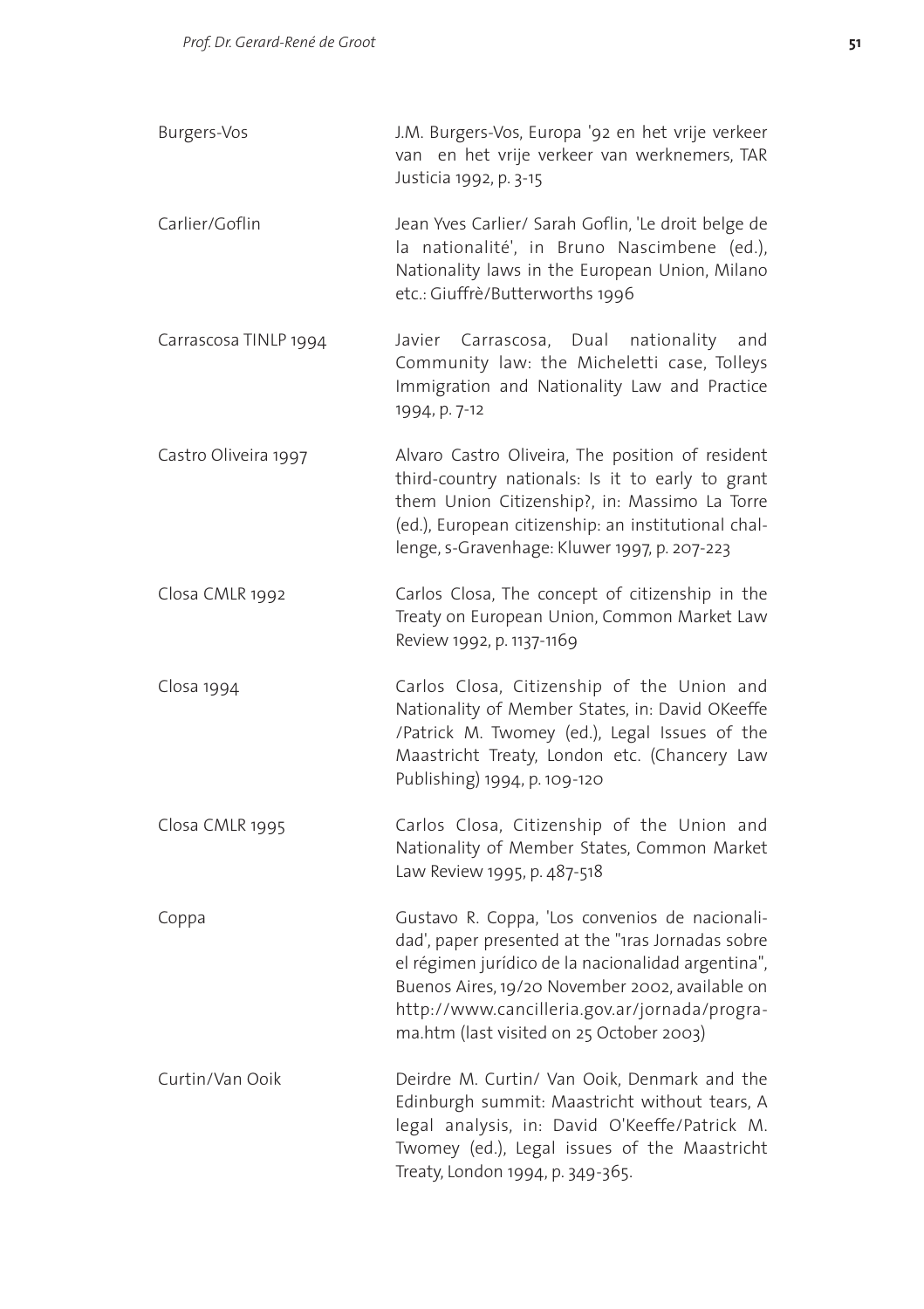| | |
|---|---|
| Burgers-Vos | J.M. Burgers-Vos, Europa '92 en het vrije verkeer van en het vrije verkeer van werknemers, TAR Justicia 1992, p. 3-15 |
| Carlier/Goflin | Jean Yves Carlier/ Sarah Goflin, 'Le droit belge de la nationalité', in Bruno Nascimbene (ed.), Nationality laws in the European Union, Milano etc.: Giuffrè/Butterworths 1996 |
| Carrascosa TINLP 1994 | Javier Carrascosa, Dual nationality and Community law: the Micheletti case, Tolleys Immigration and Nationality Law and Practice 1994, p. 7-12 |
| Castro Oliveira 1997 | Alvaro Castro Oliveira, The position of resident third-country nationals: Is it to early to grant them Union Citizenship?, in: Massimo La Torre (ed.), European citizenship: an institutional challenge, s-Gravenhage: Kluwer 1997, p. 207-223 |
| Closa CMLR 1992 | Carlos Closa, The concept of citizenship in the Treaty on European Union, Common Market Law Review 1992, p. 1137-1169 |
| Closa 1994 | Carlos Closa, Citizenship of the Union and Nationality of Member States, in: David OKeeffe /Patrick M. Twomey (ed.), Legal Issues of the Maastricht Treaty, London etc. (Chancery Law Publishing) 1994, p. 109-120 |
| Closa CMLR 1995 | Carlos Closa, Citizenship of the Union and Nationality of Member States, Common Market Law Review 1995, p. 487-518 |
| Coppa | Gustavo R. Coppa, 'Los convenios de nacionalidad', paper presented at the "1ras Jornadas sobre el régimen jurídico de la nacionalidad argentina", Buenos Aires, 19/20 November 2002, available on http://www.cancilleria.gov.ar/jornada/programa.htm (last visited on 25 October 2003) |
| Curtin/Van Ooik | Deirdre M. Curtin/ Van Ooik, Denmark and the Edinburgh summit: Maastricht without tears, A legal analysis, in: David O'Keeffe/Patrick M. Twomey (ed.), Legal issues of the Maastricht Treaty, London 1994, p. 349-365. |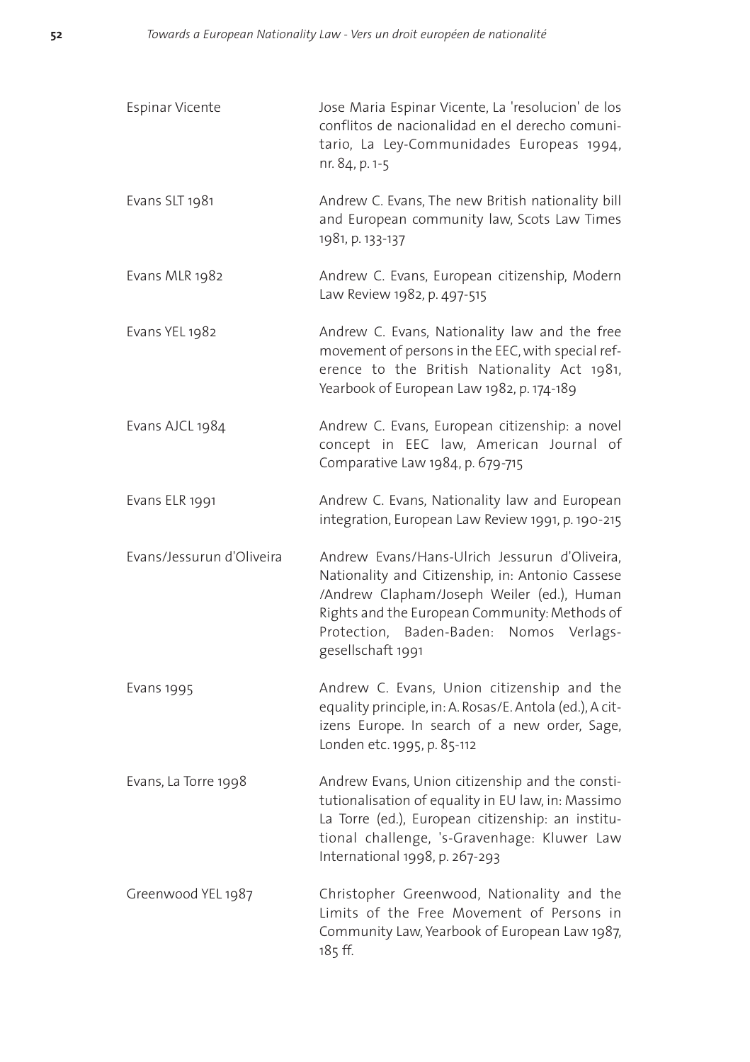| | |
|---|---|
| Espinar Vicente | Jose Maria Espinar Vicente, La 'resolucion' de los conflitos de nacionalidad en el derecho comunitario, La Ley-Communidades Europeas 1994, nr. 84, p. 1-5 |
| Evans SLT 1981 | Andrew C. Evans, The new British nationality bill and European community law, Scots Law Times 1981, p. 133-137 |
| Evans MLR 1982 | Andrew C. Evans, European citizenship, Modern Law Review 1982, p. 497-515 |
| Evans YEL 1982 | Andrew C. Evans, Nationality law and the free movement of persons in the EEC, with special reference to the British Nationality Act 1981, Yearbook of European Law 1982, p. 174-189 |
| Evans AJCL 1984 | Andrew C. Evans, European citizenship: a novel concept in EEC law, American Journal of Comparative Law 1984, p. 679-715 |
| Evans ELR 1991 | Andrew C. Evans, Nationality law and European integration, European Law Review 1991, p. 190-215 |
| Evans/Jessurun d'Oliveira | Andrew Evans/Hans-Ulrich Jessurun d'Oliveira, Nationality and Citizenship, in: Antonio Cassese /Andrew Clapham/Joseph Weiler (ed.), Human Rights and the European Community: Methods of Protection, Baden-Baden: Nomos Verlagsgesellschaft 1991 |
| Evans 1995 | Andrew C. Evans, Union citizenship and the equality principle, in: A. Rosas/E. Antola (ed.), A citizens Europe. In search of a new order, Sage, Londen etc. 1995, p. 85-112 |
| Evans, La Torre 1998 | Andrew Evans, Union citizenship and the constitutionalisation of equality in EU law, in: Massimo La Torre (ed.), European citizenship: an institutional challenge, 's-Gravenhage: Kluwer Law International 1998, p. 267-293 |
| Greenwood YEL 1987 | Christopher Greenwood, Nationality and the Limits of the Free Movement of Persons in Community Law, Yearbook of European Law 1987, 185 ff. |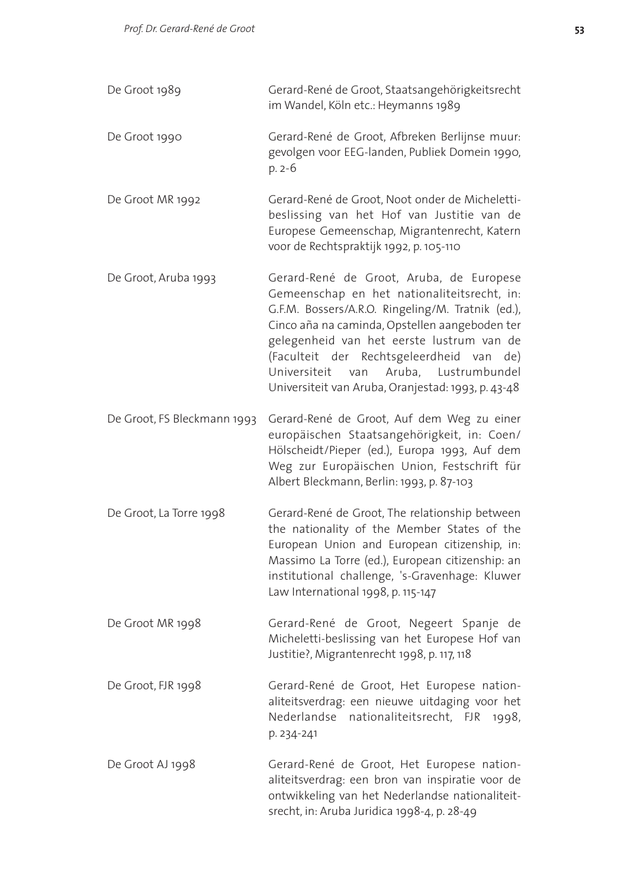| | |
|---|---|
| De Groot 1989 | Gerard-René de Groot, Staatsangehörigkeitsrecht im Wandel, Köln etc.: Heymanns 1989 |
| De Groot 1990 | Gerard-René de Groot, Afbreken Berlijnse muur: gevolgen voor EEG-landen, Publiek Domein 1990, p. 2-6 |
| De Groot MR 1992 | Gerard-René de Groot, Noot onder de Micheletti-beslissing van het Hof van Justitie van de Europese Gemeenschap, Migrantenrecht, Katern voor de Rechtspraktijk 1992, p. 105-110 |
| De Groot, Aruba 1993 | Gerard-René de Groot, Aruba, de Europese Gemeenschap en het nationaliteitsrecht, in: G.F.M. Bossers/A.R.O. Ringeling/M. Tratnik (ed.), Cinco aña na caminda, Opstellen aangeboden ter gelegenheid van het eerste lustrum van de (Faculteit der Rechtsgeleerdheid van de) Universiteit van Aruba, Lustrumbundel Universiteit van Aruba, Oranjestad: 1993, p. 43-48 |
| De Groot, FS Bleckmann 1993 | Gerard-René de Groot, Auf dem Weg zu einer europäischen Staatsangehörigkeit, in: Coen/Hölscheidt/Pieper (ed.), Europa 1993, Auf dem Weg zur Europäischen Union, Festschrift für Albert Bleckmann, Berlin: 1993, p. 87-103 |
| De Groot, La Torre 1998 | Gerard-René de Groot, The relationship between the nationality of the Member States of the European Union and European citizenship, in: Massimo La Torre (ed.), European citizenship: an institutional challenge, 's-Gravenhage: Kluwer Law International 1998, p. 115-147 |
| De Groot MR 1998 | Gerard-René de Groot, Negeert Spanje de Micheletti-beslissing van het Europese Hof van Justitie?, Migrantenrecht 1998, p. 117, 118 |
| De Groot, FJR 1998 | Gerard-René de Groot, Het Europese nationaliteitsverdrag: een nieuwe uitdaging voor het Nederlandse nationaliteitsrecht, FJR 1998, p. 234-241 |
| De Groot AJ 1998 | Gerard-René de Groot, Het Europese nationaliteitsverdrag: een bron van inspiratie voor de ontwikkeling van het Nederlandse nationaliteitsrecht, in: Aruba Juridica 1998-4, p. 28-49 |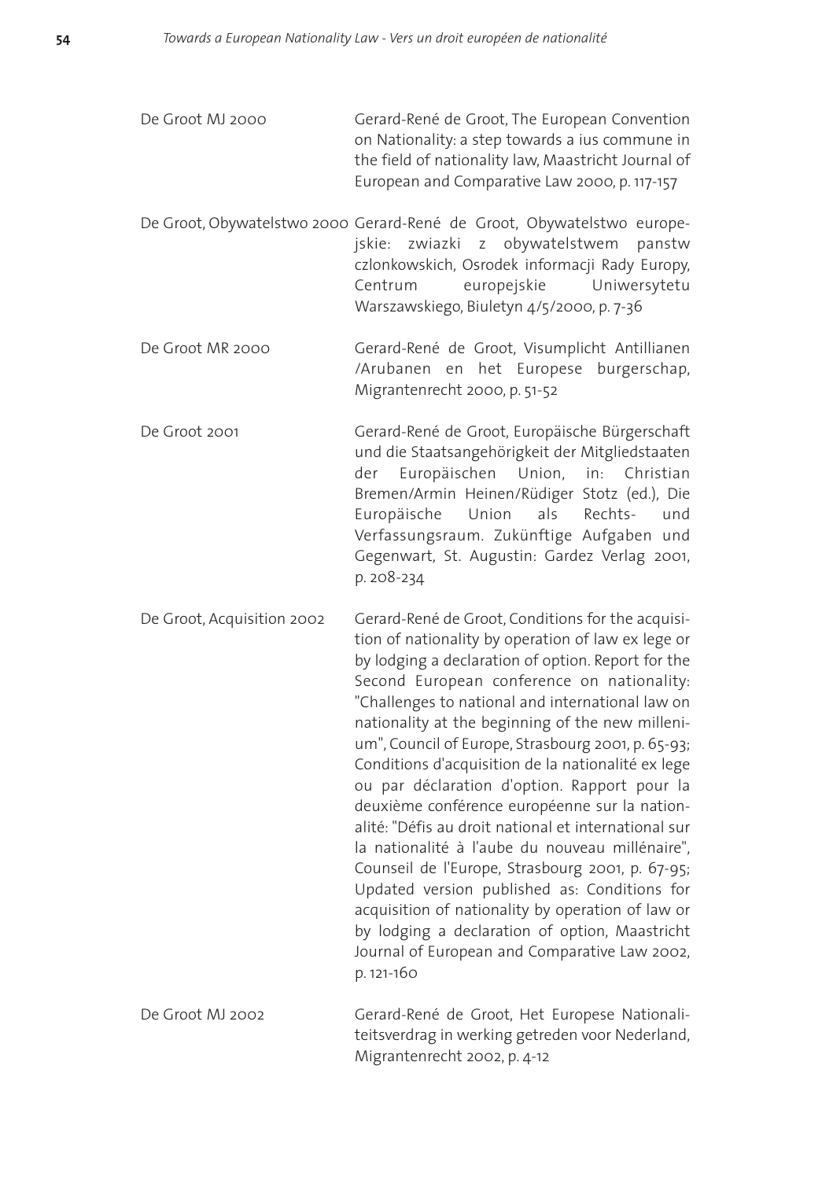| | |
|---|---|
| De Groot MJ 2000 | Gerard-René de Groot, The European Convention on Nationality: a step towards a ius commune in the field of nationality law, Maastricht Journal of European and Comparative Law 2000, p. 117-157 |
| De Groot, Obywatelstwo 2000 | Gerard-René de Groot, Obywatelstwo europejskie: zwiazki z obywatelstwem panstw czlonkowskich, Osrodek informacji Rady Europy, Centrum europejskie Uniwersytetu Warszawskiego, Biuletyn 4/5/2000, p. 7-36 |
| De Groot MR 2000 | Gerard-René de Groot, Visumplicht Antillianen /Arubanen en het Europese burgerschap, Migrantenrecht 2000, p. 51-52 |
| De Groot 2001 | Gerard-René de Groot, Europäische Bürgerschaft und die Staatsangehörigkeit der Mitgliedstaaten der Europäischen Union, in: Christian Bremen/Armin Heinen/Rüdiger Stotz (ed.), Die Europäische Union als Rechts- und Verfassungsraum. Zukünftige Aufgaben und Gegenwart, St. Augustin: Gardez Verlag 2001, p. 208-234 |
| De Groot, Acquisition 2002 | Gerard-René de Groot, Conditions for the acquisition of nationality by operation of law ex lege or by lodging a declaration of option. Report for the Second European conference on nationality: "Challenges to national and international law on nationality at the beginning of the new millenium", Council of Europe, Strasbourg 2001, p. 65-93; Conditions d'acquisition de la nationalité ex lege ou par déclaration d'option. Rapport pour la deuxième conférence européenne sur la nationalité: "Défis au droit national et international sur la nationalité à l'aube du nouveau millénaire", Counseil de l'Europe, Strasbourg 2001, p. 67-95; Updated version published as: Conditions for acquisition of nationality by operation of law or by lodging a declaration of option, Maastricht Journal of European and Comparative Law 2002, p. 121-160 |
| De Groot MJ 2002 | Gerard-René de Groot, Het Europese Nationaliteitsverdrag in werking getreden voor Nederland, Migrantenrecht 2002, p. 4-12 |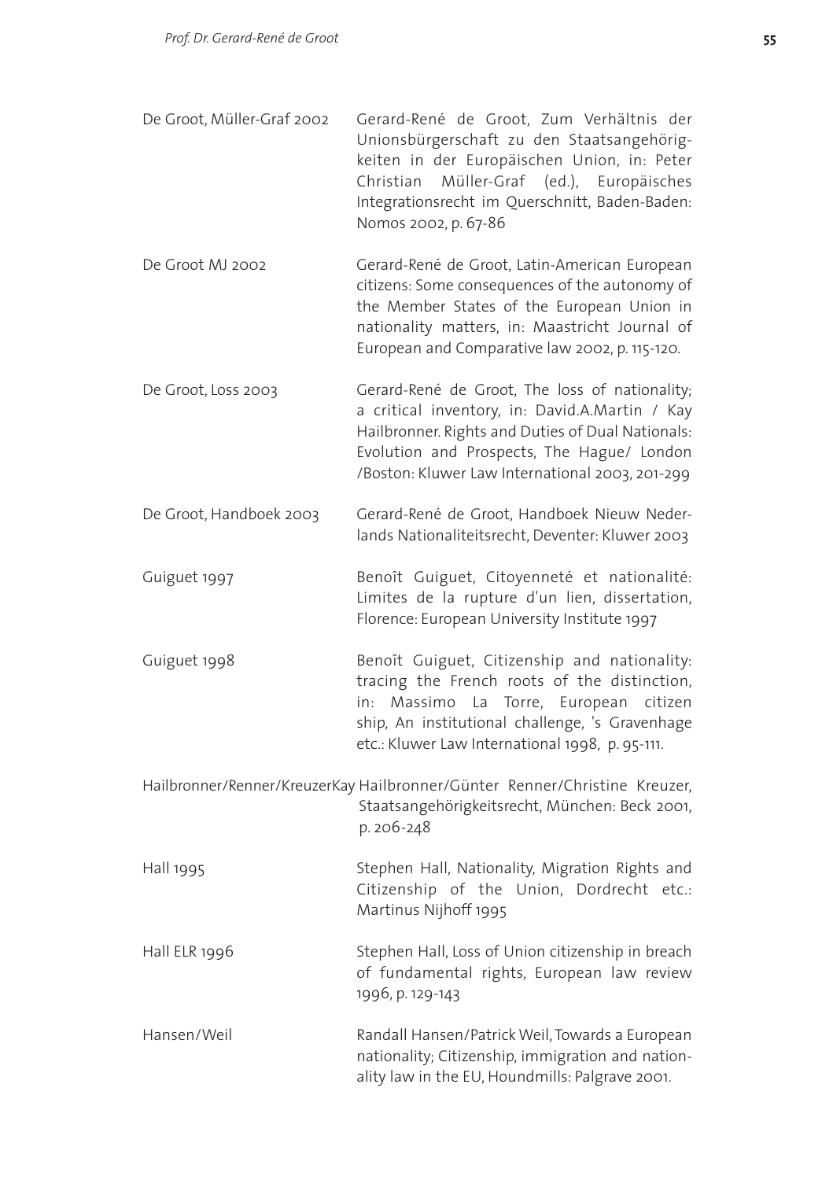| | |
|---|---|
| De Groot, Müller-Graf 2002 | Gerard-René de Groot, Zum Verhältnis der Unionsbürgerschaft zu den Staatsangehörigkeiten in der Europäischen Union, in: Peter Christian Müller-Graf (ed.), Europäisches Integrationsrecht im Querschnitt, Baden-Baden: Nomos 2002, p. 67-86 |
| De Groot MJ 2002 | Gerard-René de Groot, Latin-American European citizens: Some consequences of the autonomy of the Member States of the European Union in nationality matters, in: Maastricht Journal of European and Comparative law 2002, p. 115-120. |
| De Groot, Loss 2003 | Gerard-René de Groot, The loss of nationality; a critical inventory, in: David.A.Martin / Kay Hailbronner. Rights and Duties of Dual Nationals: Evolution and Prospects, The Hague/ London /Boston: Kluwer Law International 2003, 201-299 |
| De Groot, Handboek 2003 | Gerard-René de Groot, Handboek Nieuw Nederlands Nationaliteitsrecht, Deventer: Kluwer 2003 |
| Guiguet 1997 | Benoît Guiguet, Citoyenneté et nationalité: Limites de la rupture d'un lien, dissertation, Florence: European University Institute 1997 |
| Guiguet 1998 | Benoît Guiguet, Citizenship and nationality: tracing the French roots of the distinction, in: Massimo La Torre, European citizen ship, An institutional challenge, 's Gravenhage etc.: Kluwer Law International 1998, p. 95-111. |
| Hailbronner/Renner/Kreuzer | Kay Hailbronner/Günter Renner/Christine Kreuzer, Staatsangehörigkeitsrecht, München: Beck 2001, p. 206-248 |
| Hall 1995 | Stephen Hall, Nationality, Migration Rights and Citizenship of the Union, Dordrecht etc.: Martinus Nijhoff 1995 |
| Hall ELR 1996 | Stephen Hall, Loss of Union citizenship in breach of fundamental rights, European law review 1996, p. 129-143 |
| Hansen/Weil | Randall Hansen/Patrick Weil, Towards a European nationality; Citizenship, immigration and nationality law in the EU, Houndmills: Palgrave 2001. |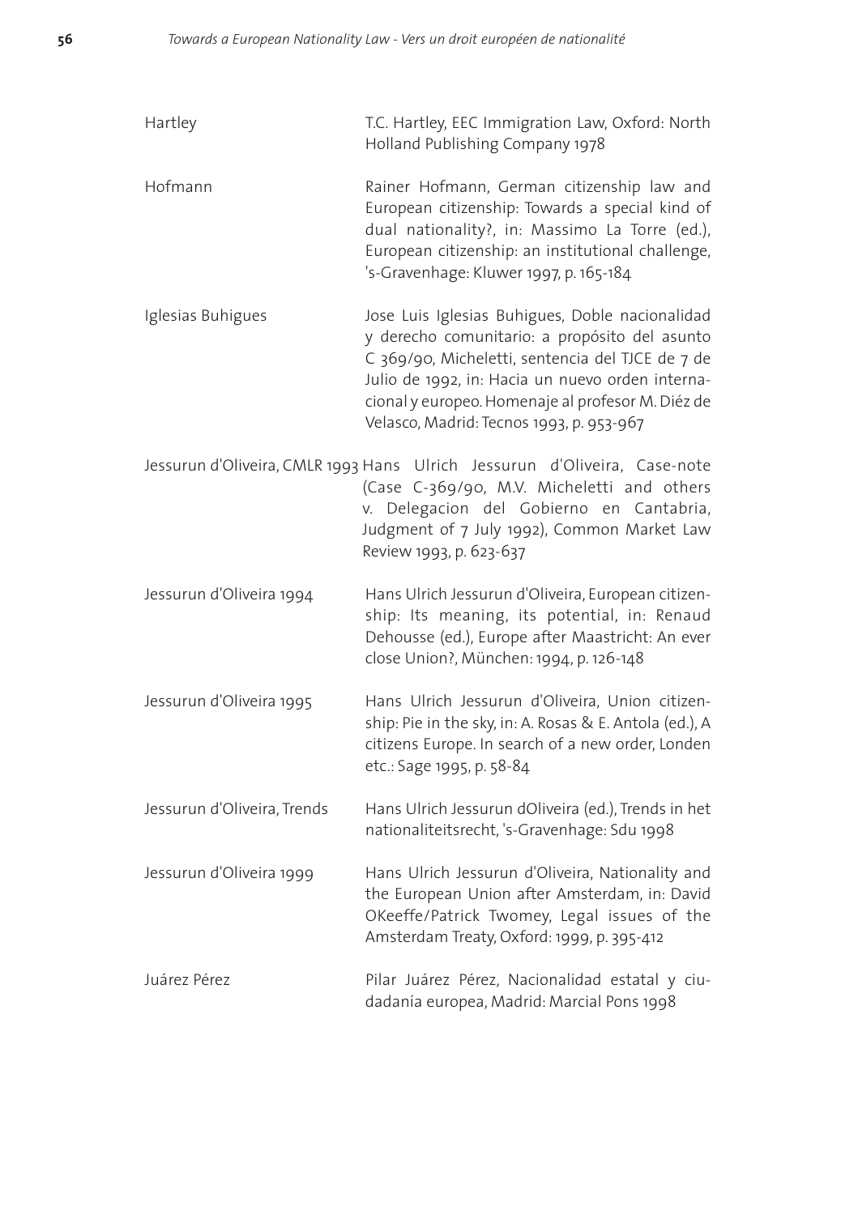| | |
|---|---|
| Hartley | T.C. Hartley, EEC Immigration Law, Oxford: North Holland Publishing Company 1978 |
| Hofmann | Rainer Hofmann, German citizenship law and European citizenship: Towards a special kind of dual nationality?, in: Massimo La Torre (ed.), European citizenship: an institutional challenge, 's-Gravenhage: Kluwer 1997, p. 165-184 |
| Iglesias Buhigues | Jose Luis Iglesias Buhigues, Doble nacionalidad y derecho comunitario: a propósito del asunto C 369/90, Micheletti, sentencia del TJCE de 7 de Julio de 1992, in: Hacia un nuevo orden internacional y europeo. Homenaje al profesor M. Diéz de Velasco, Madrid: Tecnos 1993, p. 953-967 |
| Jessurun d'Oliveira, CMLR 1993 | Hans Ulrich Jessurun d'Oliveira, Case-note (Case C-369/90, M.V. Micheletti and others v. Delegacion del Gobierno en Cantabria, Judgment of 7 July 1992), Common Market Law Review 1993, p. 623-637 |
| Jessurun d'Oliveira 1994 | Hans Ulrich Jessurun d'Oliveira, European citizenship: Its meaning, its potential, in: Renaud Dehousse (ed.), Europe after Maastricht: An ever close Union?, München: 1994, p. 126-148 |
| Jessurun d'Oliveira 1995 | Hans Ulrich Jessurun d'Oliveira, Union citizenship: Pie in the sky, in: A. Rosas & E. Antola (ed.), A citizens Europe. In search of a new order, Londen etc.: Sage 1995, p. 58-84 |
| Jessurun d'Oliveira, Trends | Hans Ulrich Jessurun dOliveira (ed.), Trends in het nationaliteitsrecht, 's-Gravenhage: Sdu 1998 |
| Jessurun d'Oliveira 1999 | Hans Ulrich Jessurun d'Oliveira, Nationality and the European Union after Amsterdam, in: David OKeeffe/Patrick Twomey, Legal issues of the Amsterdam Treaty, Oxford: 1999, p. 395-412 |
| Juárez Pérez | Pilar Juárez Pérez, Nacionalidad estatal y ciudadanía europea, Madrid: Marcial Pons 1998 |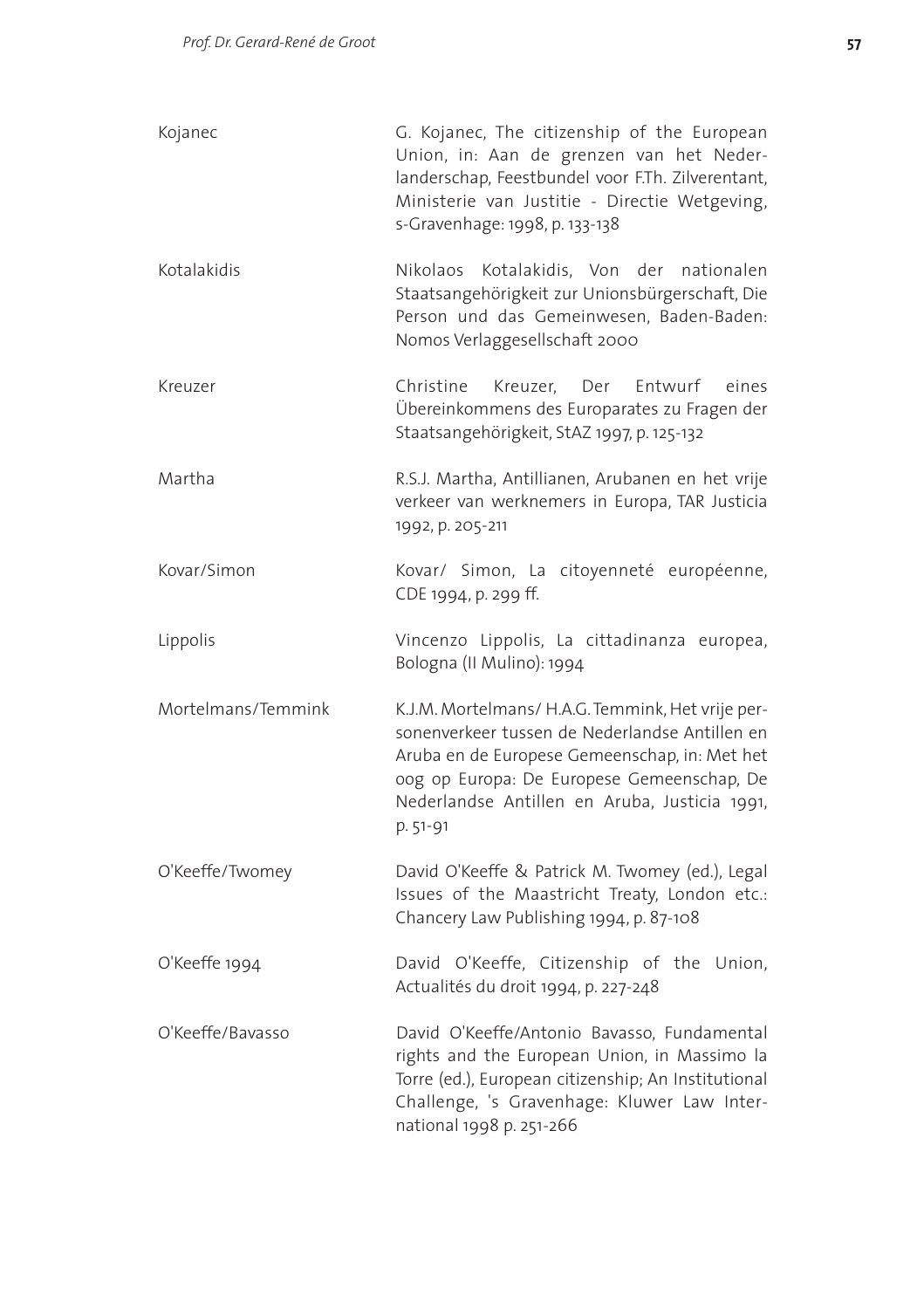| | |
|---|---|
| Kojanec | G. Kojanec, The citizenship of the European Union, in: Aan de grenzen van het Nederlanderschap, Feestbundel voor F.Th. Zilverentant, Ministerie van Justitie - Directie Wetgeving, s-Gravenhage: 1998, p. 133-138 |
| Kotalakidis | Nikolaos Kotalakidis, Von der nationalen Staatsangehörigkeit zur Unionsbürgerschaft, Die Person und das Gemeinwesen, Baden-Baden: Nomos Verlaggesellschaft 2000 |
| Kreuzer | Christine Kreuzer, Der Entwurf eines Übereinkommens des Europarates zu Fragen der Staatsangehörigkeit, StAZ 1997, p. 125-132 |
| Martha | R.S.J. Martha, Antillianen, Arubanen en het vrije verkeer van werknemers in Europa, TAR Justicia 1992, p. 205-211 |
| Kovar/Simon | Kovar/ Simon, La citoyenneté européenne, CDE 1994, p. 299 ff. |
| Lippolis | Vincenzo Lippolis, La cittadinanza europea, Bologna (II Mulino): 1994 |
| Mortelmans/Temmink | K.J.M. Mortelmans/ H.A.G. Temmink, Het vrije personenverkeer tussen de Nederlandse Antillen en Aruba en de Europese Gemeenschap, in: Met het oog op Europa: De Europese Gemeenschap, De Nederlandse Antillen en Aruba, Justicia 1991, p. 51-91 |
| O'Keeffe/Twomey | David O'Keeffe & Patrick M. Twomey (ed.), Legal Issues of the Maastricht Treaty, London etc.: Chancery Law Publishing 1994, p. 87-108 |
| O'Keeffe 1994 | David O'Keeffe, Citizenship of the Union, Actualités du droit 1994, p. 227-248 |
| O'Keeffe/Bavasso | David O'Keeffe/Antonio Bavasso, Fundamental rights and the European Union, in Massimo la Torre (ed.), European citizenship; An Institutional Challenge, 's Gravenhage: Kluwer Law International 1998 p. 251-266 |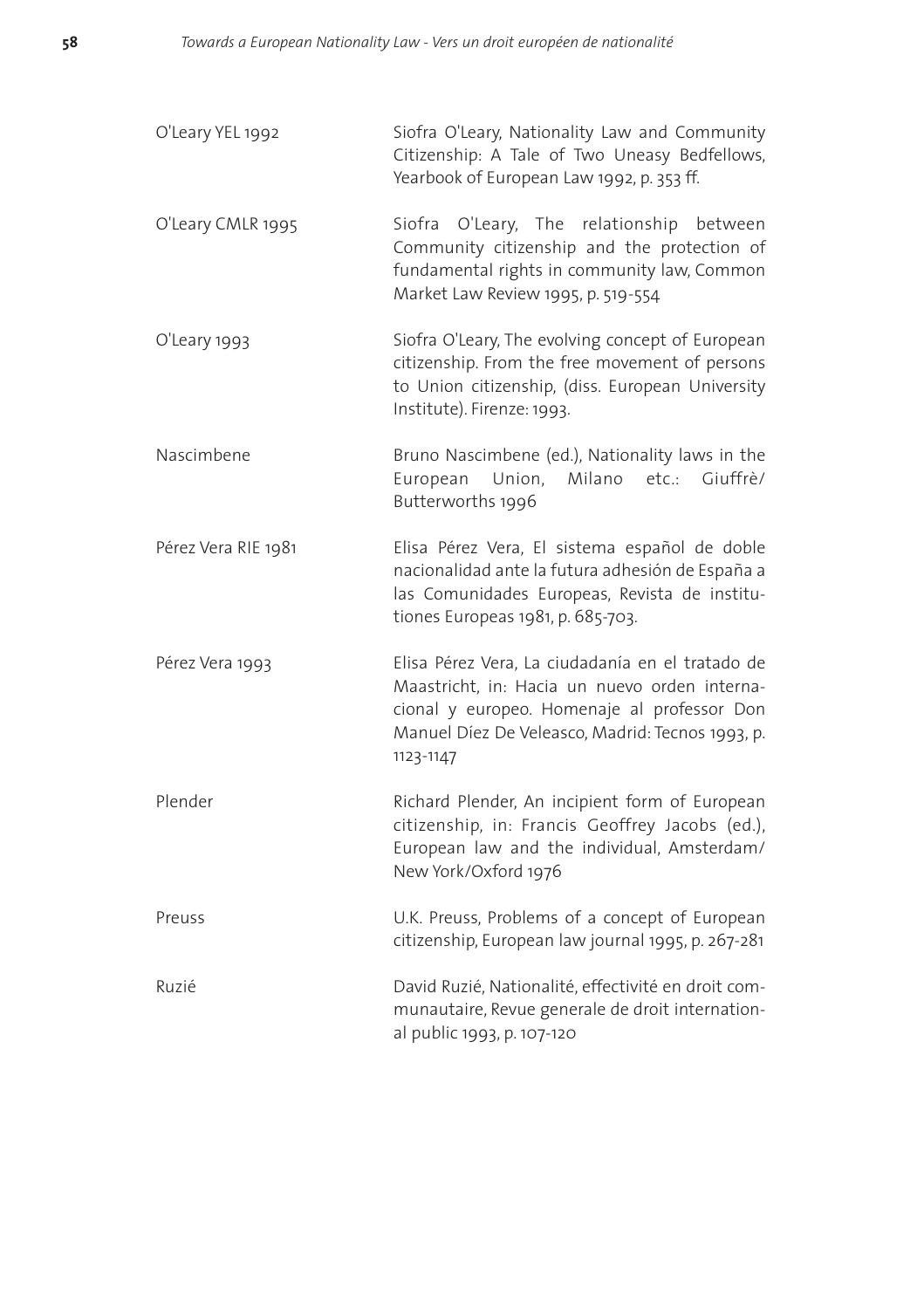| | |
|---|---|
| O'Leary YEL 1992 | Siofra O'Leary, Nationality Law and Community Citizenship: A Tale of Two Uneasy Bedfellows, Yearbook of European Law 1992, p. 353 ff. |
| O'Leary CMLR 1995 | Siofra O'Leary, The relationship between Community citizenship and the protection of fundamental rights in community law, Common Market Law Review 1995, p. 519-554 |
| O'Leary 1993 | Siofra O'Leary, The evolving concept of European citizenship. From the free movement of persons to Union citizenship, (diss. European University Institute). Firenze: 1993. |
| Nascimbene | Bruno Nascimbene (ed.), Nationality laws in the European Union, Milano etc.: Giuffrè/ Butterworths 1996 |
| Pérez Vera RIE 1981 | Elisa Pérez Vera, El sistema español de doble nacionalidad ante la futura adhesión de España a las Comunidades Europeas, Revista de instituciones Europeas 1981, p. 685-703. |
| Pérez Vera 1993 | Elisa Pérez Vera, La ciudadanía en el tratado de Maastricht, in: Hacia un nuevo orden internacional y europeo. Homenaje al professor Don Manuel Díez De Veleasco, Madrid: Tecnos 1993, p. 1123-1147 |
| Plender | Richard Plender, An incipient form of European citizenship, in: Francis Geoffrey Jacobs (ed.), European law and the individual, Amsterdam/ New York/Oxford 1976 |
| Preuss | U.K. Preuss, Problems of a concept of European citizenship, European law journal 1995, p. 267-281 |
| Ruzié | David Ruzié, Nationalité, effectivité en droit communautaire, Revue generale de droit international public 1993, p. 107-120 |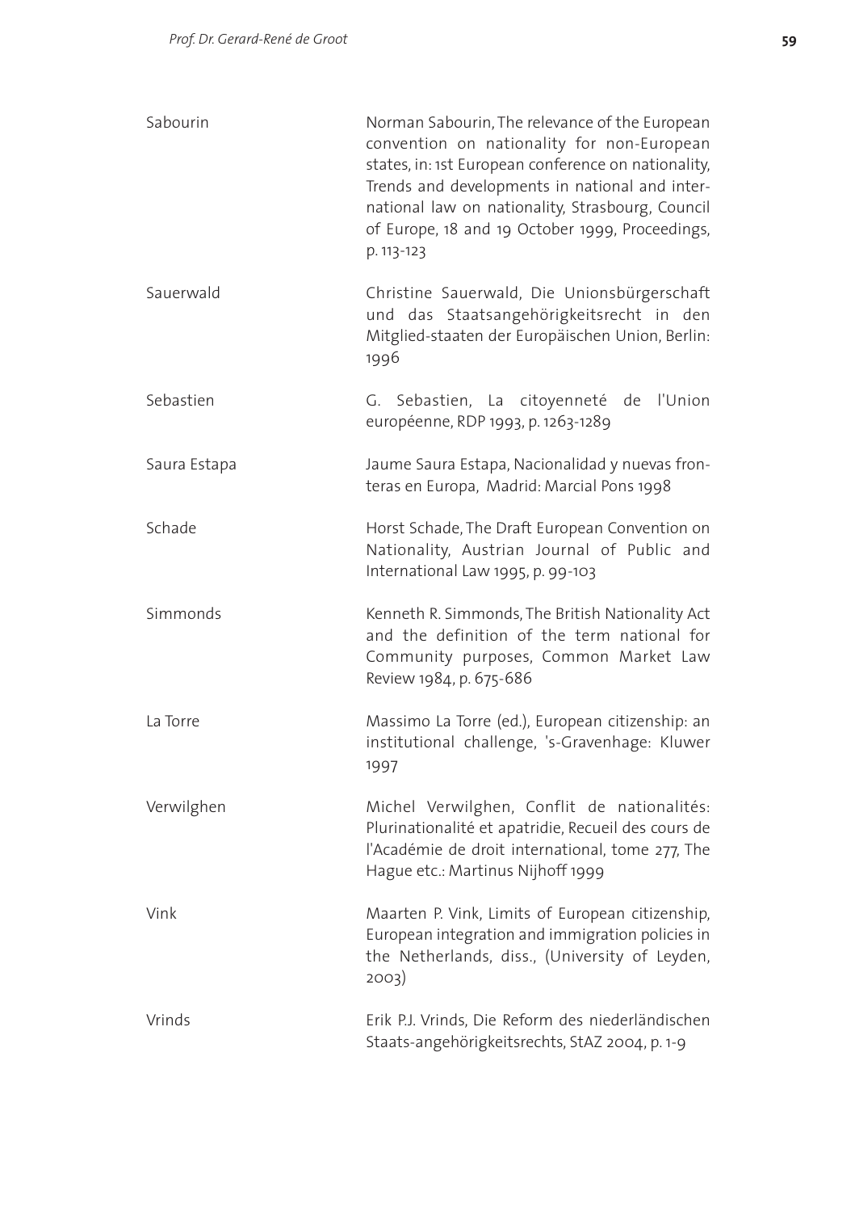| | |
|---|---|
| Sabourin | Norman Sabourin, The relevance of the European convention on nationality for non-European states, in: 1st European conference on nationality, Trends and developments in national and international law on nationality, Strasbourg, Council of Europe, 18 and 19 October 1999, Proceedings, p. 113-123 |
| Sauerwald | Christine Sauerwald, Die Unionsbürgerschaft und das Staatsangehörigkeitsrecht in den Mitglied-staaten der Europäischen Union, Berlin: 1996 |
| Sebastien | G. Sebastien, La citoyenneté de l'Union européenne, RDP 1993, p. 1263-1289 |
| Saura Estapa | Jaume Saura Estapa, Nacionalidad y nuevas fronteras en Europa, Madrid: Marcial Pons 1998 |
| Schade | Horst Schade, The Draft European Convention on Nationality, Austrian Journal of Public and International Law 1995, p. 99-103 |
| Simmonds | Kenneth R. Simmonds, The British Nationality Act and the definition of the term national for Community purposes, Common Market Law Review 1984, p. 675-686 |
| La Torre | Massimo La Torre (ed.), European citizenship: an institutional challenge, 's-Gravenhage: Kluwer 1997 |
| Verwilghen | Michel Verwilghen, Conflit de nationalités: Plurinationalité et apatridie, Recueil des cours de l'Académie de droit international, tome 277, The Hague etc.: Martinus Nijhoff 1999 |
| Vink | Maarten P. Vink, Limits of European citizenship, European integration and immigration policies in the Netherlands, diss., (University of Leyden, 2003) |
| Vrinds | Erik P.J. Vrinds, Die Reform des niederländischen Staats-angehörigkeitsrechts, StAZ 2004, p. 1-9 |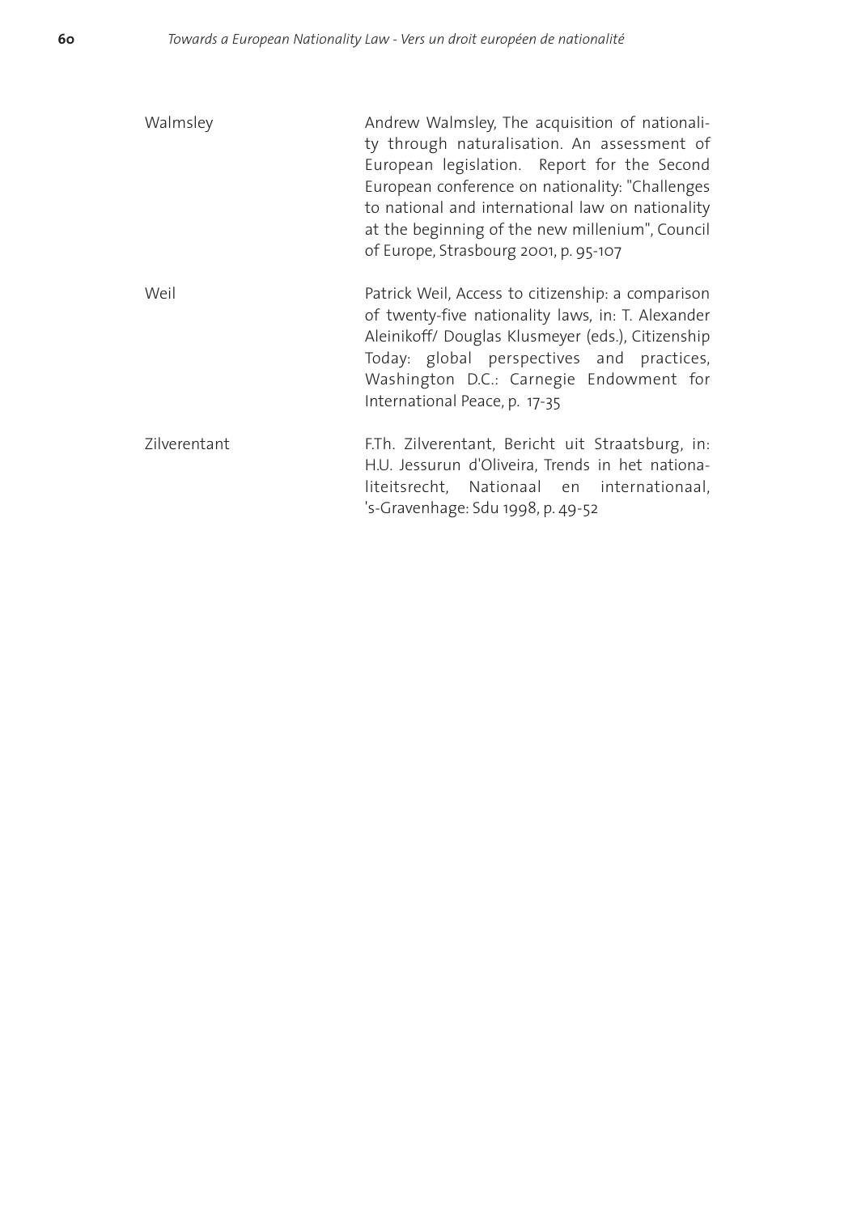| | |
|---|---|
| Walmsley | Andrew Walmsley, The acquisition of nationality through naturalisation. An assessment of European legislation. Report for the Second European conference on nationality: "Challenges to national and international law on nationality at the beginning of the new millenium", Council of Europe, Strasbourg 2001, p. 95-107 |
| Weil | Patrick Weil, Access to citizenship: a comparison of twenty-five nationality laws, in: T. Alexander Aleinikoff/ Douglas Klusmeyer (eds.), Citizenship Today: global perspectives and practices, Washington D.C.: Carnegie Endowment for International Peace, p. 17-35 |
| Zilverentant | F.Th. Zilverentant, Bericht uit Straatsburg, in: H.U. Jessurun d'Oliveira, Trends in het nationaliteitsrecht, Nationaal en internationaal, 's-Gravenhage: Sdu 1998, p. 49-52 |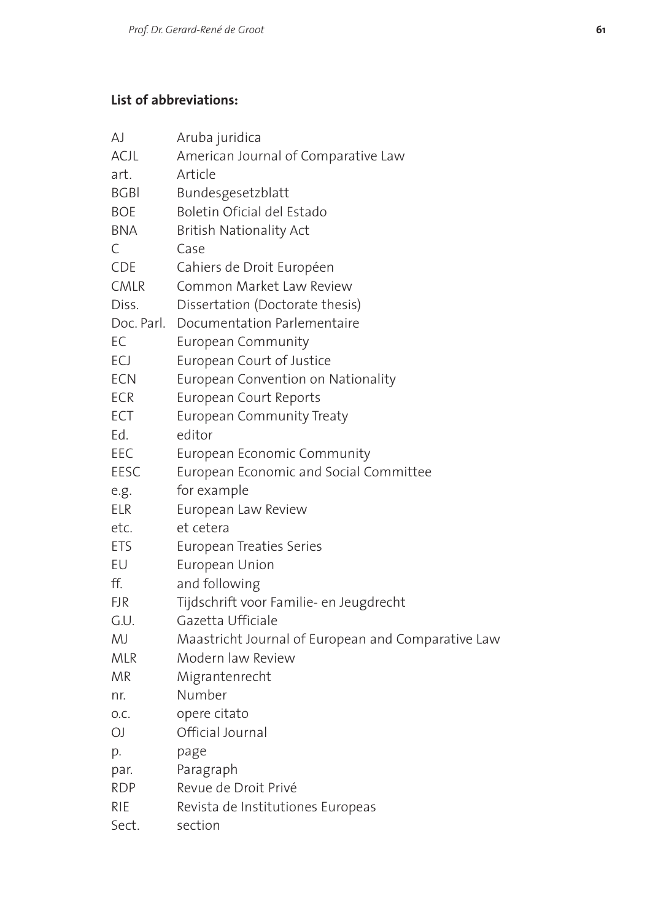**List of abbreviations:**

| | |
|---|---|
| AJ | Aruba juridica |
| ACJL | American Journal of Comparative Law |
| art. | Article |
| BGBl | Bundesgesetzblatt |
| BOE | Boletin Oficial del Estado |
| BNA | British Nationality Act |
| C | Case |
| CDE | Cahiers de Droit Européen |
| CMLR | Common Market Law Review |
| Diss. | Dissertation (Doctorate thesis) |
| Doc. Parl. | Documentation Parlementaire |
| EC | European Community |
| ECJ | European Court of Justice |
| ECN | European Convention on Nationality |
| ECR | European Court Reports |
| ECT | European Community Treaty |
| Ed. | editor |
| EEC | European Economic Community |
| EESC | European Economic and Social Committee |
| e.g. | for example |
| ELR | European Law Review |
| etc. | et cetera |
| ETS | European Treaties Series |
| EU | European Union |
| ff. | and following |
| FJR | Tijdschrift voor Familie- en Jeugdrecht |
| G.U. | Gazetta Ufficiale |
| MJ | Maastricht Journal of European and Comparative Law |
| MLR | Modern law Review |
| MR | Migrantenrecht |
| nr. | Number |
| o.c. | opere citato |
| OJ | Official Journal |
| p. | page |
| par. | Paragraph |
| RDP | Revue de Droit Privé |
| RIE | Revista de Institutiones Europeas |
| Sect. | section |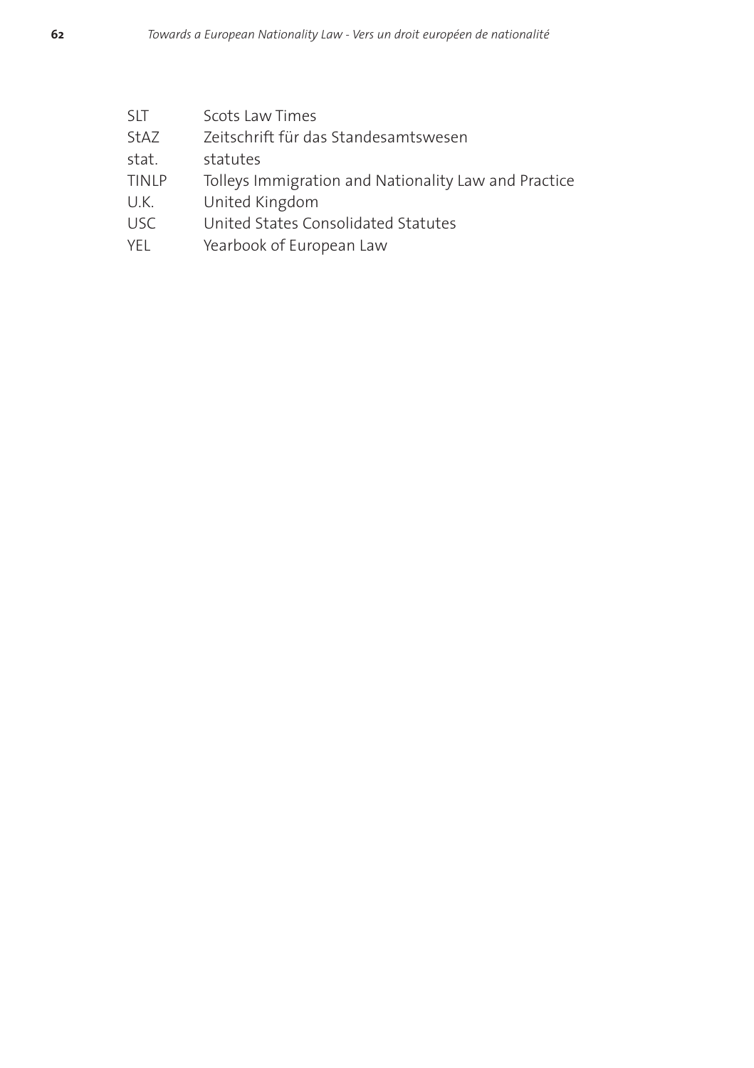| | |
|---|---|
| SLT | Scots Law Times |
| StAZ | Zeitschrift für das Standesamtswesen |
| stat. | statutes |
| TINLP | Tolleys Immigration and Nationality Law and Practice |
| U.K. | United Kingdom |
| USC | United States Consolidated Statutes |
| YEL | Yearbook of European Law |